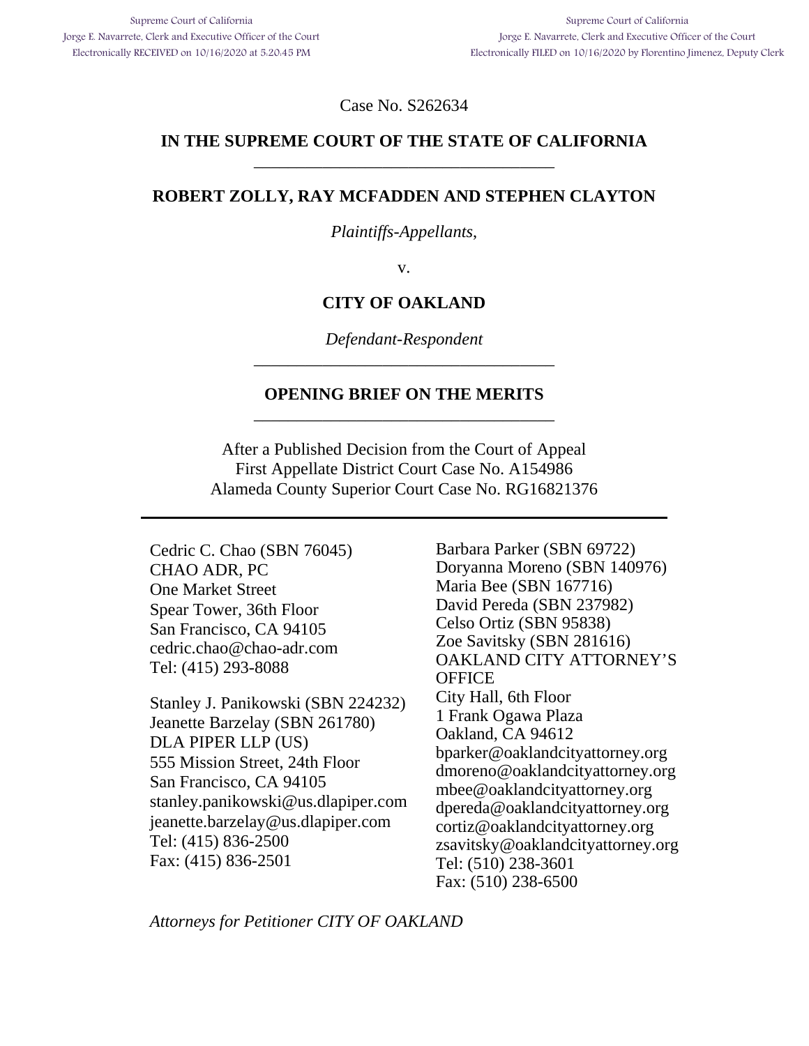Supreme Court of California
Jorge E. Navarrete, Clerk and Executive Officer of the Court
Electronically RECEIVED on 10/16/2020 at 5:20:45 PM

Supreme Court of California
Jorge E. Navarrete, Clerk and Executive Officer of the Court
Electronically FILED on 10/16/2020 by Florentino Jimenez, Deputy Clerk

Case No. S262634

**IN THE SUPREME COURT OF THE STATE OF CALIFORNIA**

---

**ROBERT ZOLLY, RAY MCFADDEN AND STEPHEN CLAYTON**

*Plaintiffs-Appellants,*

v.

**CITY OF OAKLAND**

*Defendant-Respondent*

---

**OPENING BRIEF ON THE MERITS**

---

After a Published Decision from the Court of Appeal
First Appellate District Court Case No. A154986
Alameda County Superior Court Case No. RG16821376

---

Cedric C. Chao (SBN 76045)
CHAO ADR, PC
One Market Street
Spear Tower, 36th Floor
San Francisco, CA 94105
cedric.chao@chao-adr.com
Tel: (415) 293-8088

Stanley J. Panikowski (SBN 224232)
Jeanette Barzelay (SBN 261780)
DLA PIPER LLP (US)
555 Mission Street, 24th Floor
San Francisco, CA 94105
stanley.panikowski@us.dlapiper.com
jeanette.barzelay@us.dlapiper.com
Tel: (415) 836-2500
Fax: (415) 836-2501

Barbara Parker (SBN 69722)
Doryanna Moreno (SBN 140976)
Maria Bee (SBN 167716)
David Pereda (SBN 237982)
Celso Ortiz (SBN 95838)
Zoe Savitsky (SBN 281616)
OAKLAND CITY ATTORNEY'S OFFICE
City Hall, 6th Floor
1 Frank Ogawa Plaza
Oakland, CA 94612
bparker@oaklandcityattorney.org
dmoreno@oaklandcityattorney.org
mbee@oaklandcityattorney.org
dpereda@oaklandcityattorney.org
cortiz@oaklandcityattorney.org
zsavitsky@oaklandcityattorney.org
Tel: (510) 238-3601
Fax: (510) 238-6500

*Attorneys for Petitioner CITY OF OAKLAND*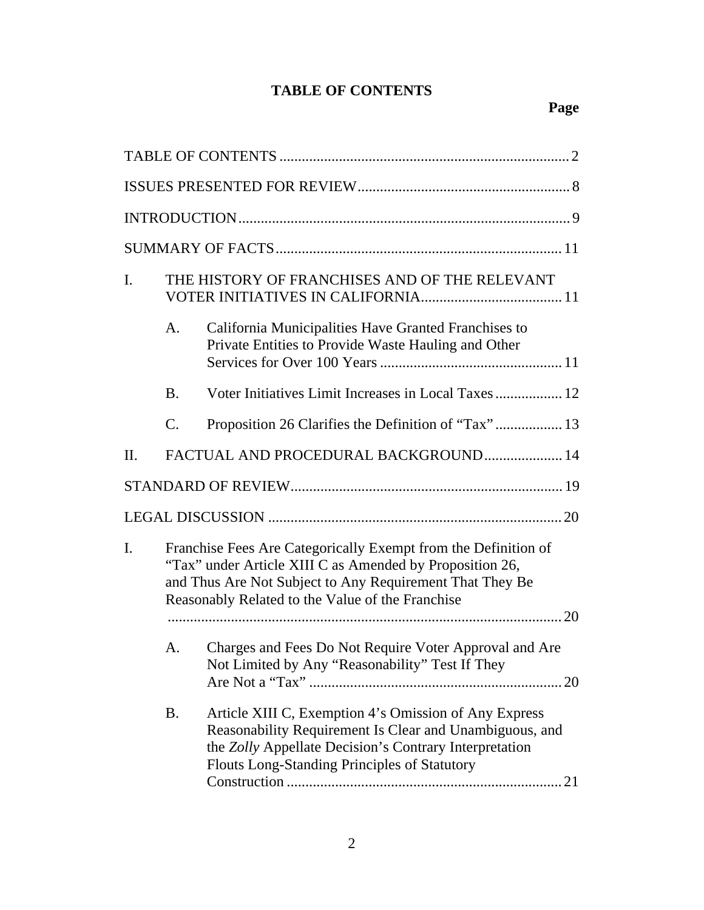# TABLE OF CONTENTS

**Page**

TABLE OF CONTENTS ............................................................................. 2

ISSUES PRESENTED FOR REVIEW........................................................ 8

INTRODUCTION........................................................................................ 9

SUMMARY OF FACTS............................................................................ 11

I. THE HISTORY OF FRANCHISES AND OF THE RELEVANT VOTER INITIATIVES IN CALIFORNIA...................................... 11

   A. California Municipalities Have Granted Franchises to Private Entities to Provide Waste Hauling and Other Services for Over 100 Years ................................................. 11

   B. Voter Initiatives Limit Increases in Local Taxes.................. 12

   C. Proposition 26 Clarifies the Definition of "Tax" .................. 13

II. FACTUAL AND PROCEDURAL BACKGROUND..................... 14

STANDARD OF REVIEW........................................................................ 19

LEGAL DISCUSSION .............................................................................. 20

I. Franchise Fees Are Categorically Exempt from the Definition of "Tax" under Article XIII C as Amended by Proposition 26, and Thus Are Not Subject to Any Requirement That They Be Reasonably Related to the Value of the Franchise .......................................................................................... 20

   A. Charges and Fees Do Not Require Voter Approval and Are Not Limited by Any "Reasonability" Test If They Are Not a "Tax" .................................................................... 20

   B. Article XIII C, Exemption 4's Omission of Any Express Reasonability Requirement Is Clear and Unambiguous, and the *Zolly* Appellate Decision's Contrary Interpretation Flouts Long-Standing Principles of Statutory Construction ......................................................................... 21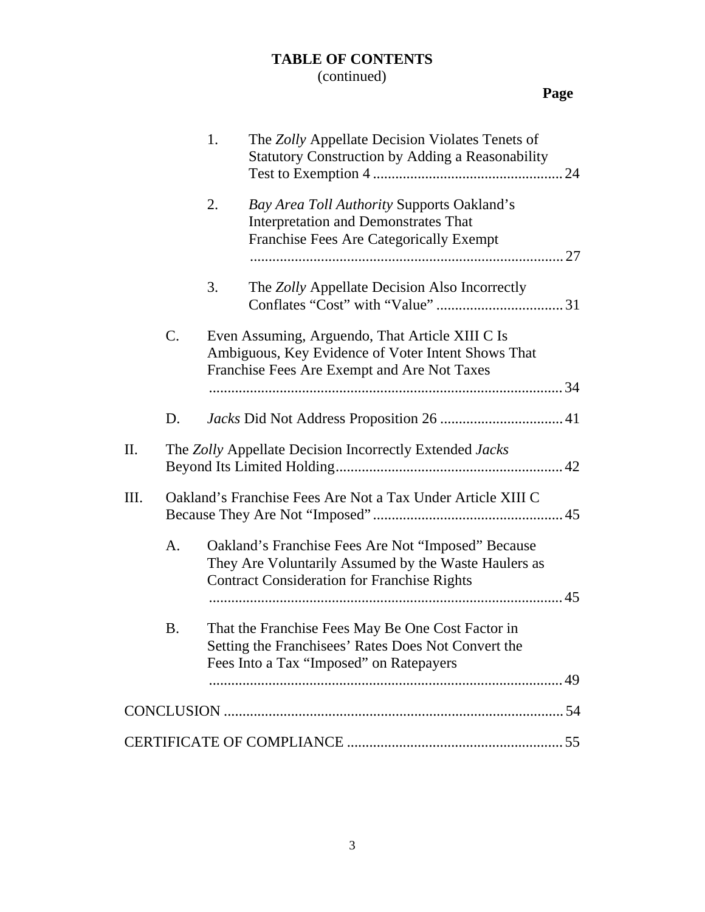**TABLE OF CONTENTS**
(continued)

**Page**

1. The *Zolly* Appellate Decision Violates Tenets of Statutory Construction by Adding a Reasonability Test to Exemption 4 .................................................. 24
2. *Bay Area Toll Authority* Supports Oakland's Interpretation and Demonstrates That Franchise Fees Are Categorically Exempt ................................................................................ 27
3. The *Zolly* Appellate Decision Also Incorrectly Conflates "Cost" with "Value" .................................. 31

C. Even Assuming, Arguendo, That Article XIII C Is Ambiguous, Key Evidence of Voter Intent Shows That Franchise Fees Are Exempt and Are Not Taxes ............................................................................................. 34

D. *Jacks* Did Not Address Proposition 26 ................................. 41

II. The *Zolly* Appellate Decision Incorrectly Extended *Jacks* Beyond Its Limited Holding............................................................ 42

III. Oakland's Franchise Fees Are Not a Tax Under Article XIII C Because They Are Not "Imposed" .................................................. 45

A. Oakland's Franchise Fees Are Not "Imposed" Because They Are Voluntarily Assumed by the Waste Haulers as Contract Consideration for Franchise Rights ............................................................................................. 45

B. That the Franchise Fees May Be One Cost Factor in Setting the Franchisees' Rates Does Not Convert the Fees Into a Tax "Imposed" on Ratepayers ............................................................................................. 49

CONCLUSION .......................................................................................... 54

CERTIFICATE OF COMPLIANCE ......................................................... 55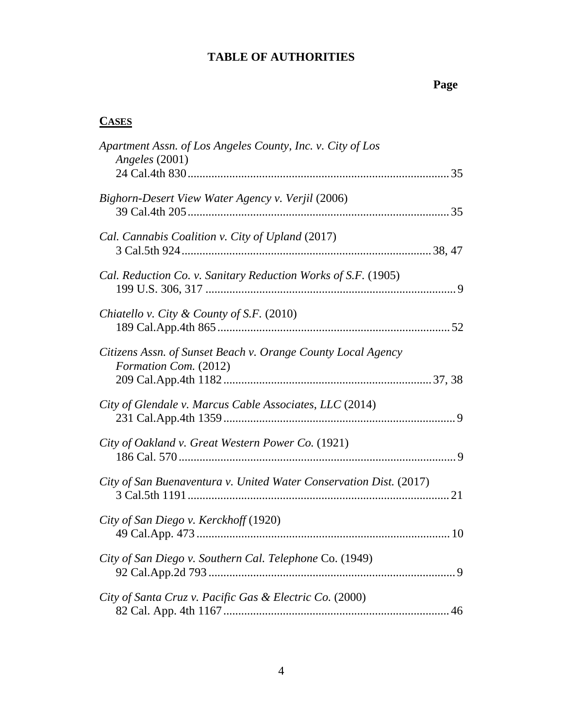# TABLE OF AUTHORITIES

**Page**

## **<u>CASES</u>**

*Apartment Assn. of Los Angeles County, Inc. v. City of Los Angeles* (2001)
24 Cal.4th 830 .......................................................................................... 35

*Bighorn-Desert View Water Agency v. Verjil* (2006)
39 Cal.4th 205 .......................................................................................... 35

*Cal. Cannabis Coalition v. City of Upland* (2017)
3 Cal.5th 924 .................................................................................... 38, 47

*Cal. Reduction Co. v. Sanitary Reduction Works of S.F.* (1905)
199 U.S. 306, 317 ...................................................................................... 9

*Chiatello v. City & County of S.F.* (2010)
189 Cal.App.4th 865 ................................................................................ 52

*Citizens Assn. of Sunset Beach v. Orange County Local Agency Formation Com.* (2012)
209 Cal.App.4th 1182 ........................................................................ 37, 38

*City of Glendale v. Marcus Cable Associates, LLC* (2014)
231 Cal.App.4th 1359 ................................................................................ 9

*City of Oakland v. Great Western Power Co.* (1921)
186 Cal. 570 .............................................................................................. 9

*City of San Buenaventura v. United Water Conservation Dist.* (2017)
3 Cal.5th 1191 .......................................................................................... 21

*City of San Diego v. Kerckhoff* (1920)
49 Cal.App. 473 ...................................................................................... 10

*City of San Diego v. Southern Cal. Telephone* Co. (1949)
92 Cal.App.2d 793 ..................................................................................... 9

*City of Santa Cruz v. Pacific Gas & Electric Co.* (2000)
82 Cal. App. 4th 1167 .............................................................................. 46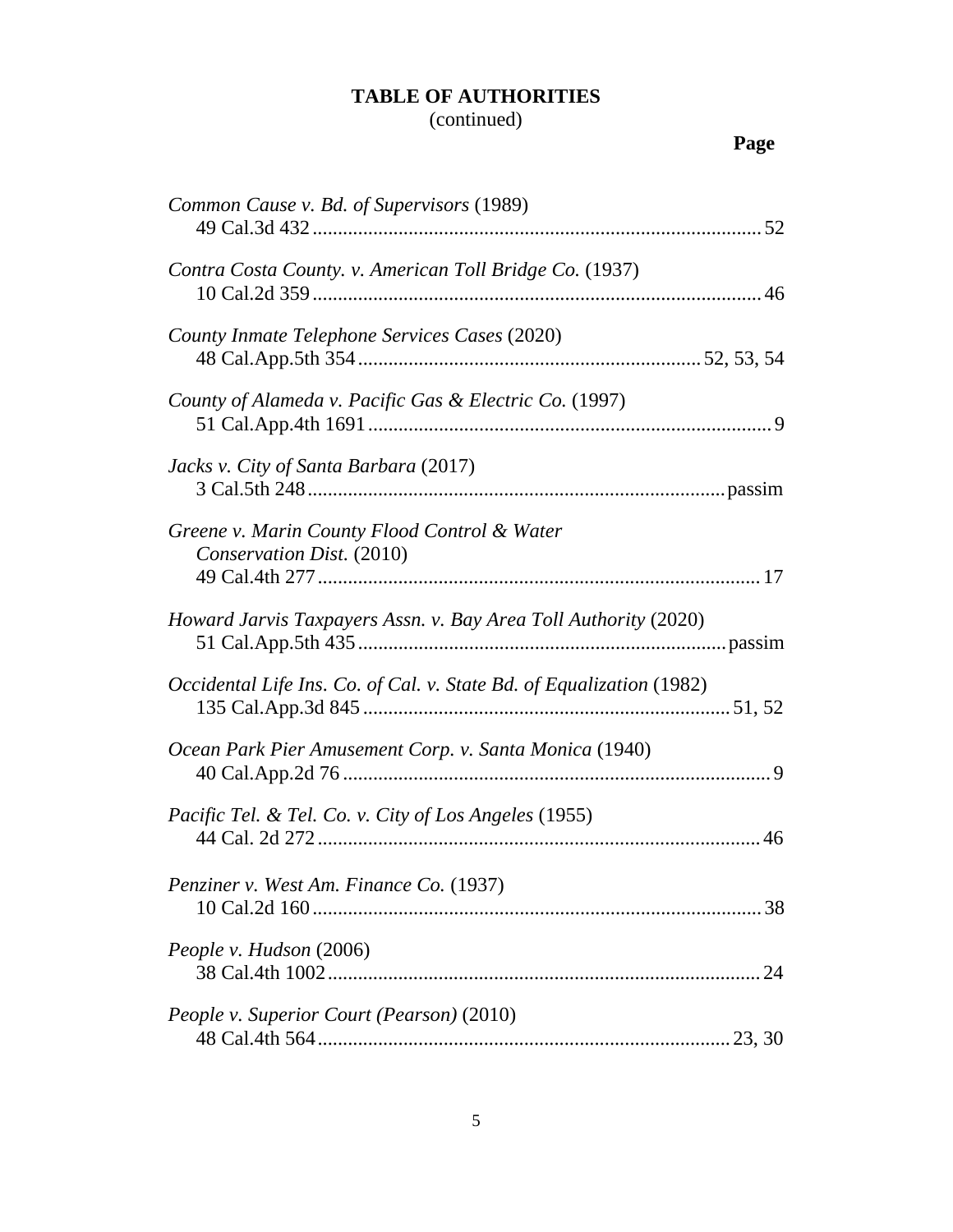**TABLE OF AUTHORITIES**
(continued)

**Page**

*Common Cause v. Bd. of Supervisors* (1989)
49 Cal.3d 432 .......................................................................................... 52

*Contra Costa County. v. American Toll Bridge Co.* (1937)
10 Cal.2d 359 .......................................................................................... 46

*County Inmate Telephone Services Cases* (2020)
48 Cal.App.5th 354 ................................................................... 52, 53, 54

*County of Alameda v. Pacific Gas & Electric Co.* (1997)
51 Cal.App.4th 1691 ................................................................................ 9

*Jacks v. City of Santa Barbara* (2017)
3 Cal.5th 248 ..................................................................................passim

*Greene v. Marin County Flood Control & Water Conservation Dist.* (2010)
49 Cal.4th 277 ......................................................................................... 17

*Howard Jarvis Taxpayers Assn. v. Bay Area Toll Authority* (2020)
51 Cal.App.5th 435 .........................................................................passim

*Occidental Life Ins. Co. of Cal. v. State Bd. of Equalization* (1982)
135 Cal.App.3d 845 ......................................................................... 51, 52

*Ocean Park Pier Amusement Corp. v. Santa Monica* (1940)
40 Cal.App.2d 76 ..................................................................................... 9

*Pacific Tel. & Tel. Co. v. City of Los Angeles* (1955)
44 Cal. 2d 272 ........................................................................................ 46

*Penziner v. West Am. Finance Co.* (1937)
10 Cal.2d 160 .......................................................................................... 38

*People v. Hudson* (2006)
38 Cal.4th 1002 ...................................................................................... 24

*People v. Superior Court (Pearson)* (2010)
48 Cal.4th 564 .................................................................................. 23, 30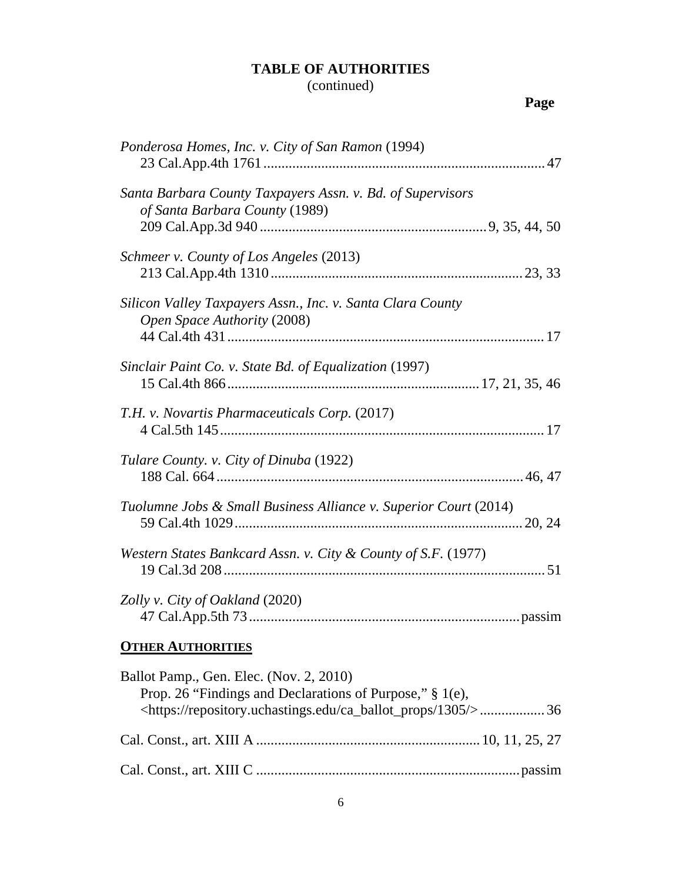**TABLE OF AUTHORITIES**
(continued)

**Page**

*Ponderosa Homes, Inc. v. City of San Ramon* (1994)
23 Cal.App.4th 1761 .......................................................................... 47

*Santa Barbara County Taxpayers Assn. v. Bd. of Supervisors of Santa Barbara County* (1989)
209 Cal.App.3d 940 ............................................................ 9, 35, 44, 50

*Schmeer v. County of Los Angeles* (2013)
213 Cal.App.4th 1310 .................................................................. 23, 33

*Silicon Valley Taxpayers Assn., Inc. v. Santa Clara County Open Space Authority* (2008)
44 Cal.4th 431 ................................................................................... 17

*Sinclair Paint Co. v. State Bd. of Equalization* (1997)
15 Cal.4th 866 .................................................................. 17, 21, 35, 46

*T.H. v. Novartis Pharmaceuticals Corp.* (2017)
4 Cal.5th 145 ..................................................................................... 17

*Tulare County. v. City of Dinuba* (1922)
188 Cal. 664 ................................................................................. 46, 47

*Tuolumne Jobs & Small Business Alliance v. Superior Court* (2014)
59 Cal.4th 1029 ............................................................................ 20, 24

*Western States Bankcard Assn. v. City & County of S.F.* (1977)
19 Cal.3d 208 ..................................................................................... 51

*Zolly v. City of Oakland* (2020)
47 Cal.App.5th 73 ....................................................................... passim

**OTHER AUTHORITIES**

Ballot Pamp., Gen. Elec. (Nov. 2, 2010)
Prop. 26 "Findings and Declarations of Purpose," § 1(e),
<https://repository.uchastings.edu/ca_ballot_props/1305/> .................. 36

Cal. Const., art. XIII A ............................................................ 10, 11, 25, 27

Cal. Const., art. XIII C ....................................................................... passim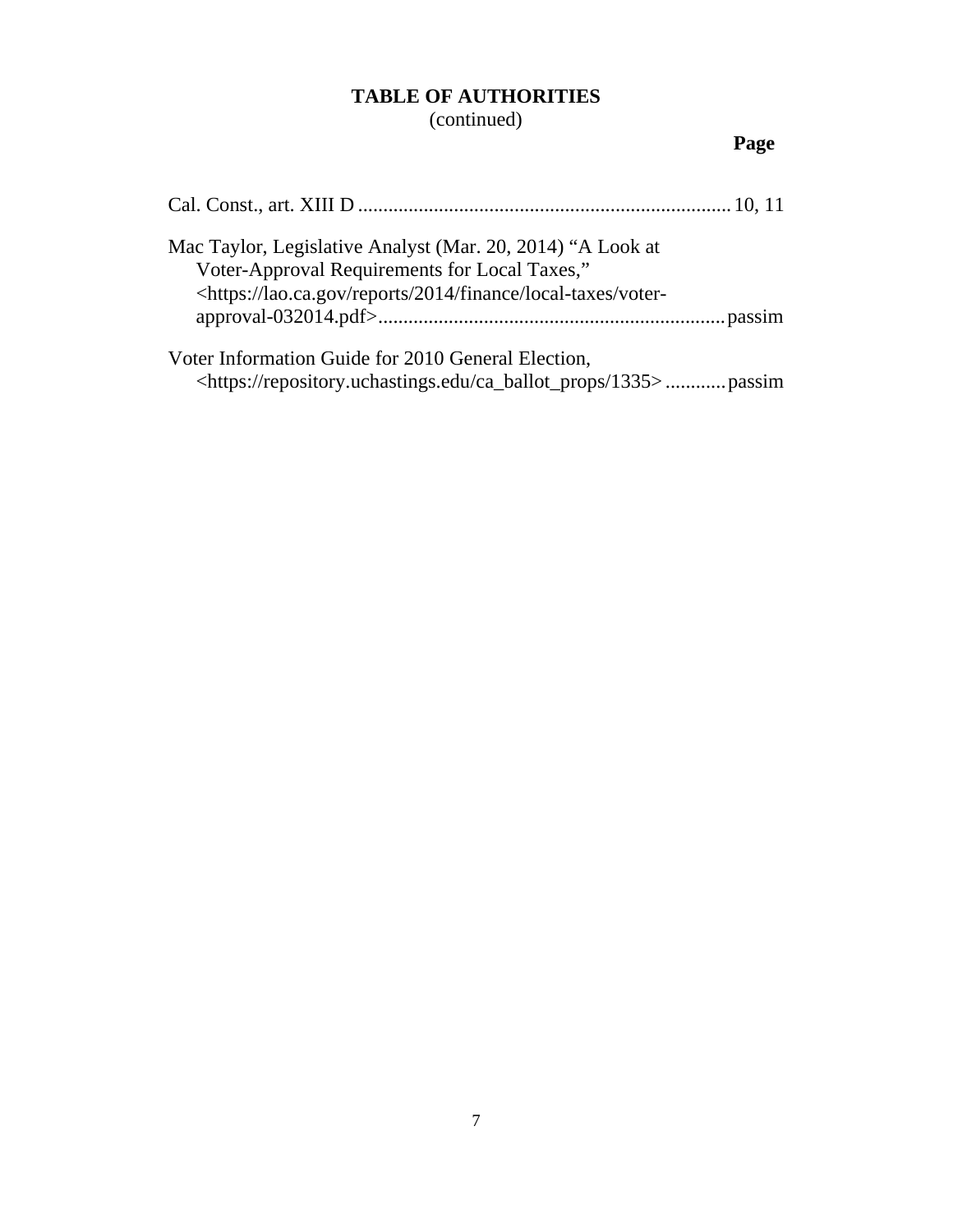**TABLE OF AUTHORITIES**
(continued)

**Page**

Cal. Const., art. XIII D .......................................................................... 10, 11

Mac Taylor, Legislative Analyst (Mar. 20, 2014) "A Look at Voter-Approval Requirements for Local Taxes," <https://lao.ca.gov/reports/2014/finance/local-taxes/voter-approval-032014.pdf> .................................................................... passim

Voter Information Guide for 2010 General Election, <https://repository.uchastings.edu/ca_ballot_props/1335> ............ passim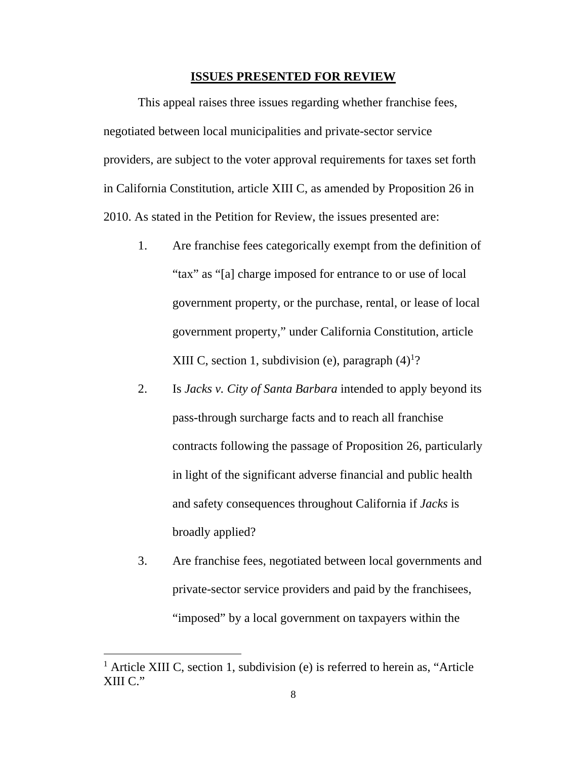## ISSUES PRESENTED FOR REVIEW

This appeal raises three issues regarding whether franchise fees, negotiated between local municipalities and private-sector service providers, are subject to the voter approval requirements for taxes set forth in California Constitution, article XIII C, as amended by Proposition 26 in 2010. As stated in the Petition for Review, the issues presented are:

1. Are franchise fees categorically exempt from the definition of "tax" as "[a] charge imposed for entrance to or use of local government property, or the purchase, rental, or lease of local government property," under California Constitution, article XIII C, section 1, subdivision (e), paragraph (4)[1]?

2. Is *Jacks v. City of Santa Barbara* intended to apply beyond its pass-through surcharge facts and to reach all franchise contracts following the passage of Proposition 26, particularly in light of the significant adverse financial and public health and safety consequences throughout California if *Jacks* is broadly applied?

3. Are franchise fees, negotiated between local governments and private-sector service providers and paid by the franchisees, "imposed" by a local government on taxpayers within the

[1] Article XIII C, section 1, subdivision (e) is referred to herein as, "Article XIII C."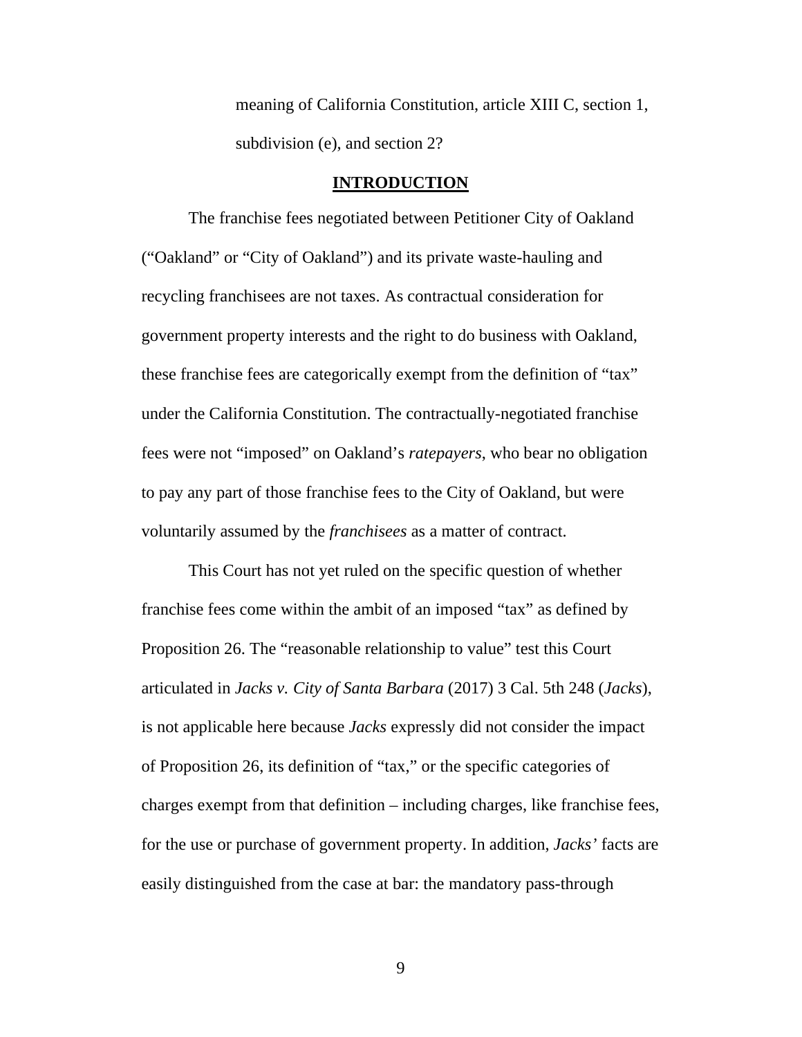meaning of California Constitution, article XIII C, section 1, subdivision (e), and section 2?

## INTRODUCTION

The franchise fees negotiated between Petitioner City of Oakland ("Oakland" or "City of Oakland") and its private waste-hauling and recycling franchisees are not taxes. As contractual consideration for government property interests and the right to do business with Oakland, these franchise fees are categorically exempt from the definition of "tax" under the California Constitution. The contractually-negotiated franchise fees were not "imposed" on Oakland's *ratepayers*, who bear no obligation to pay any part of those franchise fees to the City of Oakland, but were voluntarily assumed by the *franchisees* as a matter of contract.

This Court has not yet ruled on the specific question of whether franchise fees come within the ambit of an imposed "tax" as defined by Proposition 26. The "reasonable relationship to value" test this Court articulated in *Jacks v. City of Santa Barbara* (2017) 3 Cal. 5th 248 (*Jacks*), is not applicable here because *Jacks* expressly did not consider the impact of Proposition 26, its definition of "tax," or the specific categories of charges exempt from that definition – including charges, like franchise fees, for the use or purchase of government property. In addition, *Jacks'* facts are easily distinguished from the case at bar: the mandatory pass-through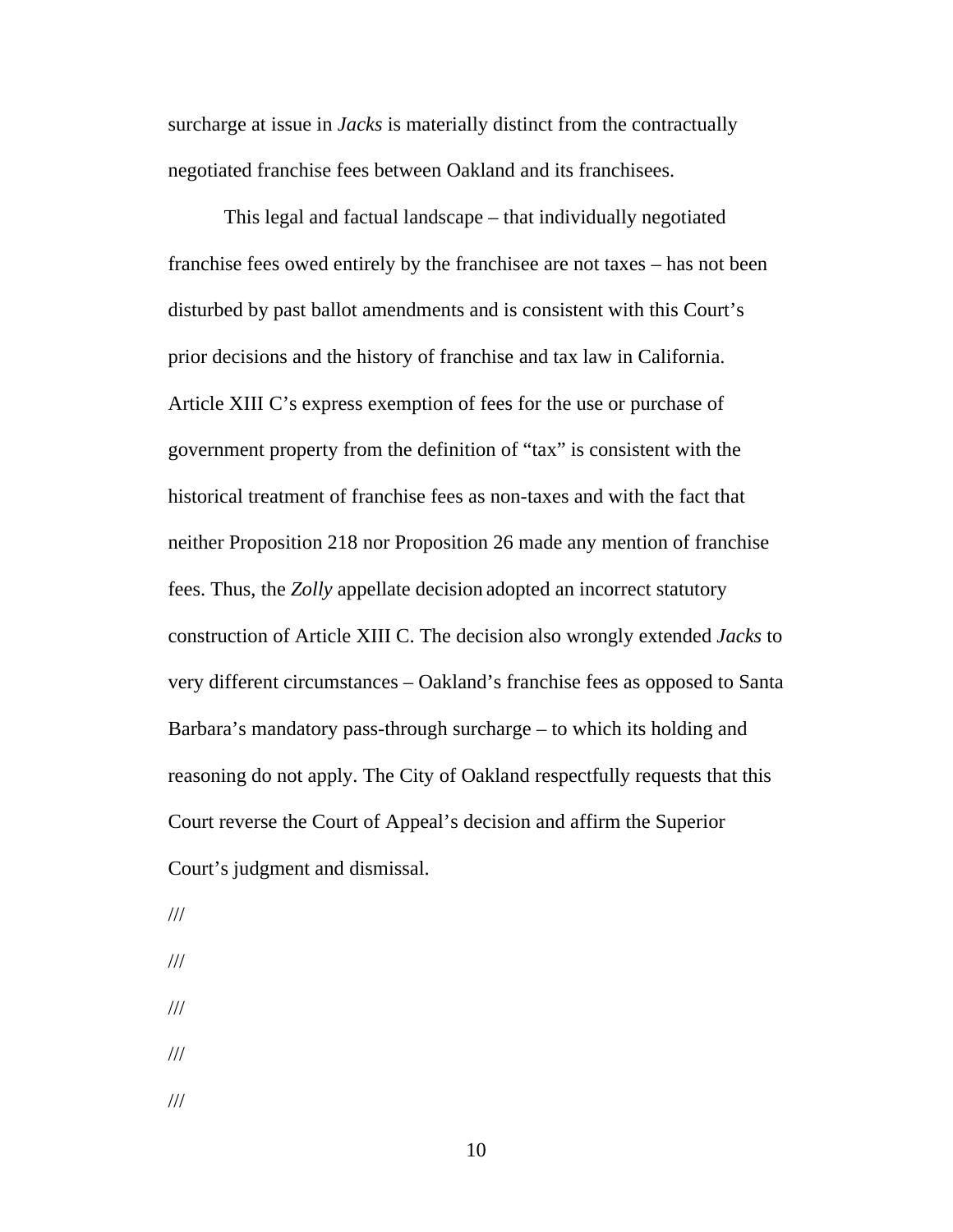surcharge at issue in *Jacks* is materially distinct from the contractually negotiated franchise fees between Oakland and its franchisees.

This legal and factual landscape – that individually negotiated franchise fees owed entirely by the franchisee are not taxes – has not been disturbed by past ballot amendments and is consistent with this Court's prior decisions and the history of franchise and tax law in California. Article XIII C's express exemption of fees for the use or purchase of government property from the definition of "tax" is consistent with the historical treatment of franchise fees as non-taxes and with the fact that neither Proposition 218 nor Proposition 26 made any mention of franchise fees. Thus, the *Zolly* appellate decision adopted an incorrect statutory construction of Article XIII C. The decision also wrongly extended *Jacks* to very different circumstances – Oakland's franchise fees as opposed to Santa Barbara's mandatory pass-through surcharge – to which its holding and reasoning do not apply. The City of Oakland respectfully requests that this Court reverse the Court of Appeal's decision and affirm the Superior Court's judgment and dismissal.

///

///

///

///

///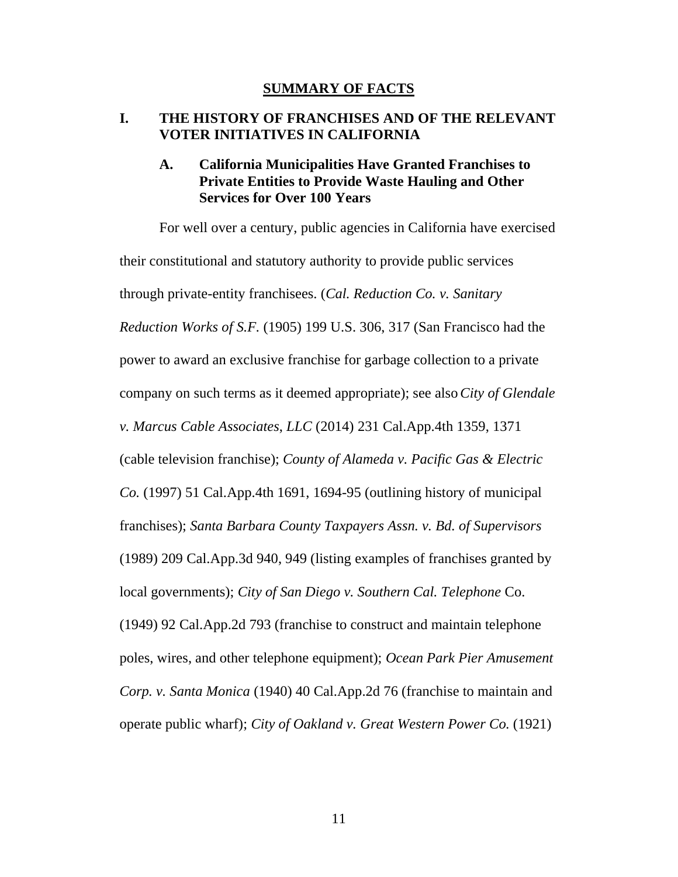## SUMMARY OF FACTS

### I. THE HISTORY OF FRANCHISES AND OF THE RELEVANT VOTER INITIATIVES IN CALIFORNIA

#### A. California Municipalities Have Granted Franchises to Private Entities to Provide Waste Hauling and Other Services for Over 100 Years

For well over a century, public agencies in California have exercised their constitutional and statutory authority to provide public services through private-entity franchisees. (*Cal. Reduction Co. v. Sanitary Reduction Works of S.F.* (1905) 199 U.S. 306, 317 (San Francisco had the power to award an exclusive franchise for garbage collection to a private company on such terms as it deemed appropriate); see also *City of Glendale v. Marcus Cable Associates, LLC* (2014) 231 Cal.App.4th 1359, 1371 (cable television franchise); *County of Alameda v. Pacific Gas & Electric Co.* (1997) 51 Cal.App.4th 1691, 1694-95 (outlining history of municipal franchises); *Santa Barbara County Taxpayers Assn. v. Bd. of Supervisors* (1989) 209 Cal.App.3d 940, 949 (listing examples of franchises granted by local governments); *City of San Diego v. Southern Cal. Telephone* Co. (1949) 92 Cal.App.2d 793 (franchise to construct and maintain telephone poles, wires, and other telephone equipment); *Ocean Park Pier Amusement Corp. v. Santa Monica* (1940) 40 Cal.App.2d 76 (franchise to maintain and operate public wharf); *City of Oakland v. Great Western Power Co.* (1921)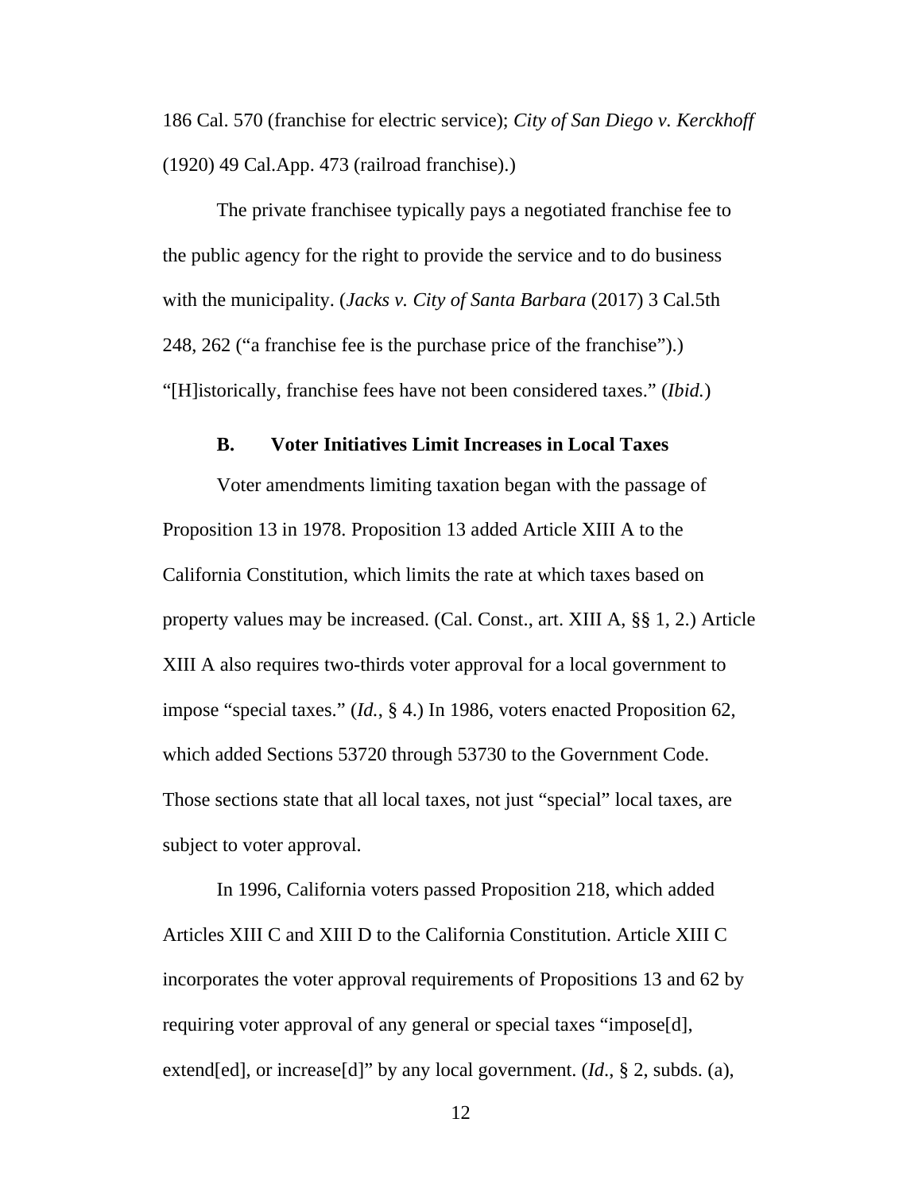186 Cal. 570 (franchise for electric service); *City of San Diego v. Kerckhoff* (1920) 49 Cal.App. 473 (railroad franchise).)

The private franchisee typically pays a negotiated franchise fee to the public agency for the right to provide the service and to do business with the municipality. (*Jacks v. City of Santa Barbara* (2017) 3 Cal.5th 248, 262 ("a franchise fee is the purchase price of the franchise").) "[H]istorically, franchise fees have not been considered taxes." (*Ibid.*)

### B. Voter Initiatives Limit Increases in Local Taxes

Voter amendments limiting taxation began with the passage of Proposition 13 in 1978. Proposition 13 added Article XIII A to the California Constitution, which limits the rate at which taxes based on property values may be increased. (Cal. Const., art. XIII A, §§ 1, 2.) Article XIII A also requires two-thirds voter approval for a local government to impose "special taxes." (*Id.*, § 4.) In 1986, voters enacted Proposition 62, which added Sections 53720 through 53730 to the Government Code. Those sections state that all local taxes, not just "special" local taxes, are subject to voter approval.

In 1996, California voters passed Proposition 218, which added Articles XIII C and XIII D to the California Constitution. Article XIII C incorporates the voter approval requirements of Propositions 13 and 62 by requiring voter approval of any general or special taxes "impose[d], extend[ed], or increase[d]" by any local government. (*Id*., § 2, subds. (a),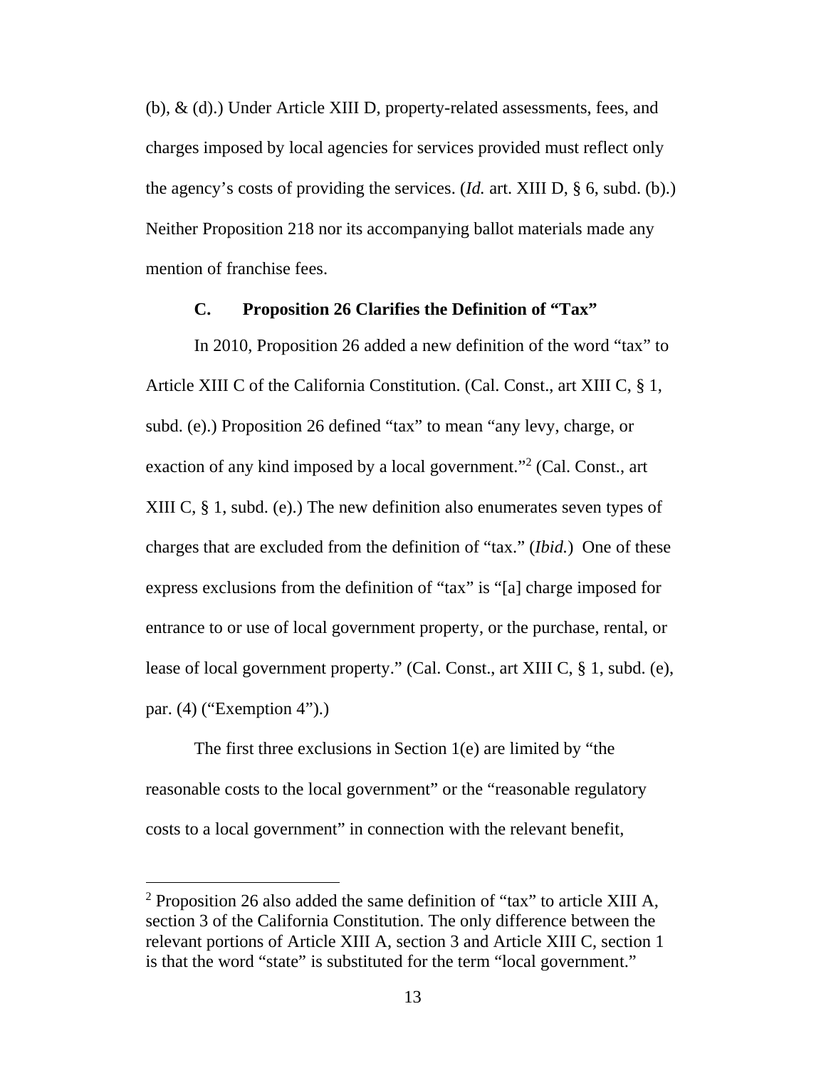(b), & (d).) Under Article XIII D, property-related assessments, fees, and charges imposed by local agencies for services provided must reflect only the agency's costs of providing the services. (*Id.* art. XIII D, § 6, subd. (b).) Neither Proposition 218 nor its accompanying ballot materials made any mention of franchise fees.

### C. Proposition 26 Clarifies the Definition of "Tax"

In 2010, Proposition 26 added a new definition of the word "tax" to Article XIII C of the California Constitution. (Cal. Const., art XIII C, § 1, subd. (e).) Proposition 26 defined "tax" to mean "any levy, charge, or exaction of any kind imposed by a local government."[2] (Cal. Const., art XIII C, § 1, subd. (e).) The new definition also enumerates seven types of charges that are excluded from the definition of "tax." (*Ibid.*) One of these express exclusions from the definition of "tax" is "[a] charge imposed for entrance to or use of local government property, or the purchase, rental, or lease of local government property." (Cal. Const., art XIII C, § 1, subd. (e), par. (4) ("Exemption 4").)

The first three exclusions in Section 1(e) are limited by "the reasonable costs to the local government" or the "reasonable regulatory costs to a local government" in connection with the relevant benefit,

---

[2] Proposition 26 also added the same definition of "tax" to article XIII A, section 3 of the California Constitution. The only difference between the relevant portions of Article XIII A, section 3 and Article XIII C, section 1 is that the word "state" is substituted for the term "local government."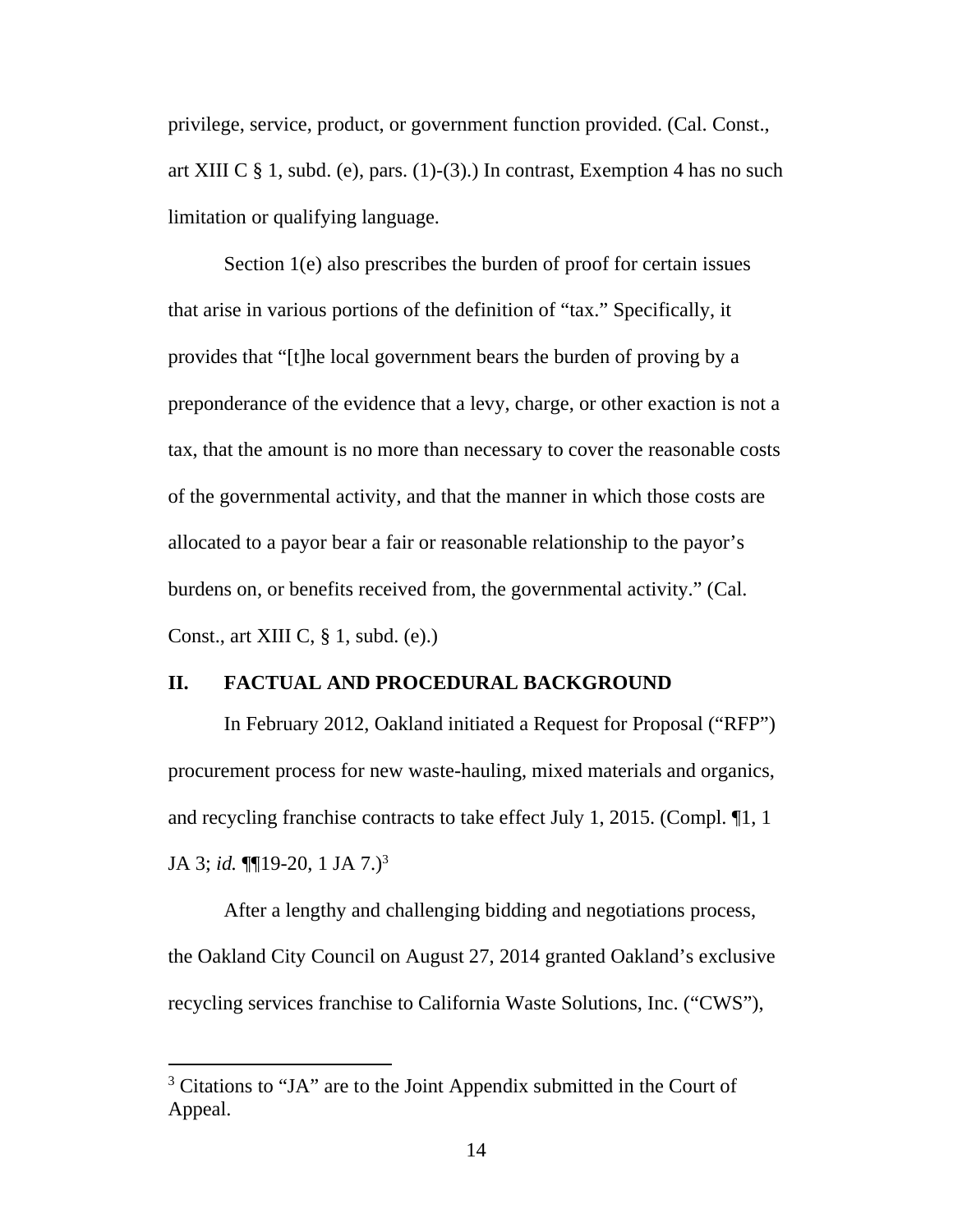privilege, service, product, or government function provided. (Cal. Const., art XIII C § 1, subd. (e), pars. (1)-(3).) In contrast, Exemption 4 has no such limitation or qualifying language.

Section 1(e) also prescribes the burden of proof for certain issues that arise in various portions of the definition of "tax." Specifically, it provides that "[t]he local government bears the burden of proving by a preponderance of the evidence that a levy, charge, or other exaction is not a tax, that the amount is no more than necessary to cover the reasonable costs of the governmental activity, and that the manner in which those costs are allocated to a payor bear a fair or reasonable relationship to the payor's burdens on, or benefits received from, the governmental activity." (Cal. Const., art XIII C, § 1, subd. (e).)

## II. FACTUAL AND PROCEDURAL BACKGROUND

In February 2012, Oakland initiated a Request for Proposal ("RFP") procurement process for new waste-hauling, mixed materials and organics, and recycling franchise contracts to take effect July 1, 2015. (Compl. ¶1, 1 JA 3; *id.* ¶¶19-20, 1 JA 7.)[3]

After a lengthy and challenging bidding and negotiations process, the Oakland City Council on August 27, 2014 granted Oakland's exclusive recycling services franchise to California Waste Solutions, Inc. ("CWS"),

---

[3] Citations to "JA" are to the Joint Appendix submitted in the Court of Appeal.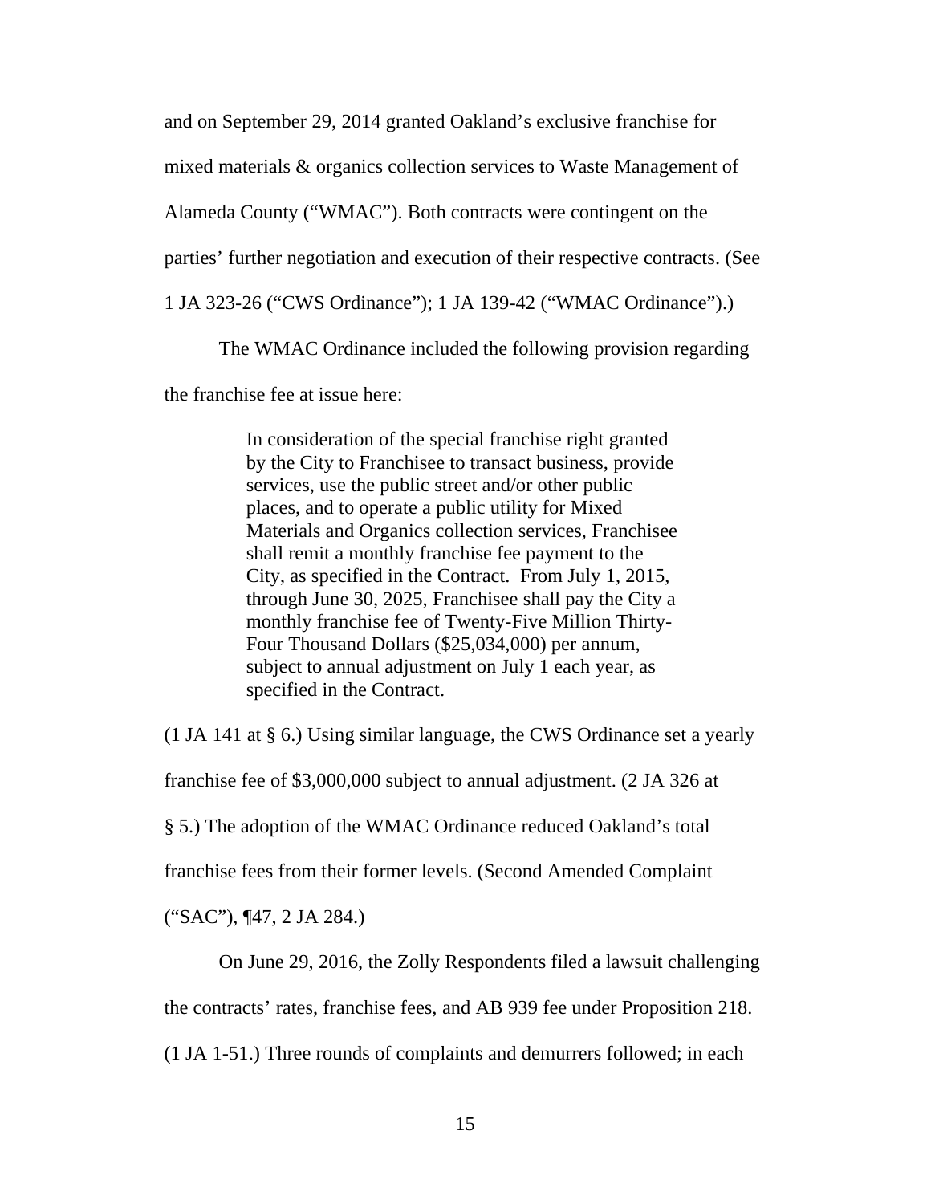and on September 29, 2014 granted Oakland's exclusive franchise for mixed materials & organics collection services to Waste Management of Alameda County ("WMAC"). Both contracts were contingent on the parties' further negotiation and execution of their respective contracts. (See 1 JA 323-26 ("CWS Ordinance"); 1 JA 139-42 ("WMAC Ordinance").)

The WMAC Ordinance included the following provision regarding the franchise fee at issue here:

> In consideration of the special franchise right granted by the City to Franchisee to transact business, provide services, use the public street and/or other public places, and to operate a public utility for Mixed Materials and Organics collection services, Franchisee shall remit a monthly franchise fee payment to the City, as specified in the Contract. From July 1, 2015, through June 30, 2025, Franchisee shall pay the City a monthly franchise fee of Twenty-Five Million Thirty-Four Thousand Dollars ($25,034,000) per annum, subject to annual adjustment on July 1 each year, as specified in the Contract.

(1 JA 141 at § 6.) Using similar language, the CWS Ordinance set a yearly franchise fee of $3,000,000 subject to annual adjustment. (2 JA 326 at § 5.) The adoption of the WMAC Ordinance reduced Oakland's total franchise fees from their former levels. (Second Amended Complaint ("SAC"), ¶47, 2 JA 284.)

On June 29, 2016, the Zolly Respondents filed a lawsuit challenging the contracts' rates, franchise fees, and AB 939 fee under Proposition 218. (1 JA 1-51.) Three rounds of complaints and demurrers followed; in each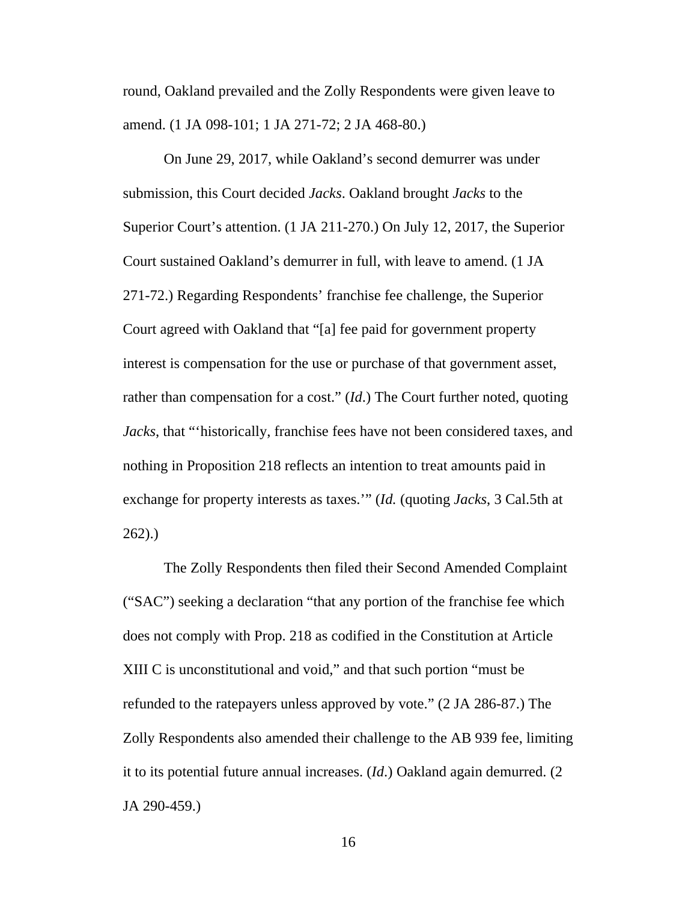round, Oakland prevailed and the Zolly Respondents were given leave to amend. (1 JA 098-101; 1 JA 271-72; 2 JA 468-80.)

On June 29, 2017, while Oakland's second demurrer was under submission, this Court decided *Jacks*. Oakland brought *Jacks* to the Superior Court's attention. (1 JA 211-270.) On July 12, 2017, the Superior Court sustained Oakland's demurrer in full, with leave to amend. (1 JA 271-72.) Regarding Respondents' franchise fee challenge, the Superior Court agreed with Oakland that "[a] fee paid for government property interest is compensation for the use or purchase of that government asset, rather than compensation for a cost." (*Id*.) The Court further noted, quoting *Jacks*, that "'historically, franchise fees have not been considered taxes, and nothing in Proposition 218 reflects an intention to treat amounts paid in exchange for property interests as taxes.'" (*Id.* (quoting *Jacks*, 3 Cal.5th at 262).)

The Zolly Respondents then filed their Second Amended Complaint ("SAC") seeking a declaration "that any portion of the franchise fee which does not comply with Prop. 218 as codified in the Constitution at Article XIII C is unconstitutional and void," and that such portion "must be refunded to the ratepayers unless approved by vote." (2 JA 286-87.) The Zolly Respondents also amended their challenge to the AB 939 fee, limiting it to its potential future annual increases. (*Id*.) Oakland again demurred. (2 JA 290-459.)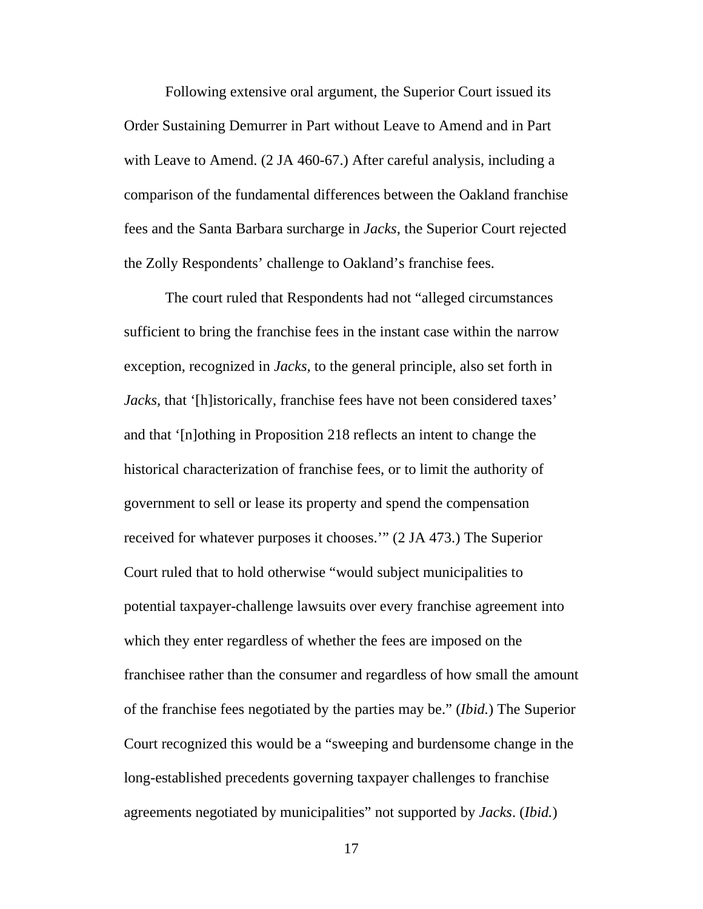Following extensive oral argument, the Superior Court issued its Order Sustaining Demurrer in Part without Leave to Amend and in Part with Leave to Amend. (2 JA 460-67.) After careful analysis, including a comparison of the fundamental differences between the Oakland franchise fees and the Santa Barbara surcharge in *Jacks*, the Superior Court rejected the Zolly Respondents' challenge to Oakland's franchise fees.

The court ruled that Respondents had not "alleged circumstances sufficient to bring the franchise fees in the instant case within the narrow exception, recognized in *Jacks,* to the general principle, also set forth in *Jacks,* that '[h]istorically, franchise fees have not been considered taxes' and that '[n]othing in Proposition 218 reflects an intent to change the historical characterization of franchise fees, or to limit the authority of government to sell or lease its property and spend the compensation received for whatever purposes it chooses.'" (2 JA 473.) The Superior Court ruled that to hold otherwise "would subject municipalities to potential taxpayer-challenge lawsuits over every franchise agreement into which they enter regardless of whether the fees are imposed on the franchisee rather than the consumer and regardless of how small the amount of the franchise fees negotiated by the parties may be." (*Ibid.*) The Superior Court recognized this would be a "sweeping and burdensome change in the long-established precedents governing taxpayer challenges to franchise agreements negotiated by municipalities" not supported by *Jacks*. (*Ibid.*)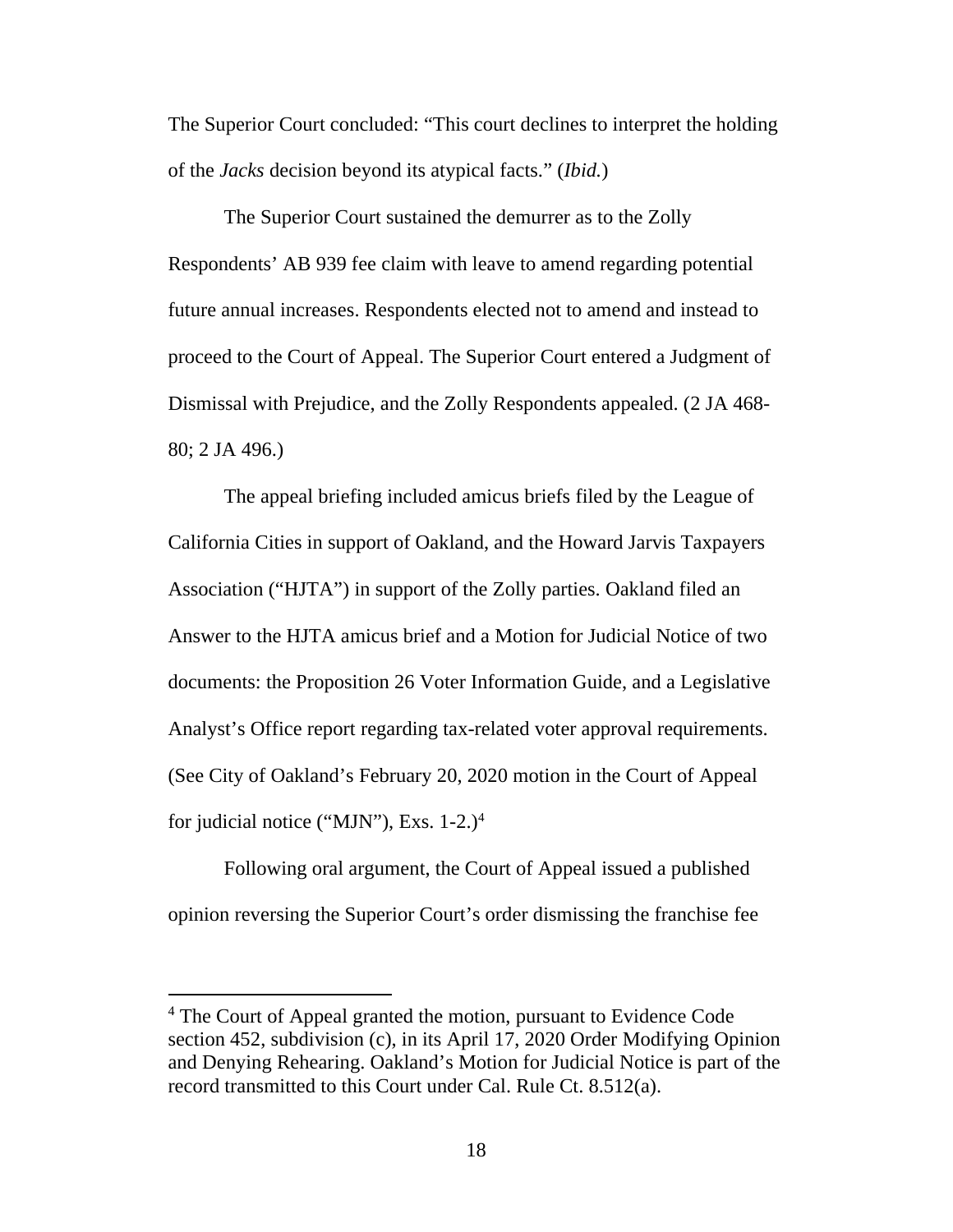The Superior Court concluded: "This court declines to interpret the holding of the *Jacks* decision beyond its atypical facts." (*Ibid.*)

The Superior Court sustained the demurrer as to the Zolly Respondents' AB 939 fee claim with leave to amend regarding potential future annual increases. Respondents elected not to amend and instead to proceed to the Court of Appeal. The Superior Court entered a Judgment of Dismissal with Prejudice, and the Zolly Respondents appealed. (2 JA 468-80; 2 JA 496.)

The appeal briefing included amicus briefs filed by the League of California Cities in support of Oakland, and the Howard Jarvis Taxpayers Association ("HJTA") in support of the Zolly parties. Oakland filed an Answer to the HJTA amicus brief and a Motion for Judicial Notice of two documents: the Proposition 26 Voter Information Guide, and a Legislative Analyst's Office report regarding tax-related voter approval requirements. (See City of Oakland's February 20, 2020 motion in the Court of Appeal for judicial notice ("MJN"), Exs. 1-2.)[4]

Following oral argument, the Court of Appeal issued a published opinion reversing the Superior Court's order dismissing the franchise fee

---

[4] The Court of Appeal granted the motion, pursuant to Evidence Code section 452, subdivision (c), in its April 17, 2020 Order Modifying Opinion and Denying Rehearing. Oakland's Motion for Judicial Notice is part of the record transmitted to this Court under Cal. Rule Ct. 8.512(a).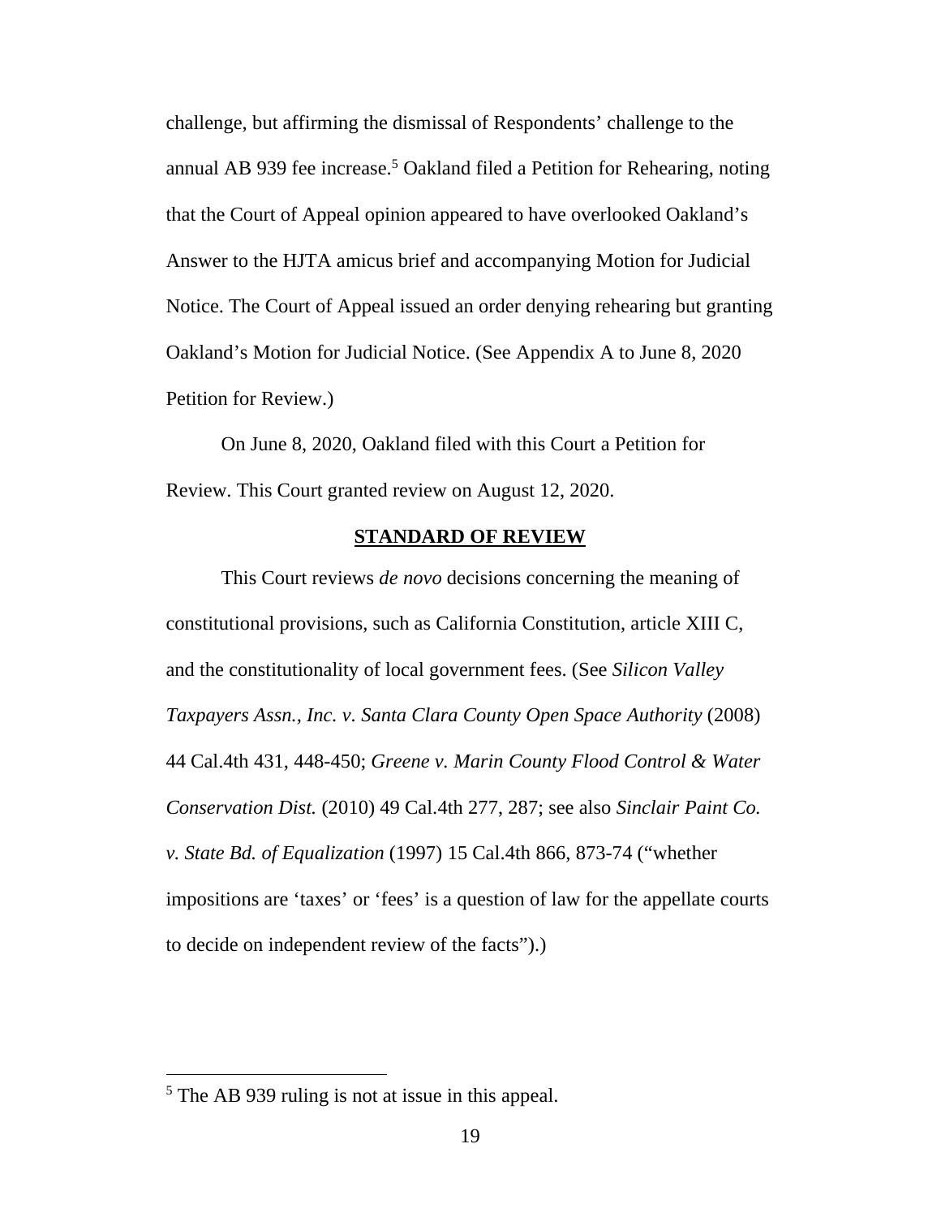challenge, but affirming the dismissal of Respondents' challenge to the annual AB 939 fee increase.[5] Oakland filed a Petition for Rehearing, noting that the Court of Appeal opinion appeared to have overlooked Oakland's Answer to the HJTA amicus brief and accompanying Motion for Judicial Notice. The Court of Appeal issued an order denying rehearing but granting Oakland's Motion for Judicial Notice. (See Appendix A to June 8, 2020 Petition for Review.)

On June 8, 2020, Oakland filed with this Court a Petition for Review. This Court granted review on August 12, 2020.

## STANDARD OF REVIEW

This Court reviews *de novo* decisions concerning the meaning of constitutional provisions, such as California Constitution, article XIII C, and the constitutionality of local government fees. (See *Silicon Valley Taxpayers Assn., Inc. v. Santa Clara County Open Space Authority* (2008) 44 Cal.4th 431, 448-450; *Greene v. Marin County Flood Control & Water Conservation Dist.* (2010) 49 Cal.4th 277, 287; see also *Sinclair Paint Co. v. State Bd. of Equalization* (1997) 15 Cal.4th 866, 873-74 ("whether impositions are 'taxes' or 'fees' is a question of law for the appellate courts to decide on independent review of the facts").)

---

[5] The AB 939 ruling is not at issue in this appeal.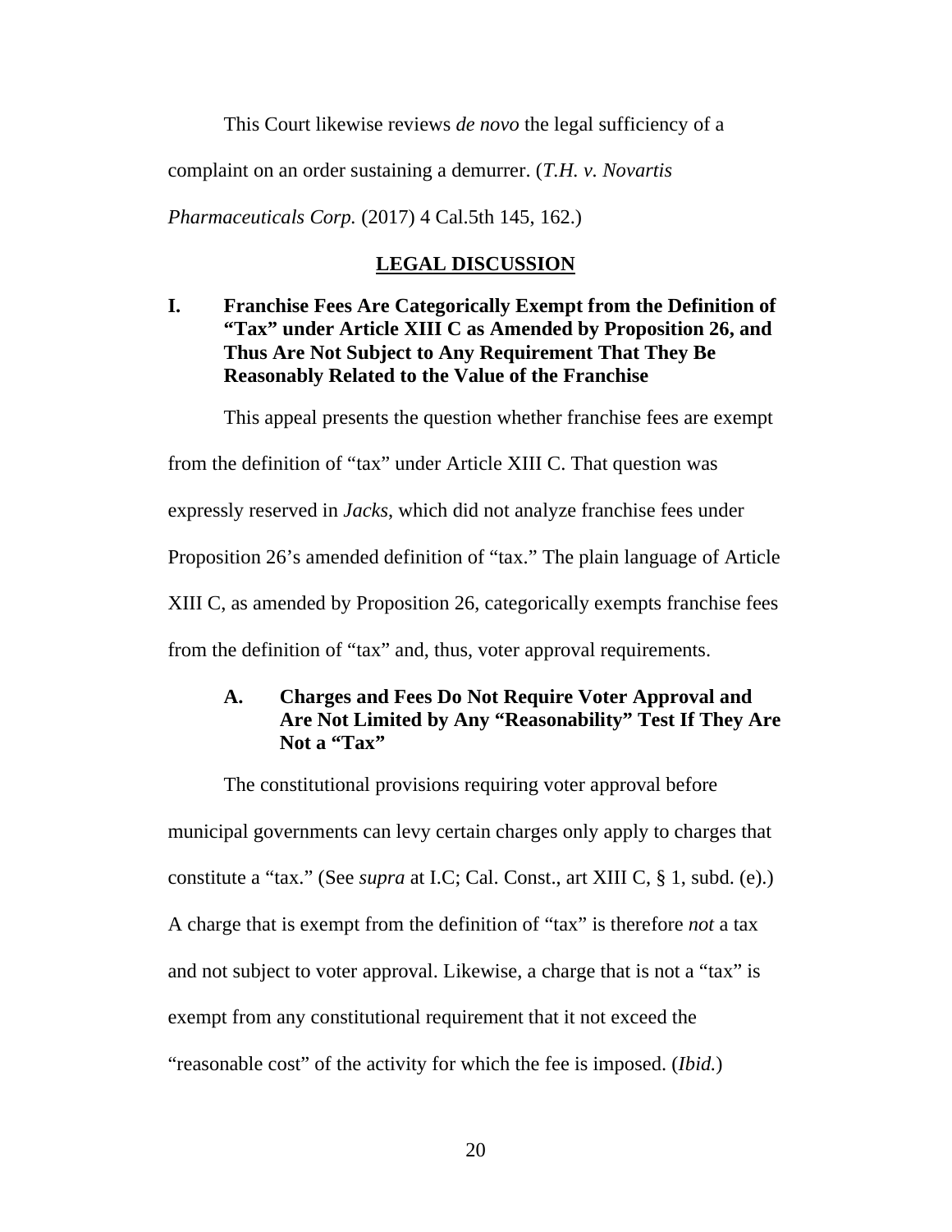This Court likewise reviews *de novo* the legal sufficiency of a complaint on an order sustaining a demurrer. (*T.H. v. Novartis Pharmaceuticals Corp.* (2017) 4 Cal.5th 145, 162.)

## **LEGAL DISCUSSION**

### I. Franchise Fees Are Categorically Exempt from the Definition of "Tax" under Article XIII C as Amended by Proposition 26, and Thus Are Not Subject to Any Requirement That They Be Reasonably Related to the Value of the Franchise

This appeal presents the question whether franchise fees are exempt from the definition of "tax" under Article XIII C. That question was expressly reserved in *Jacks*, which did not analyze franchise fees under Proposition 26's amended definition of "tax." The plain language of Article XIII C, as amended by Proposition 26, categorically exempts franchise fees from the definition of "tax" and, thus, voter approval requirements.

#### A. Charges and Fees Do Not Require Voter Approval and Are Not Limited by Any "Reasonability" Test If They Are Not a "Tax"

The constitutional provisions requiring voter approval before municipal governments can levy certain charges only apply to charges that constitute a "tax." (See *supra* at I.C; Cal. Const., art XIII C, § 1, subd. (e).) A charge that is exempt from the definition of "tax" is therefore *not* a tax and not subject to voter approval. Likewise, a charge that is not a "tax" is exempt from any constitutional requirement that it not exceed the "reasonable cost" of the activity for which the fee is imposed. (*Ibid.*)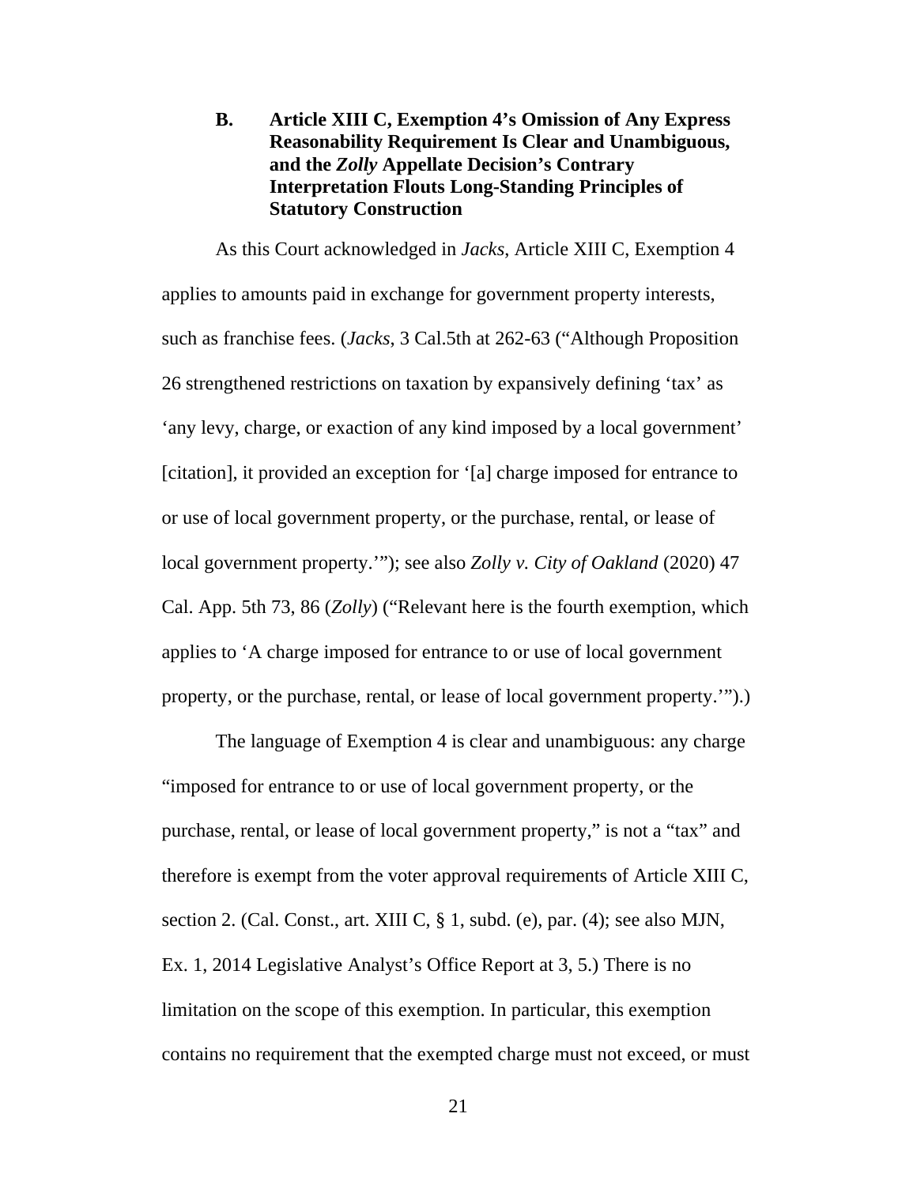### B. Article XIII C, Exemption 4's Omission of Any Express Reasonability Requirement Is Clear and Unambiguous, and the *Zolly* Appellate Decision's Contrary Interpretation Flouts Long-Standing Principles of Statutory Construction

As this Court acknowledged in *Jacks*, Article XIII C, Exemption 4 applies to amounts paid in exchange for government property interests, such as franchise fees. (*Jacks*, 3 Cal.5th at 262-63 ("Although Proposition 26 strengthened restrictions on taxation by expansively defining 'tax' as 'any levy, charge, or exaction of any kind imposed by a local government' [citation], it provided an exception for '[a] charge imposed for entrance to or use of local government property, or the purchase, rental, or lease of local government property.'"); see also *Zolly v. City of Oakland* (2020) 47 Cal. App. 5th 73, 86 (*Zolly*) ("Relevant here is the fourth exemption, which applies to 'A charge imposed for entrance to or use of local government property, or the purchase, rental, or lease of local government property.'").)

The language of Exemption 4 is clear and unambiguous: any charge "imposed for entrance to or use of local government property, or the purchase, rental, or lease of local government property," is not a "tax" and therefore is exempt from the voter approval requirements of Article XIII C, section 2. (Cal. Const., art. XIII C, § 1, subd. (e), par. (4); see also MJN, Ex. 1, 2014 Legislative Analyst's Office Report at 3, 5.) There is no limitation on the scope of this exemption. In particular, this exemption contains no requirement that the exempted charge must not exceed, or must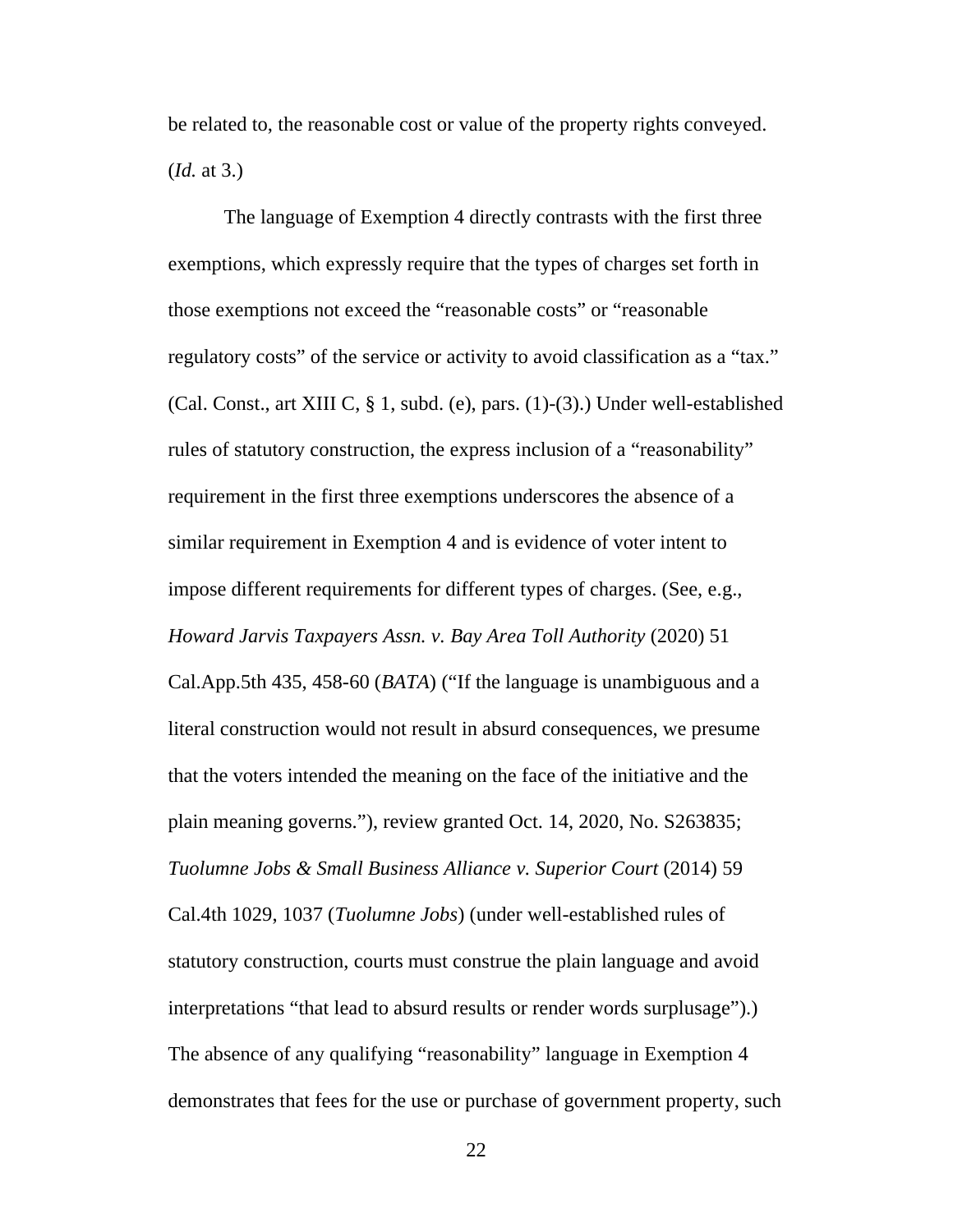be related to, the reasonable cost or value of the property rights conveyed. (*Id.* at 3.)

The language of Exemption 4 directly contrasts with the first three exemptions, which expressly require that the types of charges set forth in those exemptions not exceed the "reasonable costs" or "reasonable regulatory costs" of the service or activity to avoid classification as a "tax." (Cal. Const., art XIII C, § 1, subd. (e), pars. (1)-(3).) Under well-established rules of statutory construction, the express inclusion of a "reasonability" requirement in the first three exemptions underscores the absence of a similar requirement in Exemption 4 and is evidence of voter intent to impose different requirements for different types of charges. (See, e.g., *Howard Jarvis Taxpayers Assn. v. Bay Area Toll Authority* (2020) 51 Cal.App.5th 435, 458-60 (*BATA*) ("If the language is unambiguous and a literal construction would not result in absurd consequences, we presume that the voters intended the meaning on the face of the initiative and the plain meaning governs."), review granted Oct. 14, 2020, No. S263835; *Tuolumne Jobs & Small Business Alliance v. Superior Court* (2014) 59 Cal.4th 1029, 1037 (*Tuolumne Jobs*) (under well-established rules of statutory construction, courts must construe the plain language and avoid interpretations "that lead to absurd results or render words surplusage").) The absence of any qualifying "reasonability" language in Exemption 4 demonstrates that fees for the use or purchase of government property, such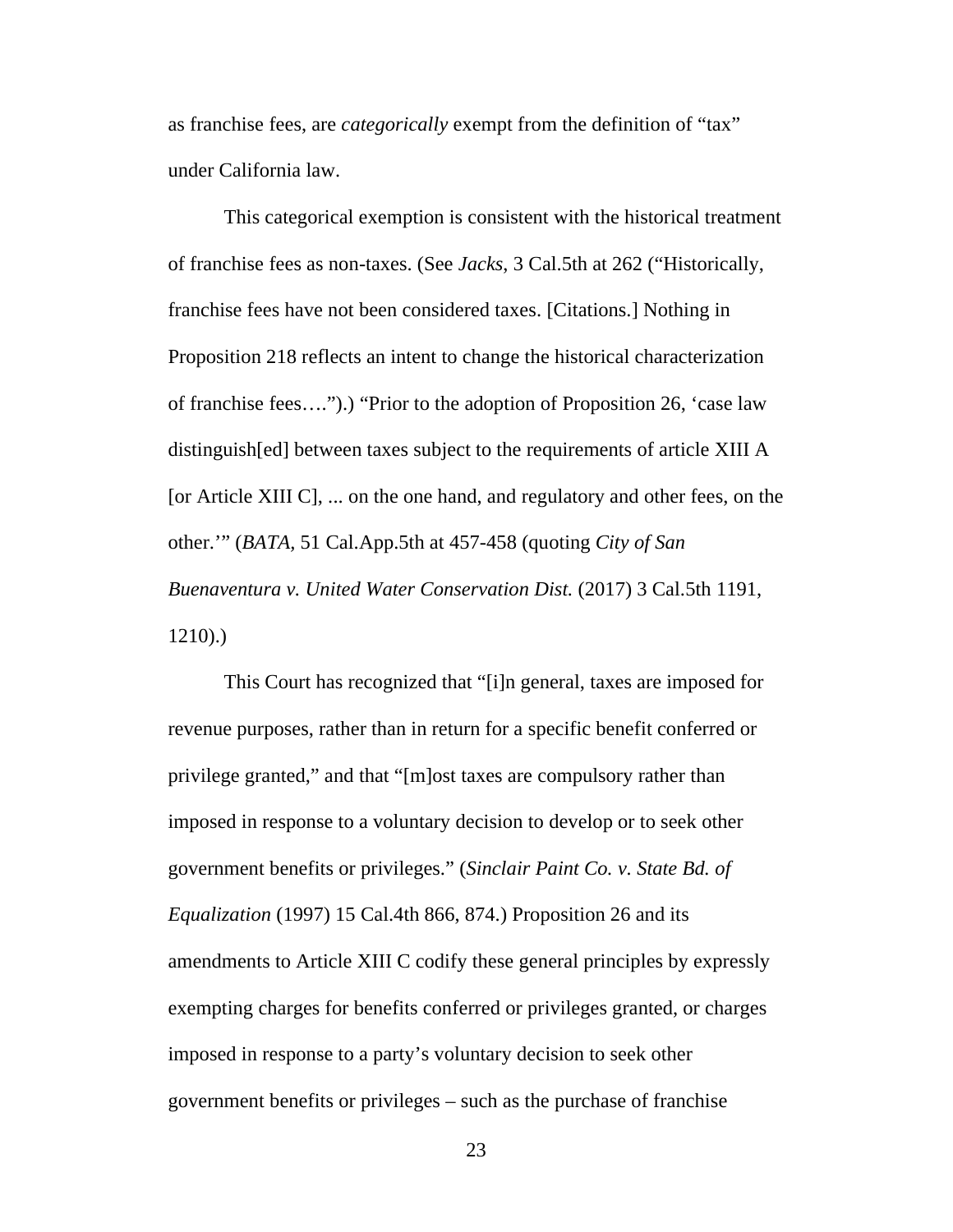as franchise fees, are *categorically* exempt from the definition of "tax" under California law.

This categorical exemption is consistent with the historical treatment of franchise fees as non-taxes. (See *Jacks*, 3 Cal.5th at 262 ("Historically, franchise fees have not been considered taxes. [Citations.] Nothing in Proposition 218 reflects an intent to change the historical characterization of franchise fees….").) "Prior to the adoption of Proposition 26, 'case law distinguish[ed] between taxes subject to the requirements of article XIII A [or Article XIII C], ... on the one hand, and regulatory and other fees, on the other.'" (*BATA*, 51 Cal.App.5th at 457-458 (quoting *City of San Buenaventura v. United Water Conservation Dist.* (2017) 3 Cal.5th 1191, 1210).)

This Court has recognized that "[i]n general, taxes are imposed for revenue purposes, rather than in return for a specific benefit conferred or privilege granted," and that "[m]ost taxes are compulsory rather than imposed in response to a voluntary decision to develop or to seek other government benefits or privileges." (*Sinclair Paint Co. v. State Bd. of Equalization* (1997) 15 Cal.4th 866, 874.) Proposition 26 and its amendments to Article XIII C codify these general principles by expressly exempting charges for benefits conferred or privileges granted, or charges imposed in response to a party's voluntary decision to seek other government benefits or privileges – such as the purchase of franchise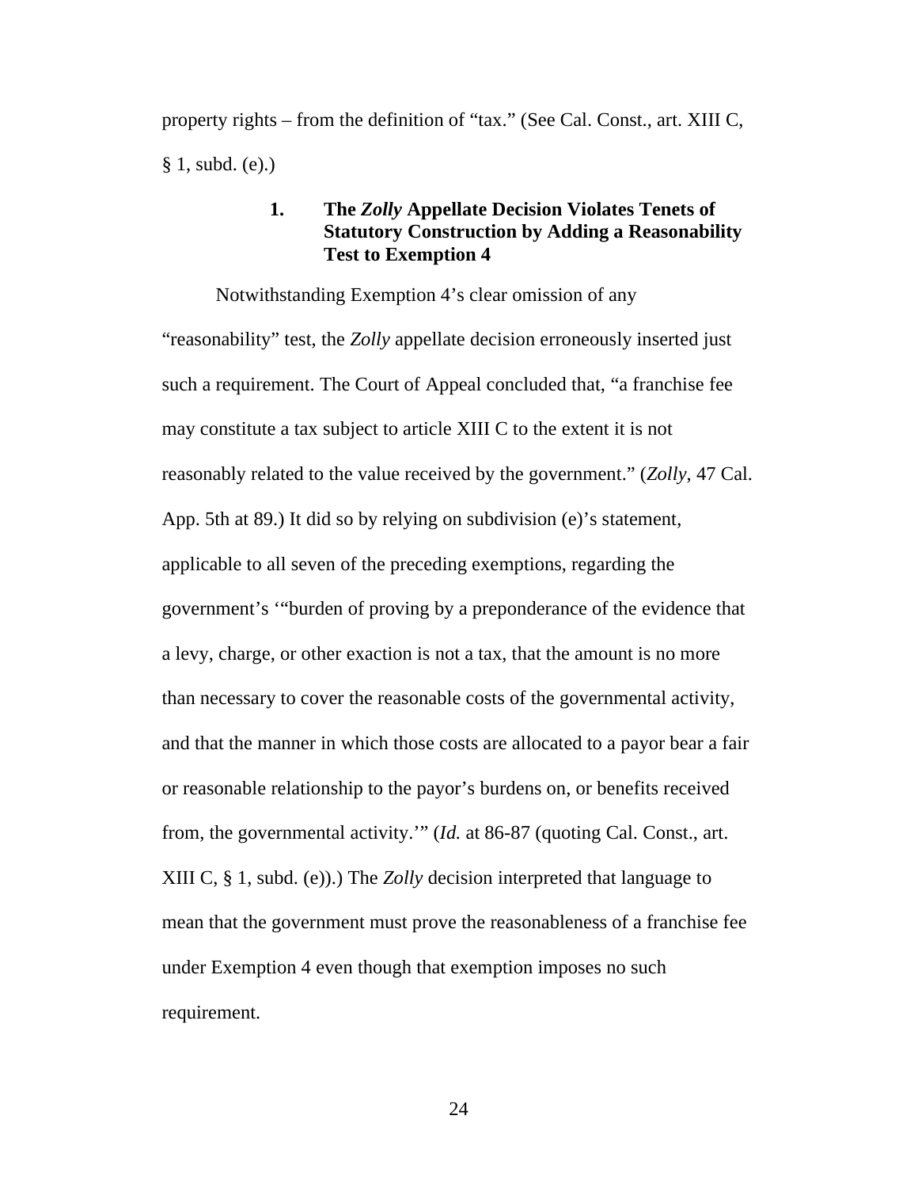property rights – from the definition of “tax.” (See Cal. Const., art. XIII C, § 1, subd. (e).)

### 1. The *Zolly* Appellate Decision Violates Tenets of Statutory Construction by Adding a Reasonability Test to Exemption 4

Notwithstanding Exemption 4’s clear omission of any “reasonability” test, the *Zolly* appellate decision erroneously inserted just such a requirement. The Court of Appeal concluded that, “a franchise fee may constitute a tax subject to article XIII C to the extent it is not reasonably related to the value received by the government.” (*Zolly*, 47 Cal. App. 5th at 89.) It did so by relying on subdivision (e)’s statement, applicable to all seven of the preceding exemptions, regarding the government’s ‘“burden of proving by a preponderance of the evidence that a levy, charge, or other exaction is not a tax, that the amount is no more than necessary to cover the reasonable costs of the governmental activity, and that the manner in which those costs are allocated to a payor bear a fair or reasonable relationship to the payor’s burdens on, or benefits received from, the governmental activity.’” (*Id.* at 86-87 (quoting Cal. Const., art. XIII C, § 1, subd. (e)).) The *Zolly* decision interpreted that language to mean that the government must prove the reasonableness of a franchise fee under Exemption 4 even though that exemption imposes no such requirement.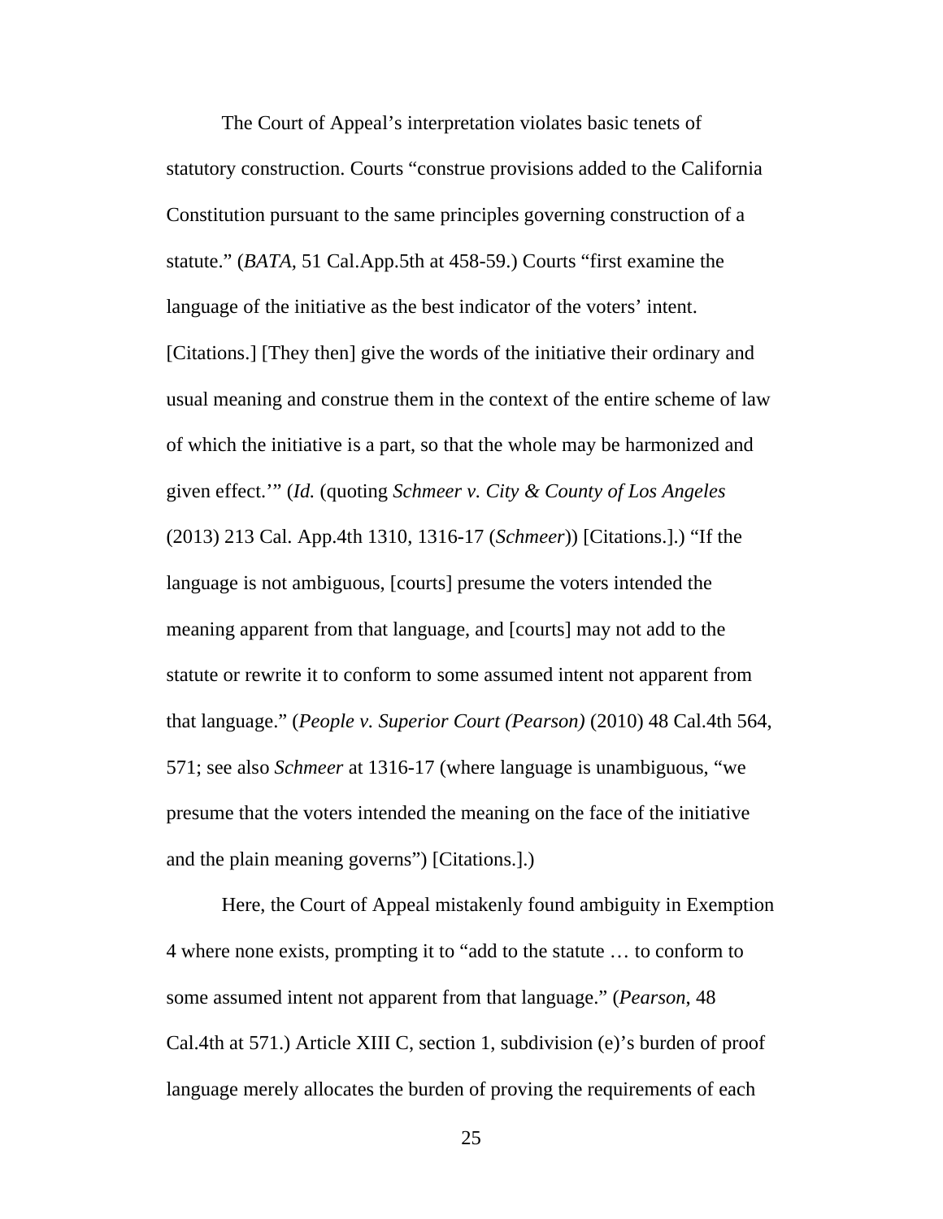The Court of Appeal's interpretation violates basic tenets of statutory construction. Courts "construe provisions added to the California Constitution pursuant to the same principles governing construction of a statute." (*BATA*, 51 Cal.App.5th at 458-59.) Courts "first examine the language of the initiative as the best indicator of the voters' intent. [Citations.] [They then] give the words of the initiative their ordinary and usual meaning and construe them in the context of the entire scheme of law of which the initiative is a part, so that the whole may be harmonized and given effect.'" (*Id.* (quoting *Schmeer v. City & County of Los Angeles* (2013) 213 Cal. App.4th 1310, 1316-17 (*Schmeer*)) [Citations.].) "If the language is not ambiguous, [courts] presume the voters intended the meaning apparent from that language, and [courts] may not add to the statute or rewrite it to conform to some assumed intent not apparent from that language." (*People v. Superior Court (Pearson)* (2010) 48 Cal.4th 564, 571; see also *Schmeer* at 1316-17 (where language is unambiguous, "we presume that the voters intended the meaning on the face of the initiative and the plain meaning governs") [Citations.].)

Here, the Court of Appeal mistakenly found ambiguity in Exemption 4 where none exists, prompting it to "add to the statute … to conform to some assumed intent not apparent from that language." (*Pearson*, 48 Cal.4th at 571.) Article XIII C, section 1, subdivision (e)'s burden of proof language merely allocates the burden of proving the requirements of each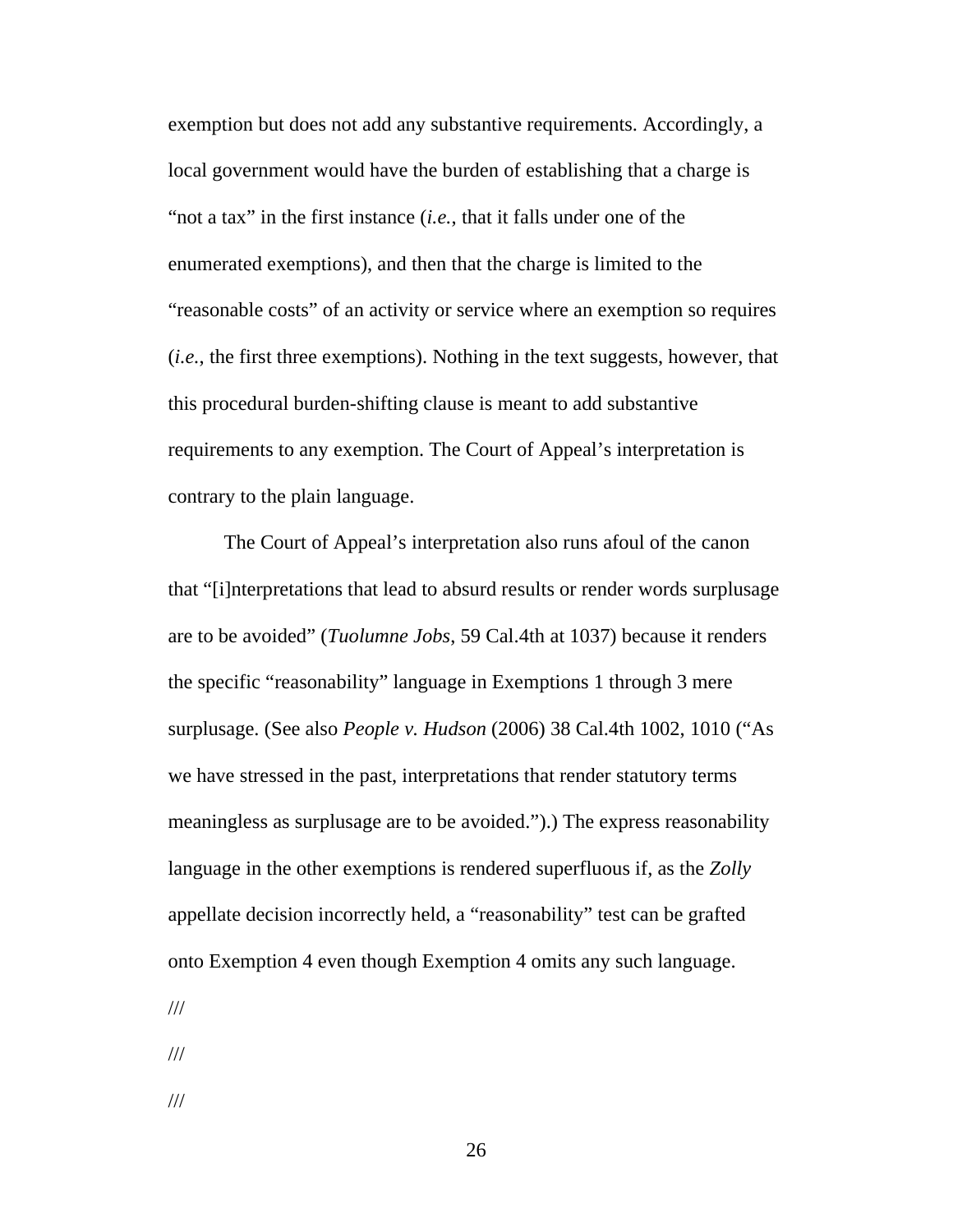exemption but does not add any substantive requirements. Accordingly, a local government would have the burden of establishing that a charge is "not a tax" in the first instance (*i.e.*, that it falls under one of the enumerated exemptions), and then that the charge is limited to the "reasonable costs" of an activity or service where an exemption so requires (*i.e.*, the first three exemptions). Nothing in the text suggests, however, that this procedural burden-shifting clause is meant to add substantive requirements to any exemption. The Court of Appeal's interpretation is contrary to the plain language.

The Court of Appeal's interpretation also runs afoul of the canon that "[i]nterpretations that lead to absurd results or render words surplusage are to be avoided" (*Tuolumne Jobs*, 59 Cal.4th at 1037) because it renders the specific "reasonability" language in Exemptions 1 through 3 mere surplusage. (See also *People v. Hudson* (2006) 38 Cal.4th 1002, 1010 ("As we have stressed in the past, interpretations that render statutory terms meaningless as surplusage are to be avoided.").) The express reasonability language in the other exemptions is rendered superfluous if, as the *Zolly* appellate decision incorrectly held, a "reasonability" test can be grafted onto Exemption 4 even though Exemption 4 omits any such language.

///

///

///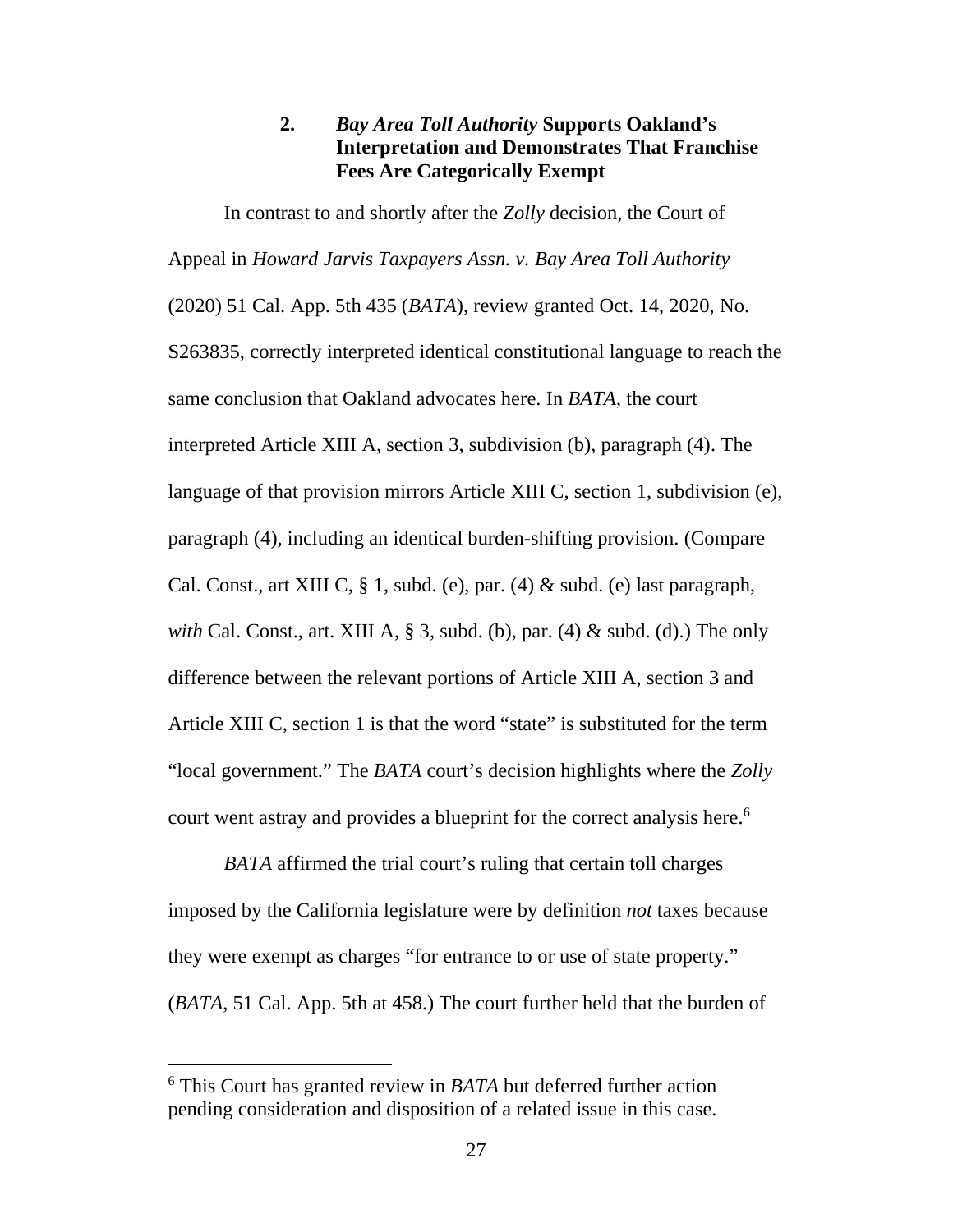### 2. *Bay Area Toll Authority* Supports Oakland's Interpretation and Demonstrates That Franchise Fees Are Categorically Exempt

In contrast to and shortly after the *Zolly* decision, the Court of Appeal in *Howard Jarvis Taxpayers Assn. v. Bay Area Toll Authority* (2020) 51 Cal. App. 5th 435 (*BATA*), review granted Oct. 14, 2020, No. S263835, correctly interpreted identical constitutional language to reach the same conclusion that Oakland advocates here. In *BATA*, the court interpreted Article XIII A, section 3, subdivision (b), paragraph (4). The language of that provision mirrors Article XIII C, section 1, subdivision (e), paragraph (4), including an identical burden-shifting provision. (Compare Cal. Const., art XIII C, § 1, subd. (e), par. (4) & subd. (e) last paragraph, *with* Cal. Const., art. XIII A, § 3, subd. (b), par. (4) & subd. (d).) The only difference between the relevant portions of Article XIII A, section 3 and Article XIII C, section 1 is that the word "state" is substituted for the term "local government." The *BATA* court's decision highlights where the *Zolly* court went astray and provides a blueprint for the correct analysis here.[6]

*BATA* affirmed the trial court's ruling that certain toll charges imposed by the California legislature were by definition *not* taxes because they were exempt as charges "for entrance to or use of state property." (*BATA*, 51 Cal. App. 5th at 458.) The court further held that the burden of

[6] This Court has granted review in *BATA* but deferred further action pending consideration and disposition of a related issue in this case.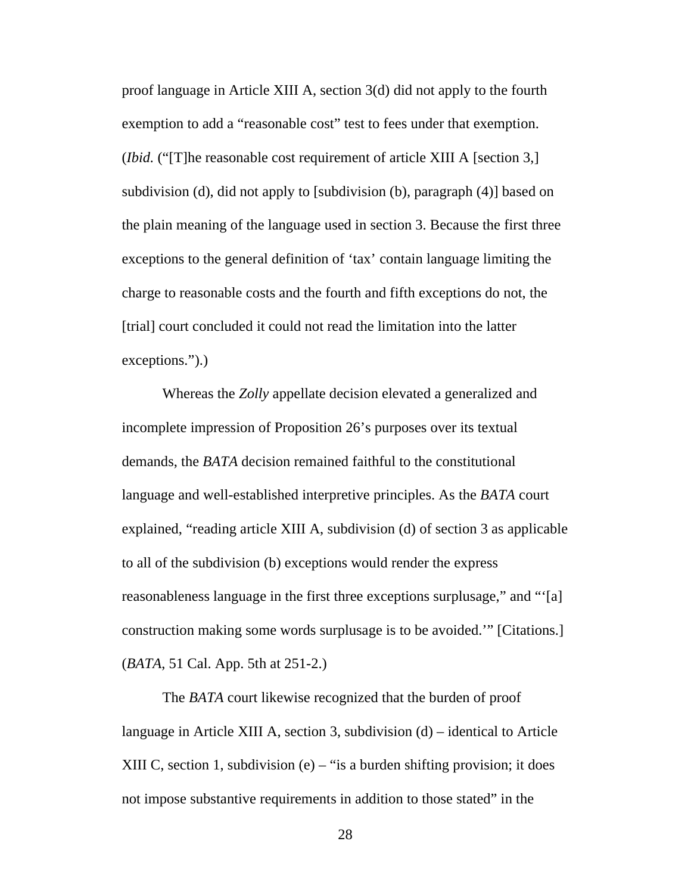proof language in Article XIII A, section 3(d) did not apply to the fourth exemption to add a "reasonable cost" test to fees under that exemption. (*Ibid.* ("[T]he reasonable cost requirement of article XIII A [section 3,] subdivision (d), did not apply to [subdivision (b), paragraph (4)] based on the plain meaning of the language used in section 3. Because the first three exceptions to the general definition of 'tax' contain language limiting the charge to reasonable costs and the fourth and fifth exceptions do not, the [trial] court concluded it could not read the limitation into the latter exceptions.").)

Whereas the *Zolly* appellate decision elevated a generalized and incomplete impression of Proposition 26's purposes over its textual demands, the *BATA* decision remained faithful to the constitutional language and well-established interpretive principles. As the *BATA* court explained, "reading article XIII A, subdivision (d) of section 3 as applicable to all of the subdivision (b) exceptions would render the express reasonableness language in the first three exceptions surplusage," and "'[a] construction making some words surplusage is to be avoided.'" [Citations.] (*BATA*, 51 Cal. App. 5th at 251-2.)

The *BATA* court likewise recognized that the burden of proof language in Article XIII A, section 3, subdivision (d) – identical to Article XIII C, section 1, subdivision (e) – "is a burden shifting provision; it does not impose substantive requirements in addition to those stated" in the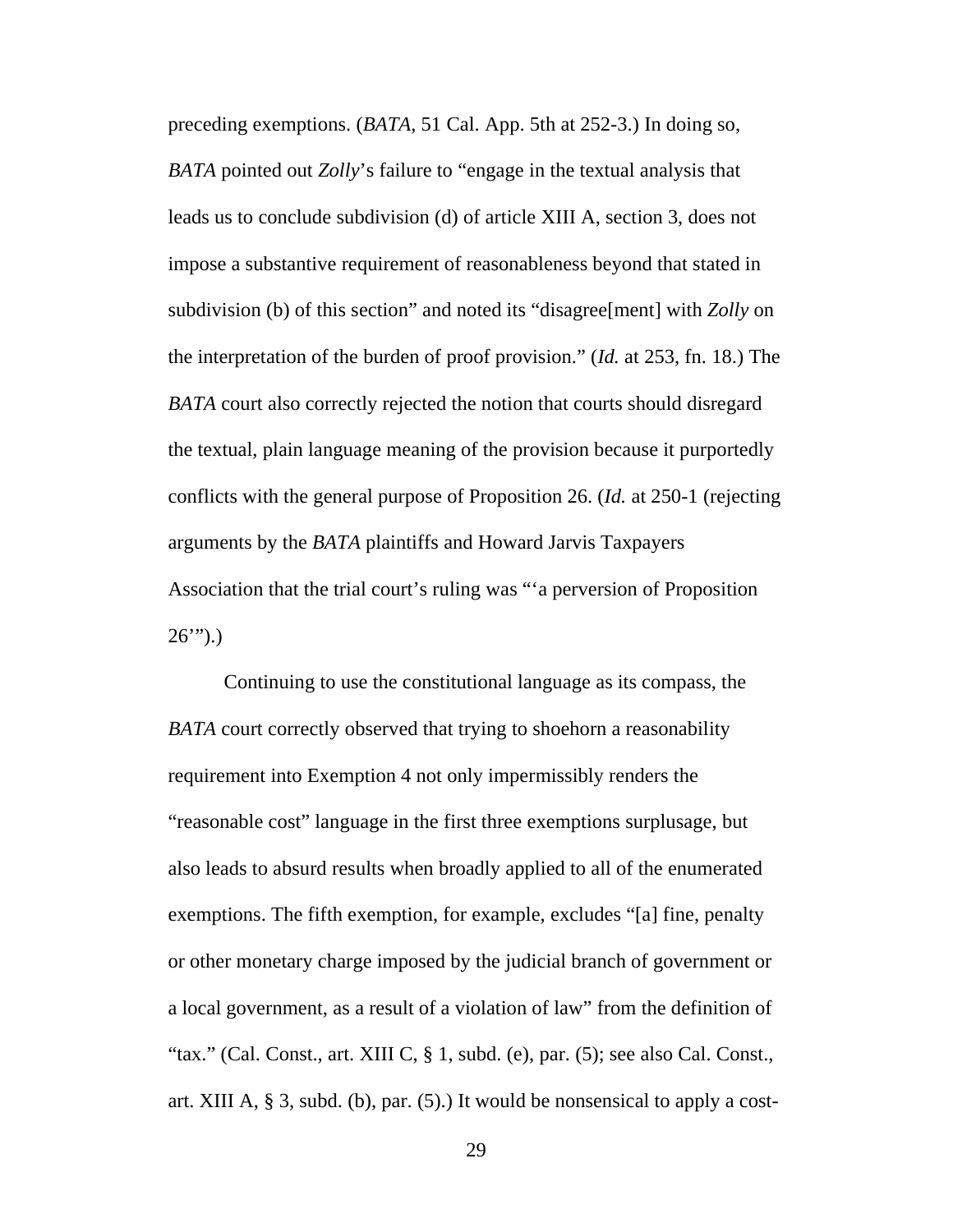preceding exemptions. (*BATA*, 51 Cal. App. 5th at 252-3.) In doing so, *BATA* pointed out *Zolly*'s failure to "engage in the textual analysis that leads us to conclude subdivision (d) of article XIII A, section 3, does not impose a substantive requirement of reasonableness beyond that stated in subdivision (b) of this section" and noted its "disagree[ment] with *Zolly* on the interpretation of the burden of proof provision." (*Id.* at 253, fn. 18.) The *BATA* court also correctly rejected the notion that courts should disregard the textual, plain language meaning of the provision because it purportedly conflicts with the general purpose of Proposition 26. (*Id.* at 250-1 (rejecting arguments by the *BATA* plaintiffs and Howard Jarvis Taxpayers Association that the trial court's ruling was "'a perversion of Proposition 26'").)

Continuing to use the constitutional language as its compass, the *BATA* court correctly observed that trying to shoehorn a reasonability requirement into Exemption 4 not only impermissibly renders the "reasonable cost" language in the first three exemptions surplusage, but also leads to absurd results when broadly applied to all of the enumerated exemptions. The fifth exemption, for example, excludes "[a] fine, penalty or other monetary charge imposed by the judicial branch of government or a local government, as a result of a violation of law" from the definition of "tax." (Cal. Const., art. XIII C, § 1, subd. (e), par. (5); see also Cal. Const., art. XIII A, § 3, subd. (b), par. (5).) It would be nonsensical to apply a cost-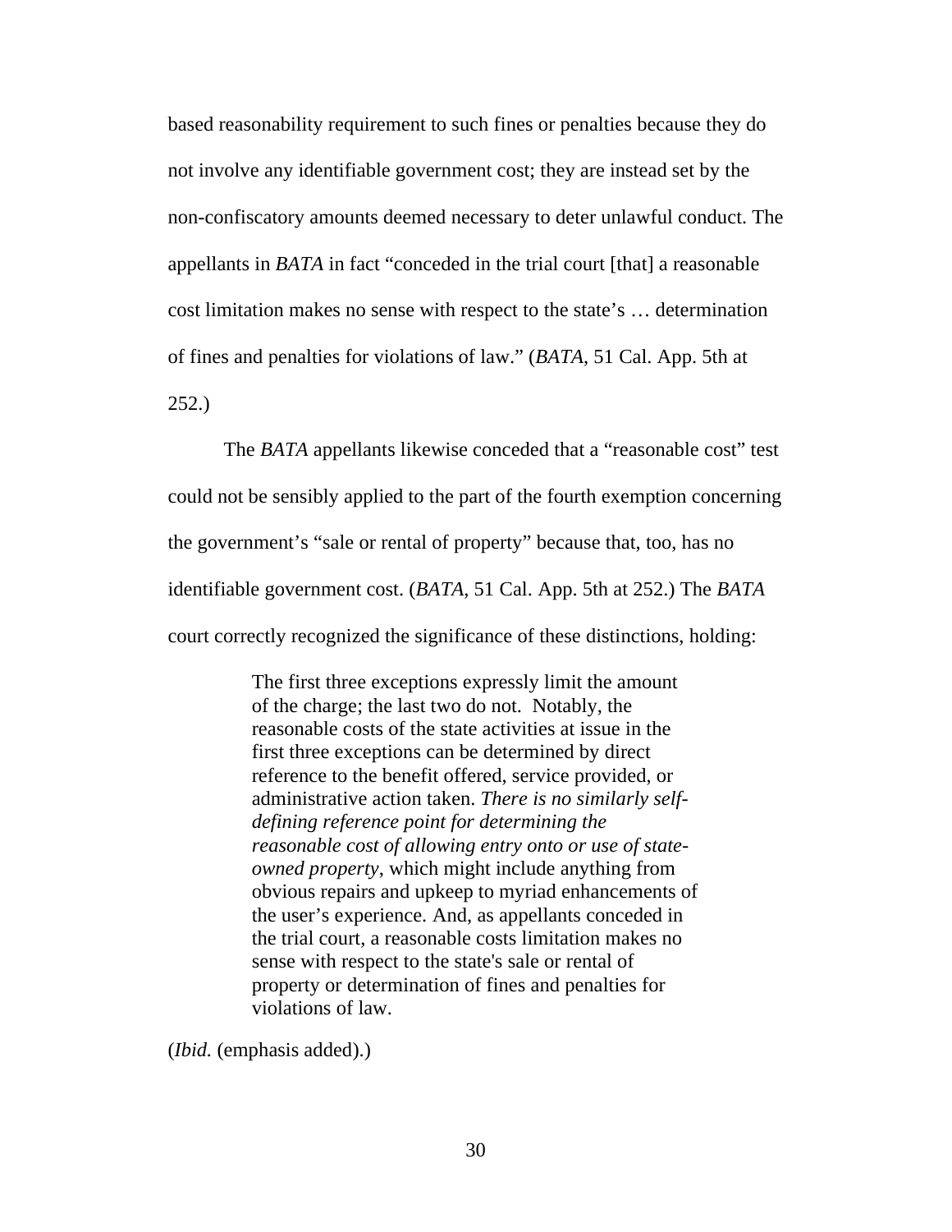based reasonability requirement to such fines or penalties because they do not involve any identifiable government cost; they are instead set by the non-confiscatory amounts deemed necessary to deter unlawful conduct. The appellants in *BATA* in fact "conceded in the trial court [that] a reasonable cost limitation makes no sense with respect to the state's … determination of fines and penalties for violations of law." (*BATA*, 51 Cal. App. 5th at 252.)

The *BATA* appellants likewise conceded that a "reasonable cost" test could not be sensibly applied to the part of the fourth exemption concerning the government's "sale or rental of property" because that, too, has no identifiable government cost. (*BATA*, 51 Cal. App. 5th at 252.) The *BATA* court correctly recognized the significance of these distinctions, holding:

> The first three exceptions expressly limit the amount of the charge; the last two do not. Notably, the reasonable costs of the state activities at issue in the first three exceptions can be determined by direct reference to the benefit offered, service provided, or administrative action taken. *There is no similarly self-defining reference point for determining the reasonable cost of allowing entry onto or use of state-owned property*, which might include anything from obvious repairs and upkeep to myriad enhancements of the user's experience. And, as appellants conceded in the trial court, a reasonable costs limitation makes no sense with respect to the state's sale or rental of property or determination of fines and penalties for violations of law.

(*Ibid.* (emphasis added).)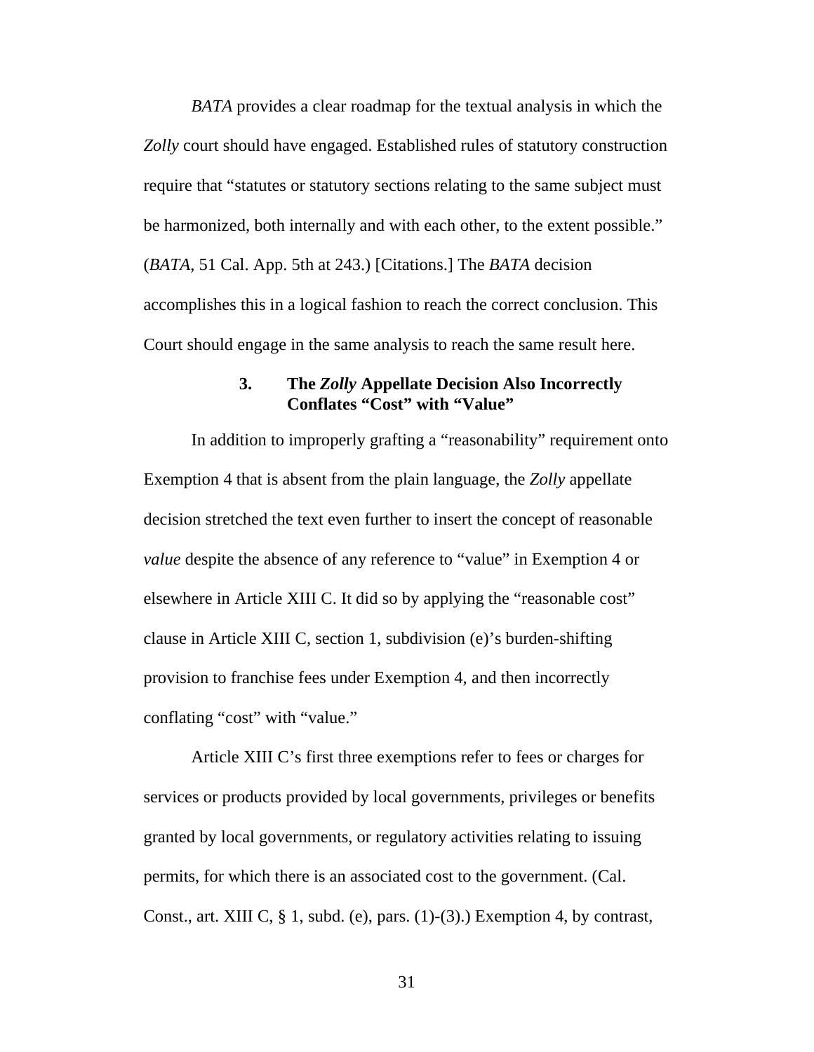*BATA* provides a clear roadmap for the textual analysis in which the *Zolly* court should have engaged. Established rules of statutory construction require that "statutes or statutory sections relating to the same subject must be harmonized, both internally and with each other, to the extent possible." (*BATA*, 51 Cal. App. 5th at 243.) [Citations.] The *BATA* decision accomplishes this in a logical fashion to reach the correct conclusion. This Court should engage in the same analysis to reach the same result here.

### 3. The *Zolly* Appellate Decision Also Incorrectly Conflates "Cost" with "Value"

In addition to improperly grafting a "reasonability" requirement onto Exemption 4 that is absent from the plain language, the *Zolly* appellate decision stretched the text even further to insert the concept of reasonable *value* despite the absence of any reference to "value" in Exemption 4 or elsewhere in Article XIII C. It did so by applying the "reasonable cost" clause in Article XIII C, section 1, subdivision (e)'s burden-shifting provision to franchise fees under Exemption 4, and then incorrectly conflating "cost" with "value."

Article XIII C's first three exemptions refer to fees or charges for services or products provided by local governments, privileges or benefits granted by local governments, or regulatory activities relating to issuing permits, for which there is an associated cost to the government. (Cal. Const., art. XIII C, § 1, subd. (e), pars. (1)-(3).) Exemption 4, by contrast,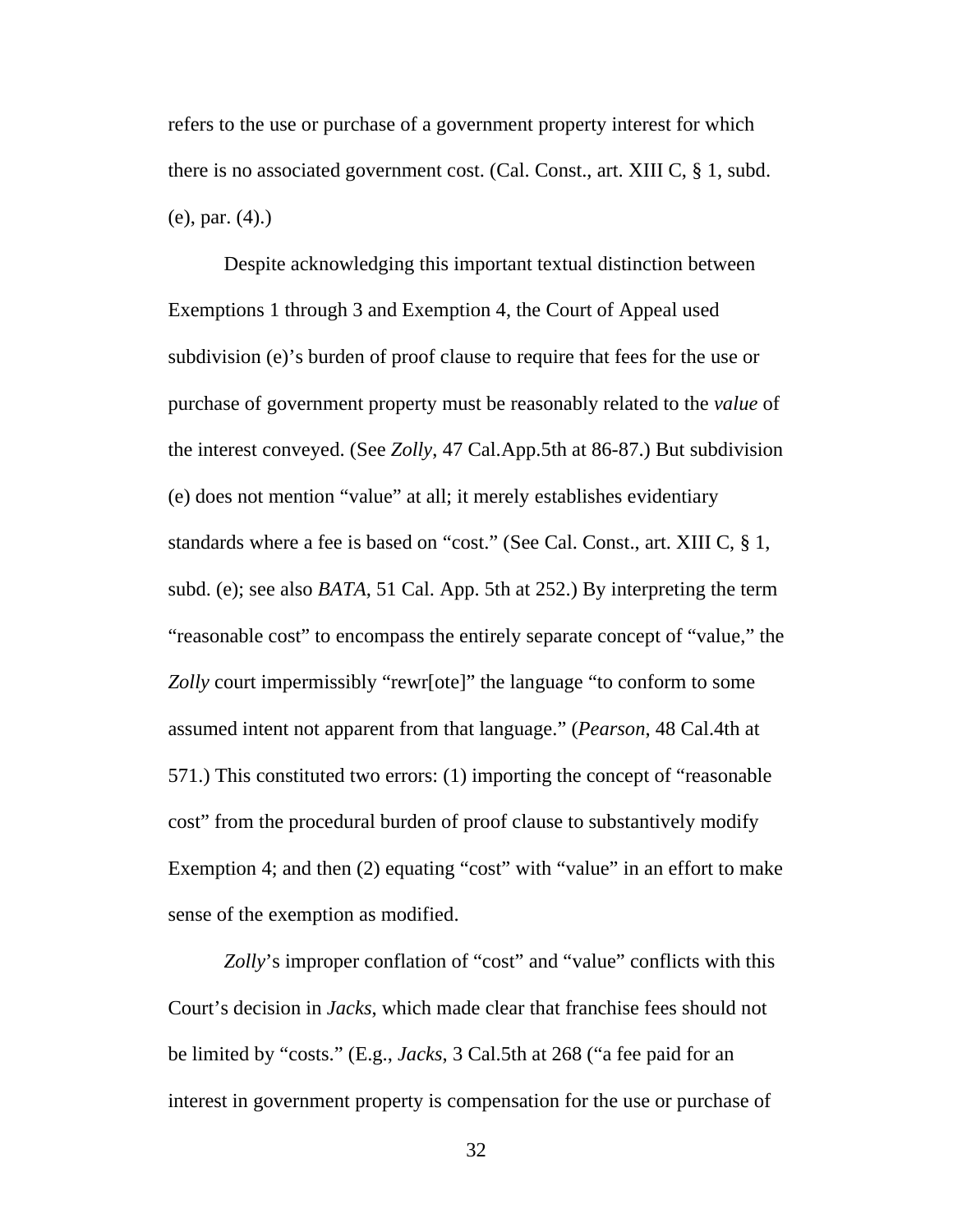refers to the use or purchase of a government property interest for which there is no associated government cost. (Cal. Const., art. XIII C, § 1, subd. (e), par. (4).)

Despite acknowledging this important textual distinction between Exemptions 1 through 3 and Exemption 4, the Court of Appeal used subdivision (e)'s burden of proof clause to require that fees for the use or purchase of government property must be reasonably related to the *value* of the interest conveyed. (See *Zolly*, 47 Cal.App.5th at 86-87.) But subdivision (e) does not mention "value" at all; it merely establishes evidentiary standards where a fee is based on "cost." (See Cal. Const., art. XIII C, § 1, subd. (e); see also *BATA*, 51 Cal. App. 5th at 252.) By interpreting the term "reasonable cost" to encompass the entirely separate concept of "value," the *Zolly* court impermissibly "rewr[ote]" the language "to conform to some assumed intent not apparent from that language." (*Pearson*, 48 Cal.4th at 571.) This constituted two errors: (1) importing the concept of "reasonable cost" from the procedural burden of proof clause to substantively modify Exemption 4; and then (2) equating "cost" with "value" in an effort to make sense of the exemption as modified.

*Zolly*'s improper conflation of "cost" and "value" conflicts with this Court's decision in *Jacks*, which made clear that franchise fees should not be limited by "costs." (E.g., *Jacks*, 3 Cal.5th at 268 ("a fee paid for an interest in government property is compensation for the use or purchase of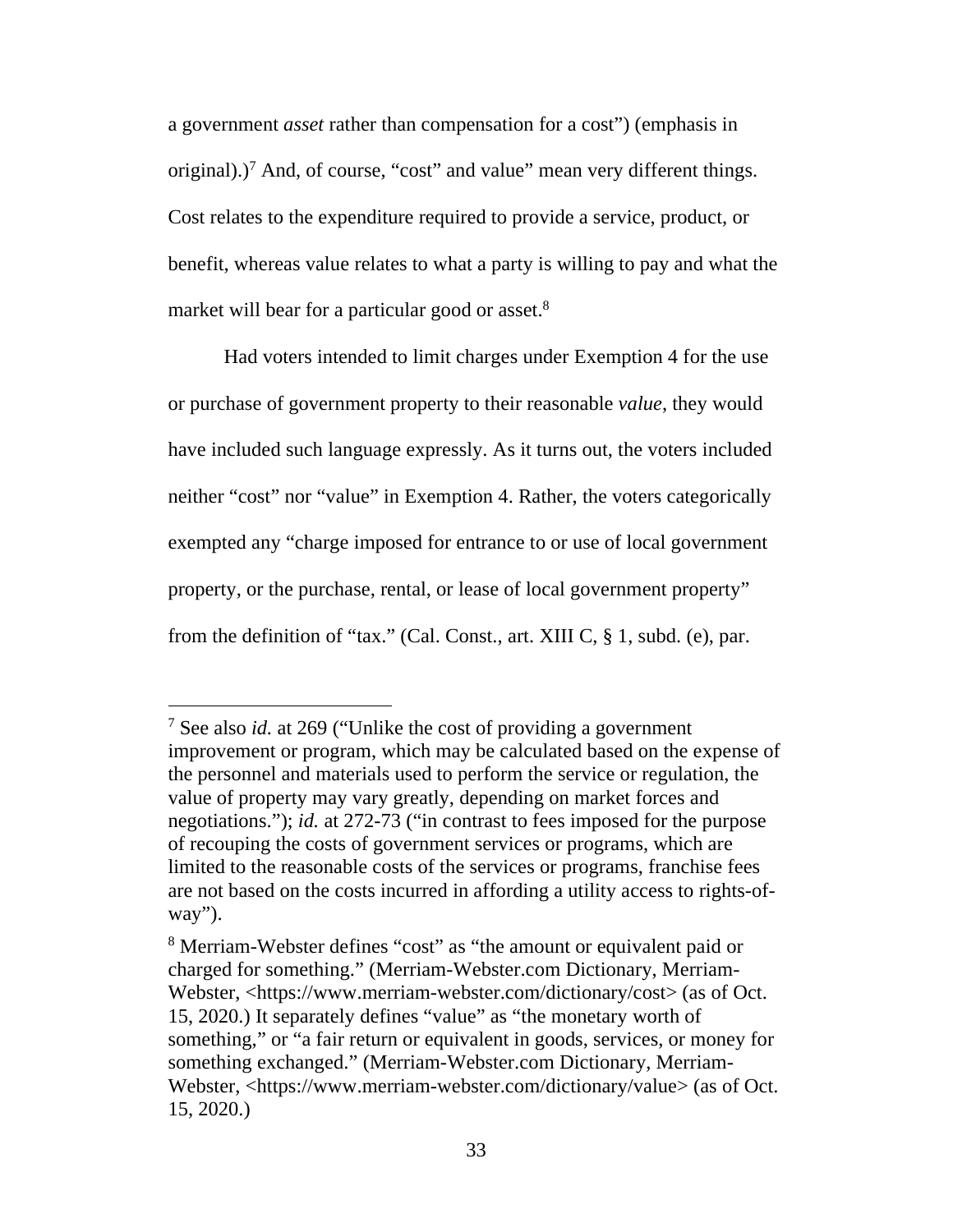a government *asset* rather than compensation for a cost") (emphasis in original).)[7] And, of course, "cost" and value" mean very different things. Cost relates to the expenditure required to provide a service, product, or benefit, whereas value relates to what a party is willing to pay and what the market will bear for a particular good or asset.[8]

Had voters intended to limit charges under Exemption 4 for the use or purchase of government property to their reasonable *value*, they would have included such language expressly. As it turns out, the voters included neither "cost" nor "value" in Exemption 4. Rather, the voters categorically exempted any "charge imposed for entrance to or use of local government property, or the purchase, rental, or lease of local government property" from the definition of "tax." (Cal. Const., art. XIII C, § 1, subd. (e), par.

---

[7] See also *id.* at 269 ("Unlike the cost of providing a government improvement or program, which may be calculated based on the expense of the personnel and materials used to perform the service or regulation, the value of property may vary greatly, depending on market forces and negotiations."); *id.* at 272-73 ("in contrast to fees imposed for the purpose of recouping the costs of government services or programs, which are limited to the reasonable costs of the services or programs, franchise fees are not based on the costs incurred in affording a utility access to rights-of-way").

[8] Merriam-Webster defines "cost" as "the amount or equivalent paid or charged for something." (Merriam-Webster.com Dictionary, Merriam-Webster, <https://www.merriam-webster.com/dictionary/cost> (as of Oct. 15, 2020.) It separately defines "value" as "the monetary worth of something," or "a fair return or equivalent in goods, services, or money for something exchanged." (Merriam-Webster.com Dictionary, Merriam-Webster, <https://www.merriam-webster.com/dictionary/value> (as of Oct. 15, 2020.)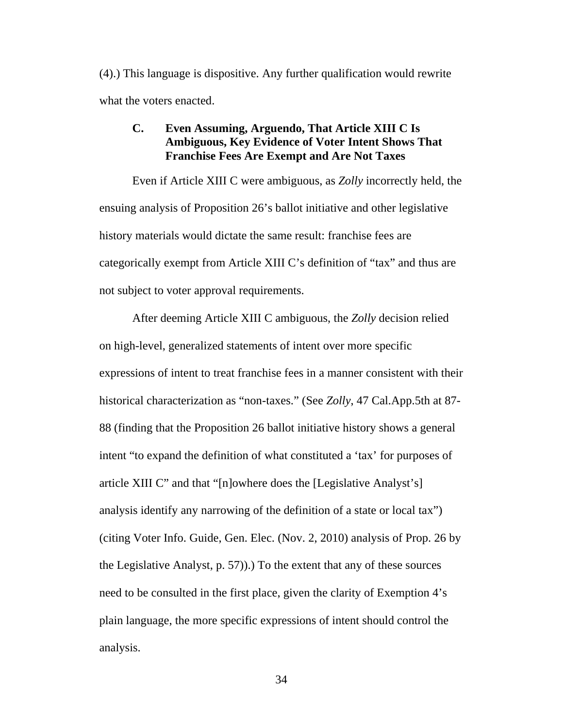(4).) This language is dispositive. Any further qualification would rewrite what the voters enacted.

### C. Even Assuming, Arguendo, That Article XIII C Is Ambiguous, Key Evidence of Voter Intent Shows That Franchise Fees Are Exempt and Are Not Taxes

Even if Article XIII C were ambiguous, as *Zolly* incorrectly held, the ensuing analysis of Proposition 26's ballot initiative and other legislative history materials would dictate the same result: franchise fees are categorically exempt from Article XIII C's definition of "tax" and thus are not subject to voter approval requirements.

After deeming Article XIII C ambiguous, the *Zolly* decision relied on high-level, generalized statements of intent over more specific expressions of intent to treat franchise fees in a manner consistent with their historical characterization as "non-taxes." (See *Zolly*, 47 Cal.App.5th at 87-88 (finding that the Proposition 26 ballot initiative history shows a general intent "to expand the definition of what constituted a 'tax' for purposes of article XIII C" and that "[n]owhere does the [Legislative Analyst's] analysis identify any narrowing of the definition of a state or local tax") (citing Voter Info. Guide, Gen. Elec. (Nov. 2, 2010) analysis of Prop. 26 by the Legislative Analyst, p. 57)).) To the extent that any of these sources need to be consulted in the first place, given the clarity of Exemption 4's plain language, the more specific expressions of intent should control the analysis.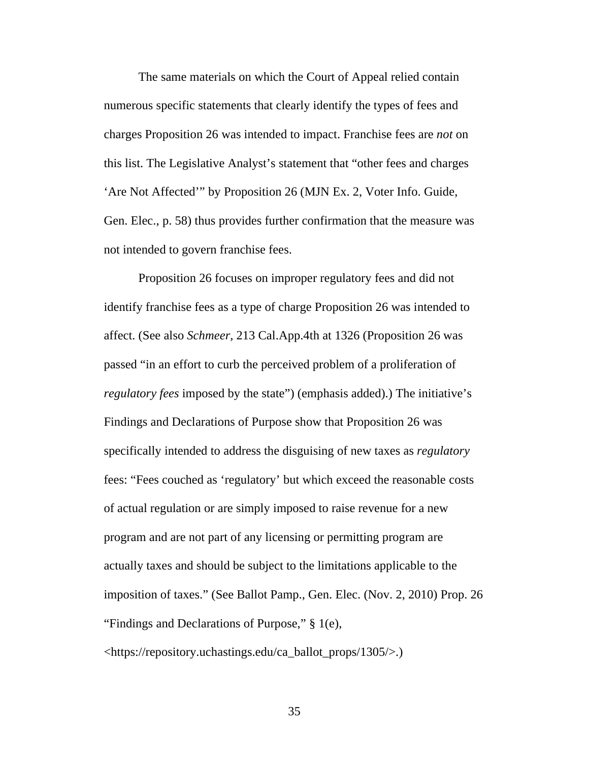The same materials on which the Court of Appeal relied contain numerous specific statements that clearly identify the types of fees and charges Proposition 26 was intended to impact. Franchise fees are *not* on this list. The Legislative Analyst's statement that "other fees and charges 'Are Not Affected'" by Proposition 26 (MJN Ex. 2, Voter Info. Guide, Gen. Elec., p. 58) thus provides further confirmation that the measure was not intended to govern franchise fees.

Proposition 26 focuses on improper regulatory fees and did not identify franchise fees as a type of charge Proposition 26 was intended to affect. (See also *Schmeer*, 213 Cal.App.4th at 1326 (Proposition 26 was passed "in an effort to curb the perceived problem of a proliferation of *regulatory fees* imposed by the state") (emphasis added).) The initiative's Findings and Declarations of Purpose show that Proposition 26 was specifically intended to address the disguising of new taxes as *regulatory* fees: "Fees couched as 'regulatory' but which exceed the reasonable costs of actual regulation or are simply imposed to raise revenue for a new program and are not part of any licensing or permitting program are actually taxes and should be subject to the limitations applicable to the imposition of taxes." (See Ballot Pamp., Gen. Elec. (Nov. 2, 2010) Prop. 26 "Findings and Declarations of Purpose," § 1(e), <https://repository.uchastings.edu/ca_ballot_props/1305/>.)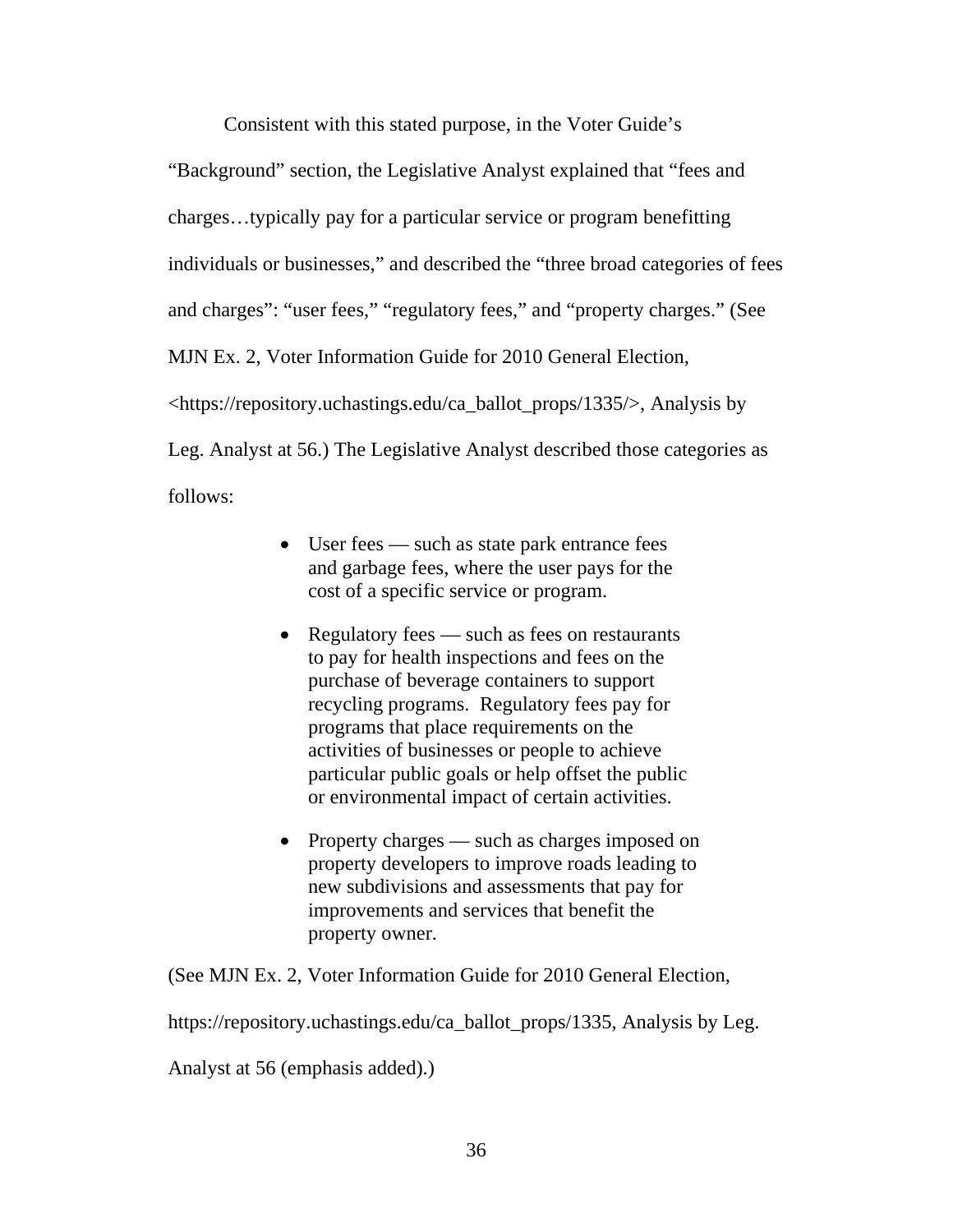Consistent with this stated purpose, in the Voter Guide's "Background" section, the Legislative Analyst explained that "fees and charges…typically pay for a particular service or program benefitting individuals or businesses," and described the "three broad categories of fees and charges": "user fees," "regulatory fees," and "property charges." (See MJN Ex. 2, Voter Information Guide for 2010 General Election, <https://repository.uchastings.edu/ca_ballot_props/1335/>, Analysis by Leg. Analyst at 56.) The Legislative Analyst described those categories as follows:

> - User fees — such as state park entrance fees and garbage fees, where the user pays for the cost of a specific service or program.
> - Regulatory fees — such as fees on restaurants to pay for health inspections and fees on the purchase of beverage containers to support recycling programs. Regulatory fees pay for programs that place requirements on the activities of businesses or people to achieve particular public goals or help offset the public or environmental impact of certain activities.
> - Property charges — such as charges imposed on property developers to improve roads leading to new subdivisions and assessments that pay for improvements and services that benefit the property owner.

(See MJN Ex. 2, Voter Information Guide for 2010 General Election, https://repository.uchastings.edu/ca_ballot_props/1335, Analysis by Leg. Analyst at 56 (emphasis added).)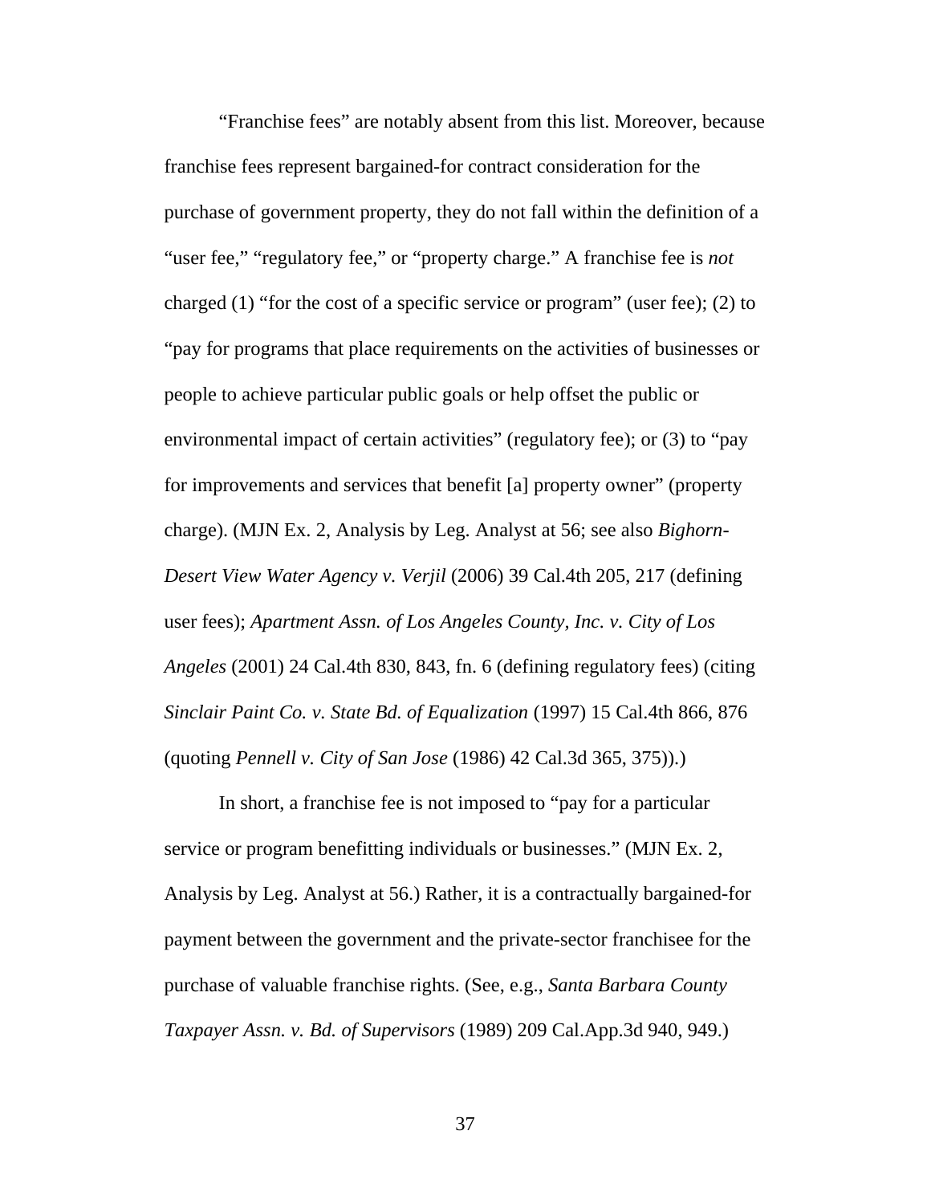"Franchise fees" are notably absent from this list. Moreover, because franchise fees represent bargained-for contract consideration for the purchase of government property, they do not fall within the definition of a "user fee," "regulatory fee," or "property charge." A franchise fee is *not* charged (1) "for the cost of a specific service or program" (user fee); (2) to "pay for programs that place requirements on the activities of businesses or people to achieve particular public goals or help offset the public or environmental impact of certain activities" (regulatory fee); or (3) to "pay for improvements and services that benefit [a] property owner" (property charge). (MJN Ex. 2, Analysis by Leg. Analyst at 56; see also *Bighorn-Desert View Water Agency v. Verjil* (2006) 39 Cal.4th 205, 217 (defining user fees); *Apartment Assn. of Los Angeles County, Inc. v. City of Los Angeles* (2001) 24 Cal.4th 830, 843, fn. 6 (defining regulatory fees) (citing *Sinclair Paint Co. v. State Bd. of Equalization* (1997) 15 Cal.4th 866, 876 (quoting *Pennell v. City of San Jose* (1986) 42 Cal.3d 365, 375)).)

In short, a franchise fee is not imposed to "pay for a particular service or program benefitting individuals or businesses." (MJN Ex. 2, Analysis by Leg. Analyst at 56.) Rather, it is a contractually bargained-for payment between the government and the private-sector franchisee for the purchase of valuable franchise rights. (See, e.g., *Santa Barbara County Taxpayer Assn. v. Bd. of Supervisors* (1989) 209 Cal.App.3d 940, 949.)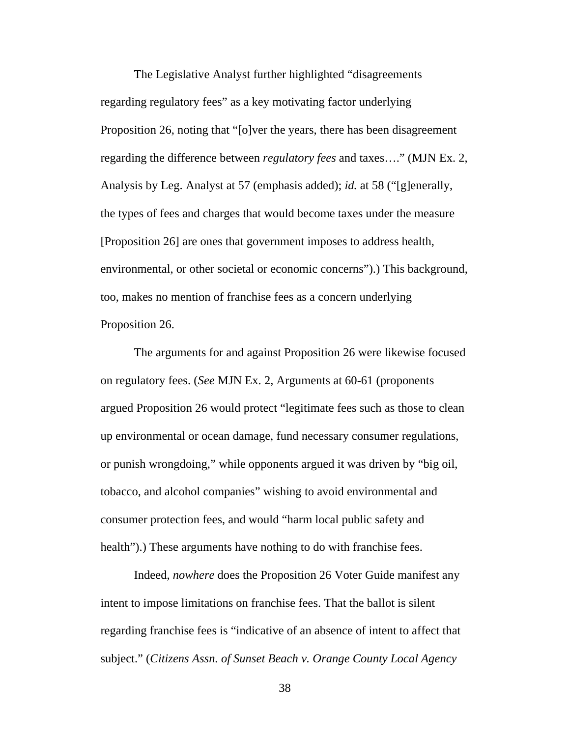The Legislative Analyst further highlighted "disagreements regarding regulatory fees" as a key motivating factor underlying Proposition 26, noting that "[o]ver the years, there has been disagreement regarding the difference between *regulatory fees* and taxes…." (MJN Ex. 2, Analysis by Leg. Analyst at 57 (emphasis added); *id.* at 58 ("[g]enerally, the types of fees and charges that would become taxes under the measure [Proposition 26] are ones that government imposes to address health, environmental, or other societal or economic concerns").) This background, too, makes no mention of franchise fees as a concern underlying Proposition 26.

The arguments for and against Proposition 26 were likewise focused on regulatory fees. (*See* MJN Ex. 2, Arguments at 60-61 (proponents argued Proposition 26 would protect "legitimate fees such as those to clean up environmental or ocean damage, fund necessary consumer regulations, or punish wrongdoing," while opponents argued it was driven by "big oil, tobacco, and alcohol companies" wishing to avoid environmental and consumer protection fees, and would "harm local public safety and health").) These arguments have nothing to do with franchise fees.

Indeed, *nowhere* does the Proposition 26 Voter Guide manifest any intent to impose limitations on franchise fees. That the ballot is silent regarding franchise fees is "indicative of an absence of intent to affect that subject." (*Citizens Assn. of Sunset Beach v. Orange County Local Agency*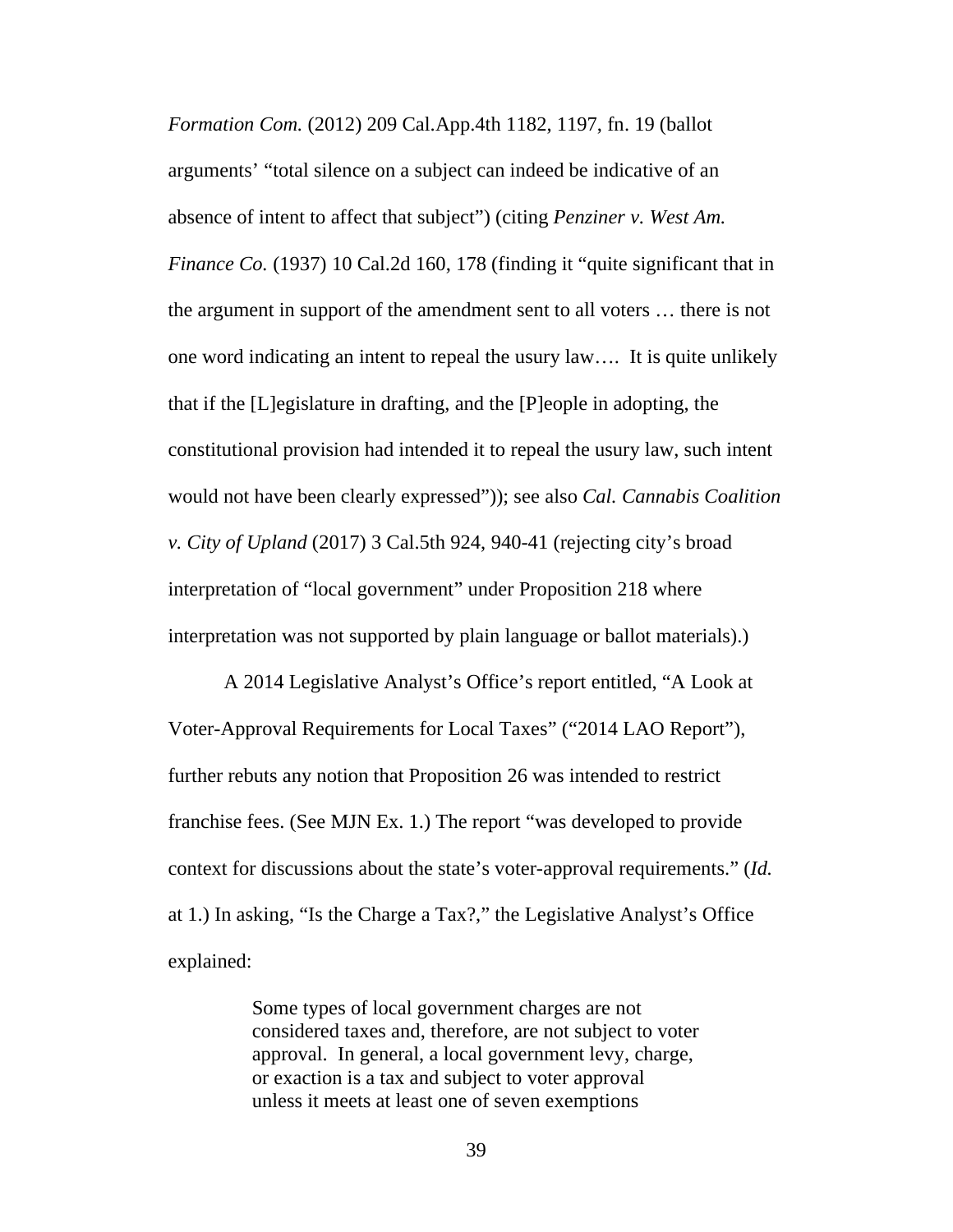*Formation Com.* (2012) 209 Cal.App.4th 1182, 1197, fn. 19 (ballot arguments' "total silence on a subject can indeed be indicative of an absence of intent to affect that subject") (citing *Penziner v. West Am. Finance Co.* (1937) 10 Cal.2d 160, 178 (finding it "quite significant that in the argument in support of the amendment sent to all voters … there is not one word indicating an intent to repeal the usury law…. It is quite unlikely that if the [L]egislature in drafting, and the [P]eople in adopting, the constitutional provision had intended it to repeal the usury law, such intent would not have been clearly expressed")); see also *Cal. Cannabis Coalition v. City of Upland* (2017) 3 Cal.5th 924, 940-41 (rejecting city's broad interpretation of "local government" under Proposition 218 where interpretation was not supported by plain language or ballot materials).)

A 2014 Legislative Analyst's Office's report entitled, "A Look at Voter-Approval Requirements for Local Taxes" ("2014 LAO Report"), further rebuts any notion that Proposition 26 was intended to restrict franchise fees. (See MJN Ex. 1.) The report "was developed to provide context for discussions about the state's voter-approval requirements." (*Id.* at 1.) In asking, "Is the Charge a Tax?," the Legislative Analyst's Office explained:

> Some types of local government charges are not considered taxes and, therefore, are not subject to voter approval. In general, a local government levy, charge, or exaction is a tax and subject to voter approval unless it meets at least one of seven exemptions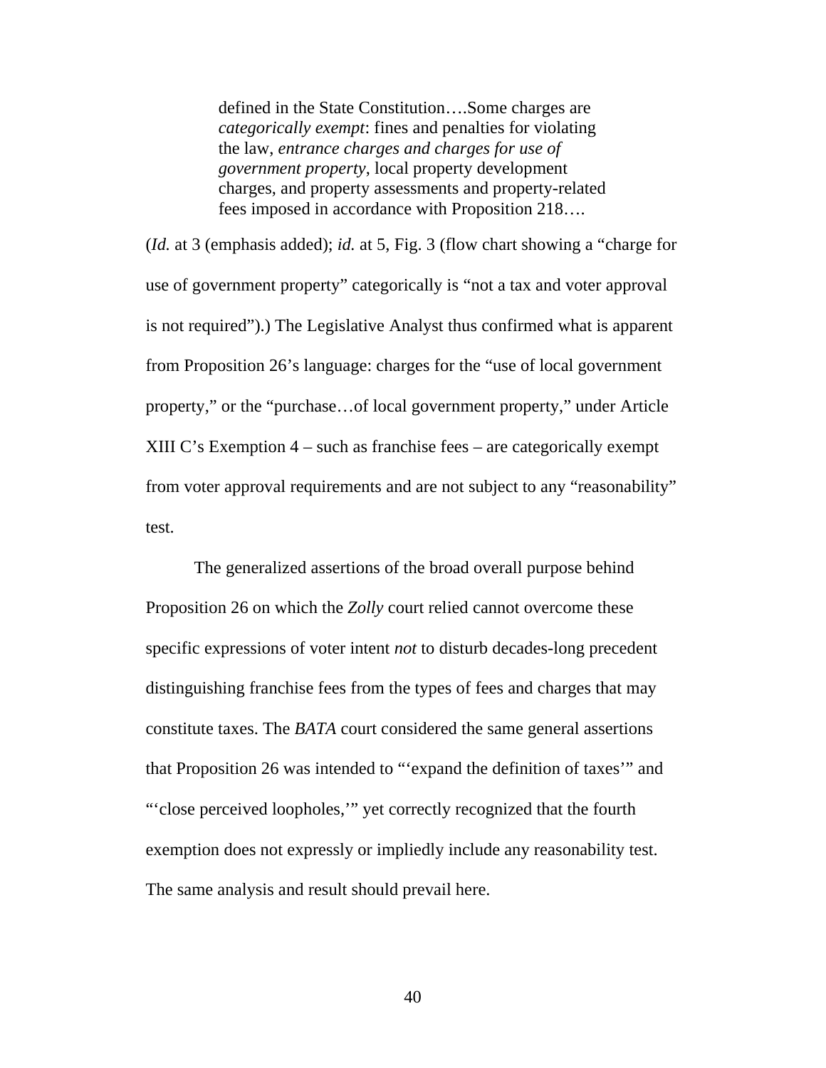> defined in the State Constitution….Some charges are *categorically exempt*: fines and penalties for violating the law, *entrance charges and charges for use of government property*, local property development charges, and property assessments and property-related fees imposed in accordance with Proposition 218….

(*Id.* at 3 (emphasis added); *id.* at 5, Fig. 3 (flow chart showing a "charge for use of government property" categorically is "not a tax and voter approval is not required").) The Legislative Analyst thus confirmed what is apparent from Proposition 26's language: charges for the "use of local government property," or the "purchase…of local government property," under Article XIII C's Exemption 4 – such as franchise fees – are categorically exempt from voter approval requirements and are not subject to any "reasonability" test.

The generalized assertions of the broad overall purpose behind Proposition 26 on which the *Zolly* court relied cannot overcome these specific expressions of voter intent *not* to disturb decades-long precedent distinguishing franchise fees from the types of fees and charges that may constitute taxes. The *BATA* court considered the same general assertions that Proposition 26 was intended to "'expand the definition of taxes'" and "'close perceived loopholes,'" yet correctly recognized that the fourth exemption does not expressly or impliedly include any reasonability test. The same analysis and result should prevail here.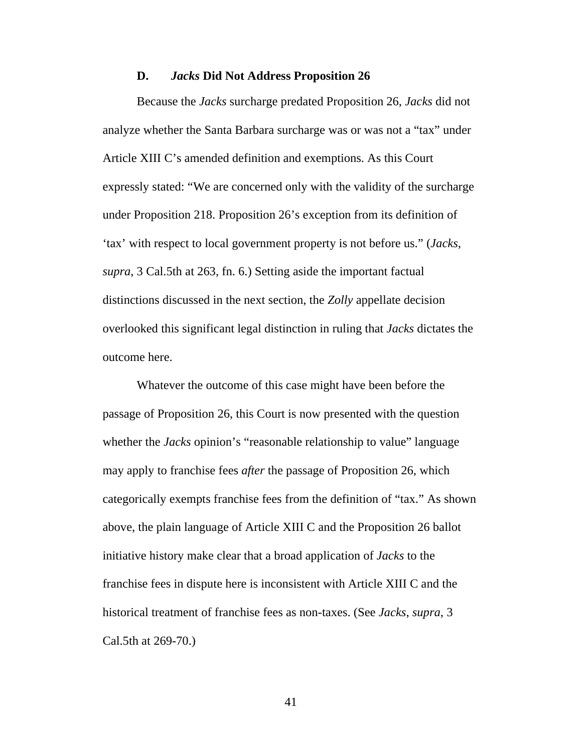### D. *Jacks* Did Not Address Proposition 26

Because the *Jacks* surcharge predated Proposition 26, *Jacks* did not analyze whether the Santa Barbara surcharge was or was not a "tax" under Article XIII C's amended definition and exemptions. As this Court expressly stated: "We are concerned only with the validity of the surcharge under Proposition 218. Proposition 26's exception from its definition of 'tax' with respect to local government property is not before us." (*Jacks*, *supra*, 3 Cal.5th at 263, fn. 6.) Setting aside the important factual distinctions discussed in the next section, the *Zolly* appellate decision overlooked this significant legal distinction in ruling that *Jacks* dictates the outcome here.

Whatever the outcome of this case might have been before the passage of Proposition 26, this Court is now presented with the question whether the *Jacks* opinion's "reasonable relationship to value" language may apply to franchise fees *after* the passage of Proposition 26, which categorically exempts franchise fees from the definition of "tax." As shown above, the plain language of Article XIII C and the Proposition 26 ballot initiative history make clear that a broad application of *Jacks* to the franchise fees in dispute here is inconsistent with Article XIII C and the historical treatment of franchise fees as non-taxes. (See *Jacks*, *supra*, 3 Cal.5th at 269-70.)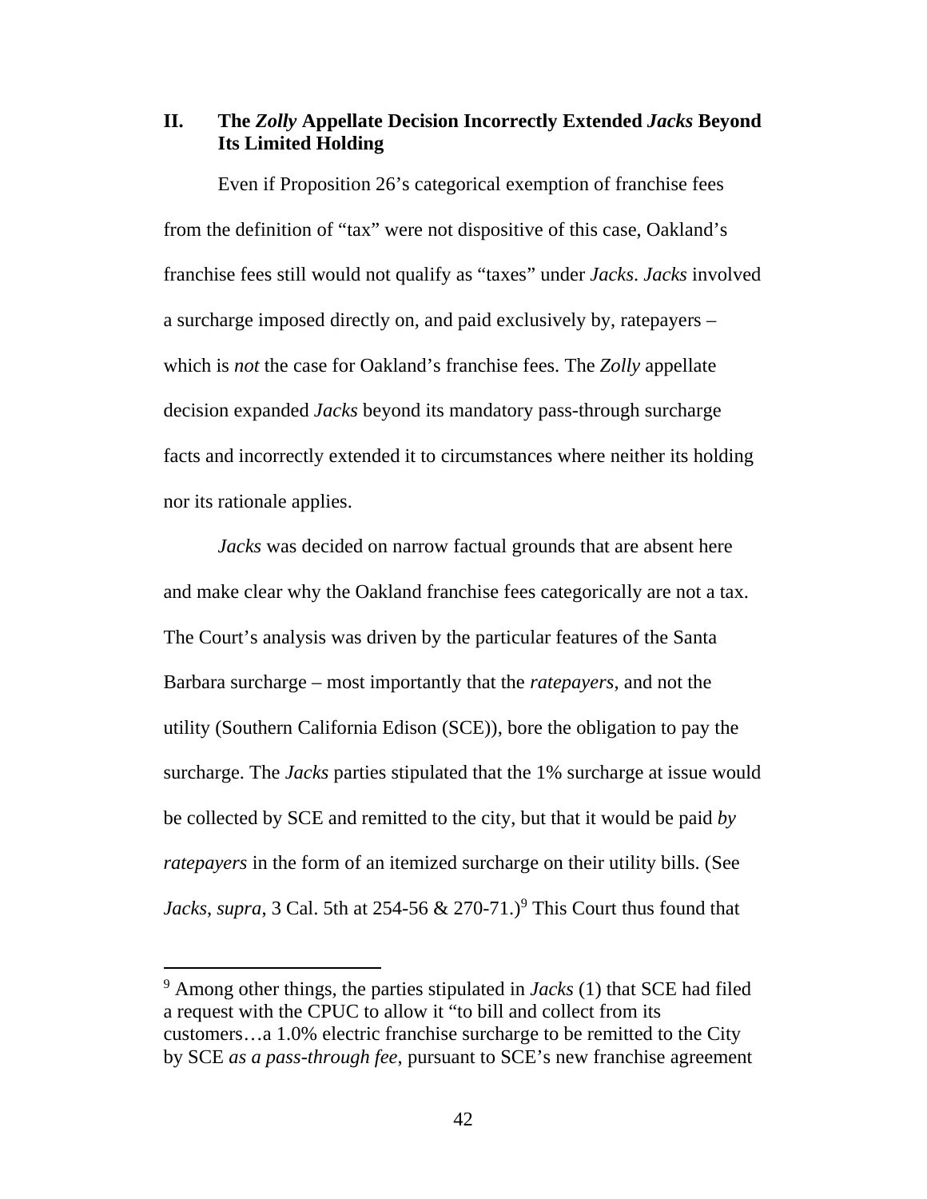## II. The *Zolly* Appellate Decision Incorrectly Extended *Jacks* Beyond Its Limited Holding

Even if Proposition 26's categorical exemption of franchise fees from the definition of "tax" were not dispositive of this case, Oakland's franchise fees still would not qualify as "taxes" under *Jacks*. *Jacks* involved a surcharge imposed directly on, and paid exclusively by, ratepayers – which is *not* the case for Oakland's franchise fees. The *Zolly* appellate decision expanded *Jacks* beyond its mandatory pass-through surcharge facts and incorrectly extended it to circumstances where neither its holding nor its rationale applies.

*Jacks* was decided on narrow factual grounds that are absent here and make clear why the Oakland franchise fees categorically are not a tax. The Court's analysis was driven by the particular features of the Santa Barbara surcharge – most importantly that the *ratepayers*, and not the utility (Southern California Edison (SCE)), bore the obligation to pay the surcharge. The *Jacks* parties stipulated that the 1% surcharge at issue would be collected by SCE and remitted to the city, but that it would be paid *by ratepayers* in the form of an itemized surcharge on their utility bills. (See *Jacks*, *supra*, 3 Cal. 5th at 254-56 & 270-71.)[9] This Court thus found that

[9] Among other things, the parties stipulated in *Jacks* (1) that SCE had filed a request with the CPUC to allow it "to bill and collect from its customers…a 1.0% electric franchise surcharge to be remitted to the City by SCE *as a pass-through fee*, pursuant to SCE's new franchise agreement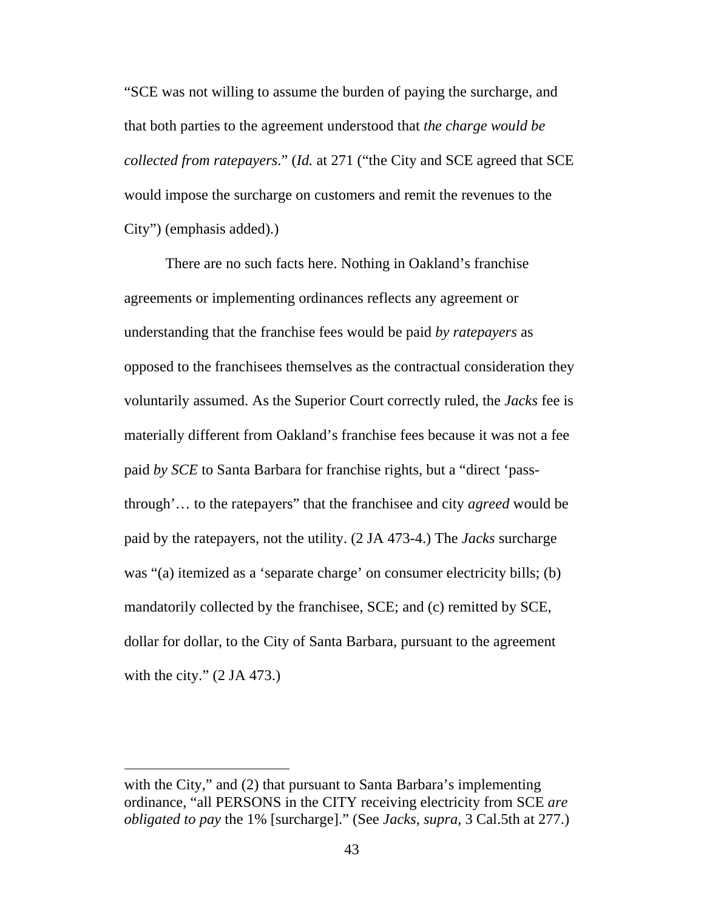"SCE was not willing to assume the burden of paying the surcharge, and that both parties to the agreement understood that *the charge would be collected from ratepayers*." (*Id.* at 271 ("the City and SCE agreed that SCE would impose the surcharge on customers and remit the revenues to the City") (emphasis added).)

There are no such facts here. Nothing in Oakland's franchise agreements or implementing ordinances reflects any agreement or understanding that the franchise fees would be paid *by ratepayers* as opposed to the franchisees themselves as the contractual consideration they voluntarily assumed. As the Superior Court correctly ruled, the *Jacks* fee is materially different from Oakland's franchise fees because it was not a fee paid *by SCE* to Santa Barbara for franchise rights, but a "direct 'pass-through'… to the ratepayers" that the franchisee and city *agreed* would be paid by the ratepayers, not the utility. (2 JA 473-4.) The *Jacks* surcharge was "(a) itemized as a 'separate charge' on consumer electricity bills; (b) mandatorily collected by the franchisee, SCE; and (c) remitted by SCE, dollar for dollar, to the City of Santa Barbara, pursuant to the agreement with the city." (2 JA 473.)

---

with the City," and (2) that pursuant to Santa Barbara's implementing ordinance, "all PERSONS in the CITY receiving electricity from SCE *are obligated to pay* the 1% [surcharge]." (See *Jacks, supra*, 3 Cal.5th at 277.)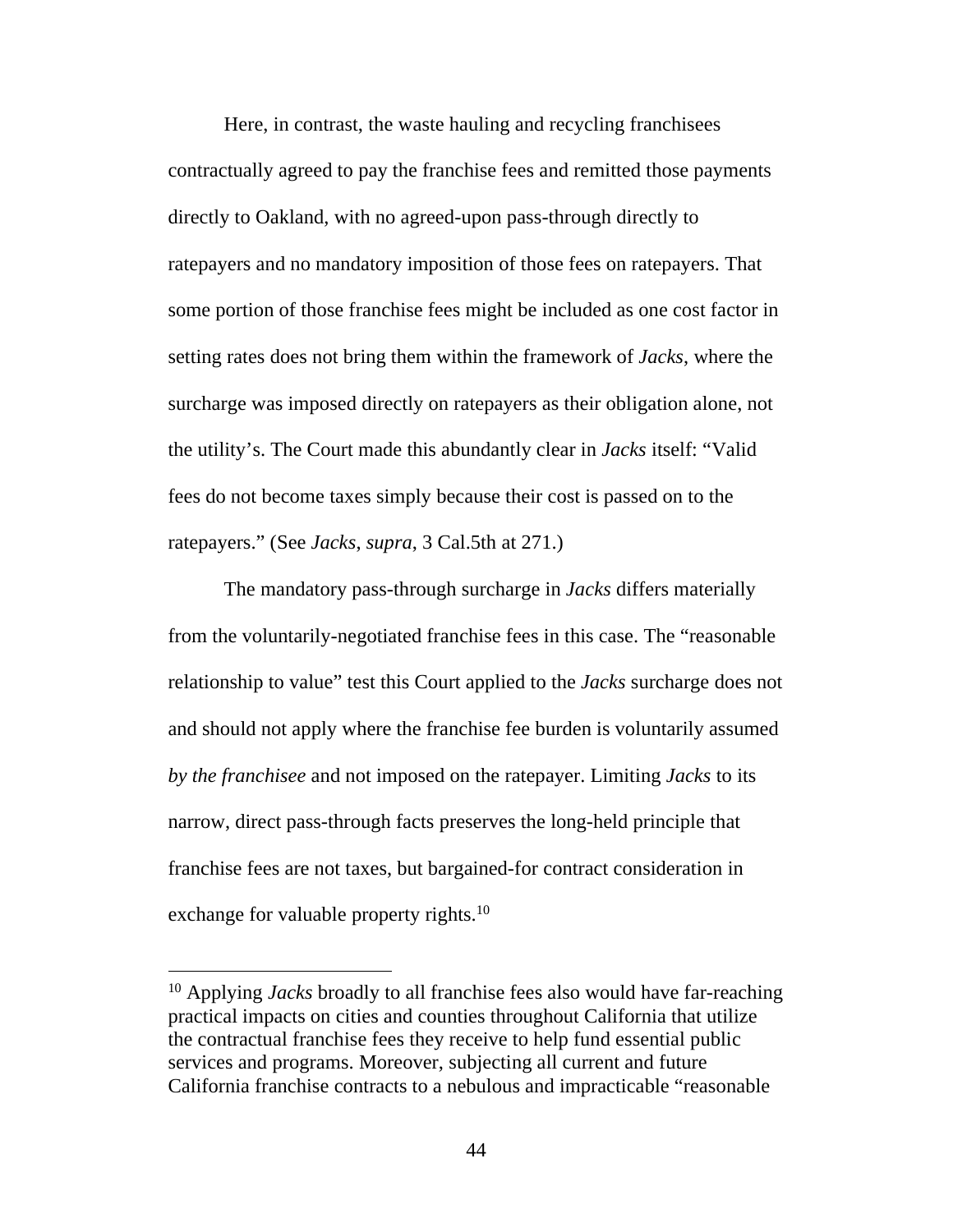Here, in contrast, the waste hauling and recycling franchisees contractually agreed to pay the franchise fees and remitted those payments directly to Oakland, with no agreed-upon pass-through directly to ratepayers and no mandatory imposition of those fees on ratepayers. That some portion of those franchise fees might be included as one cost factor in setting rates does not bring them within the framework of *Jacks*, where the surcharge was imposed directly on ratepayers as their obligation alone, not the utility's. The Court made this abundantly clear in *Jacks* itself: "Valid fees do not become taxes simply because their cost is passed on to the ratepayers." (See *Jacks*, *supra*, 3 Cal.5th at 271.)

The mandatory pass-through surcharge in *Jacks* differs materially from the voluntarily-negotiated franchise fees in this case. The "reasonable relationship to value" test this Court applied to the *Jacks* surcharge does not and should not apply where the franchise fee burden is voluntarily assumed *by the franchisee* and not imposed on the ratepayer. Limiting *Jacks* to its narrow, direct pass-through facts preserves the long-held principle that franchise fees are not taxes, but bargained-for contract consideration in exchange for valuable property rights.[10]

---

[10] Applying *Jacks* broadly to all franchise fees also would have far-reaching practical impacts on cities and counties throughout California that utilize the contractual franchise fees they receive to help fund essential public services and programs. Moreover, subjecting all current and future California franchise contracts to a nebulous and impracticable "reasonable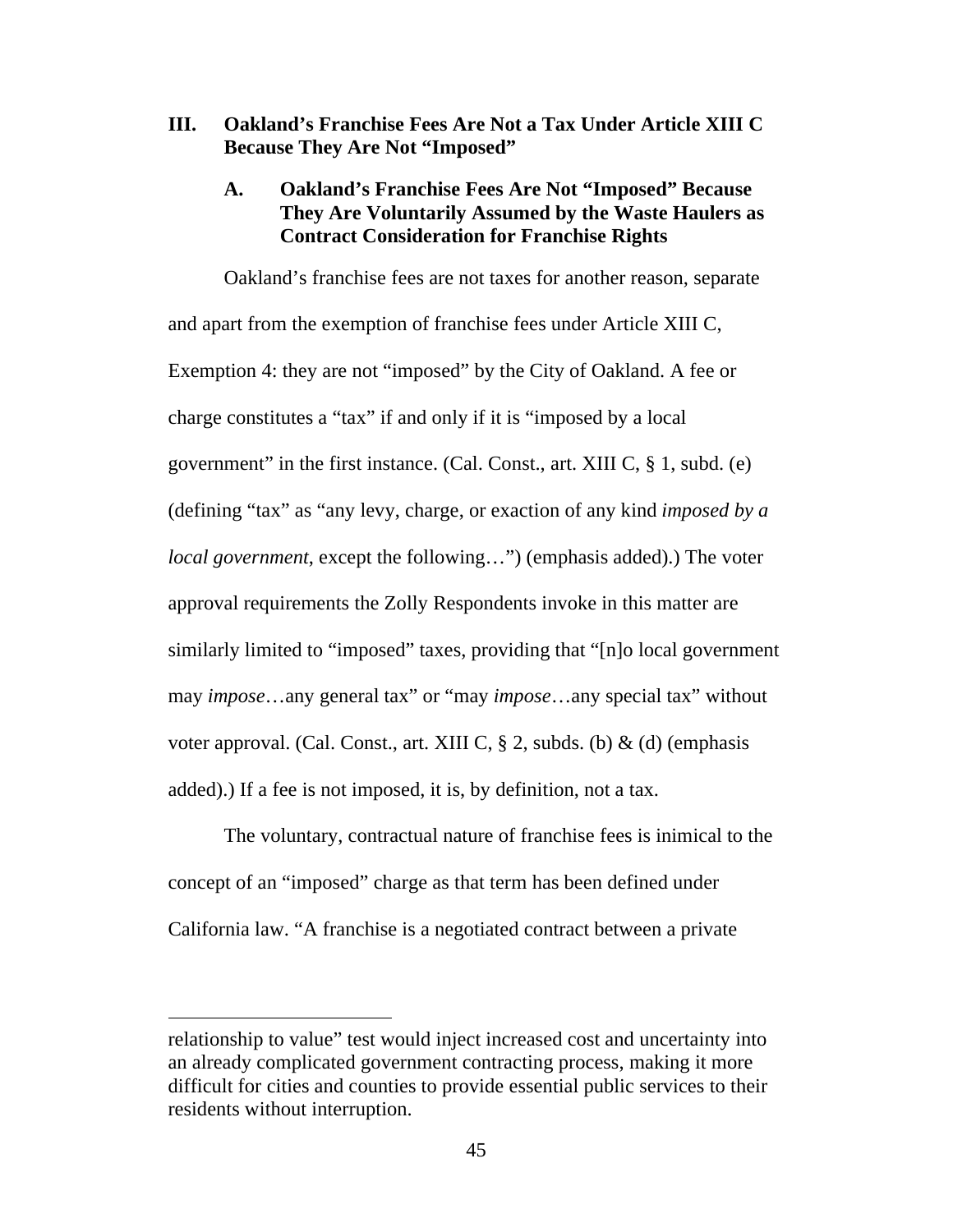## III. Oakland's Franchise Fees Are Not a Tax Under Article XIII C Because They Are Not "Imposed"

### A. Oakland's Franchise Fees Are Not "Imposed" Because They Are Voluntarily Assumed by the Waste Haulers as Contract Consideration for Franchise Rights

Oakland's franchise fees are not taxes for another reason, separate and apart from the exemption of franchise fees under Article XIII C, Exemption 4: they are not "imposed" by the City of Oakland. A fee or charge constitutes a "tax" if and only if it is "imposed by a local government" in the first instance. (Cal. Const., art. XIII C, § 1, subd. (e) (defining "tax" as "any levy, charge, or exaction of any kind *imposed by a local government*, except the following…") (emphasis added).) The voter approval requirements the Zolly Respondents invoke in this matter are similarly limited to "imposed" taxes, providing that "[n]o local government may *impose*…any general tax" or "may *impose*…any special tax" without voter approval. (Cal. Const., art. XIII C, § 2, subds. (b) & (d) (emphasis added).) If a fee is not imposed, it is, by definition, not a tax.

The voluntary, contractual nature of franchise fees is inimical to the concept of an "imposed" charge as that term has been defined under California law. "A franchise is a negotiated contract between a private

---

relationship to value" test would inject increased cost and uncertainty into an already complicated government contracting process, making it more difficult for cities and counties to provide essential public services to their residents without interruption.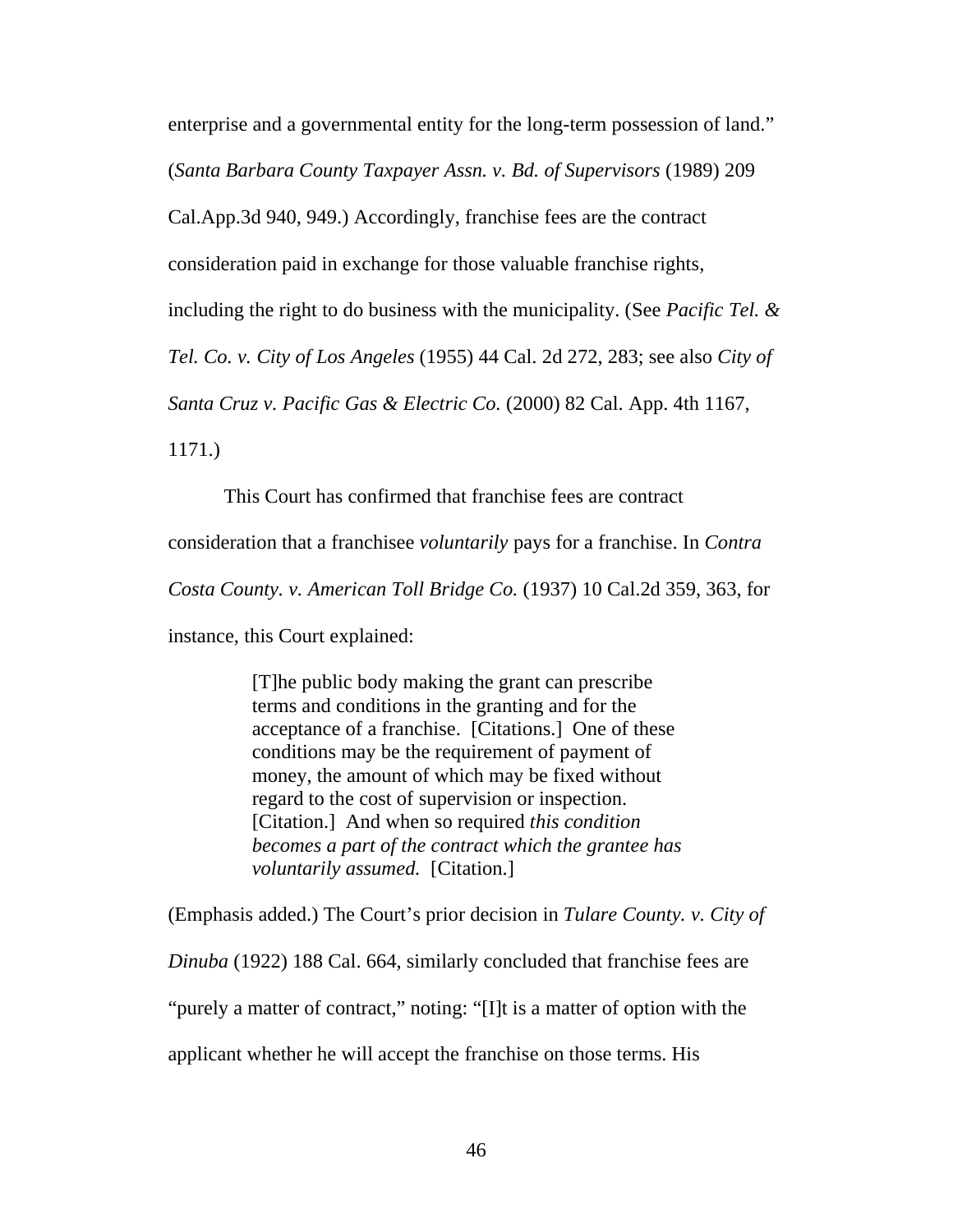enterprise and a governmental entity for the long-term possession of land." (*Santa Barbara County Taxpayer Assn. v. Bd. of Supervisors* (1989) 209 Cal.App.3d 940, 949.) Accordingly, franchise fees are the contract consideration paid in exchange for those valuable franchise rights, including the right to do business with the municipality. (See *Pacific Tel. & Tel. Co. v. City of Los Angeles* (1955) 44 Cal. 2d 272, 283; see also *City of Santa Cruz v. Pacific Gas & Electric Co.* (2000) 82 Cal. App. 4th 1167, 1171.)

This Court has confirmed that franchise fees are contract consideration that a franchisee *voluntarily* pays for a franchise. In *Contra Costa County. v. American Toll Bridge Co.* (1937) 10 Cal.2d 359, 363, for instance, this Court explained:

> [T]he public body making the grant can prescribe terms and conditions in the granting and for the acceptance of a franchise. [Citations.] One of these conditions may be the requirement of payment of money, the amount of which may be fixed without regard to the cost of supervision or inspection. [Citation.] And when so required *this condition becomes a part of the contract which the grantee has voluntarily assumed.* [Citation.]

(Emphasis added.) The Court's prior decision in *Tulare County. v. City of Dinuba* (1922) 188 Cal. 664, similarly concluded that franchise fees are "purely a matter of contract," noting: "[I]t is a matter of option with the applicant whether he will accept the franchise on those terms. His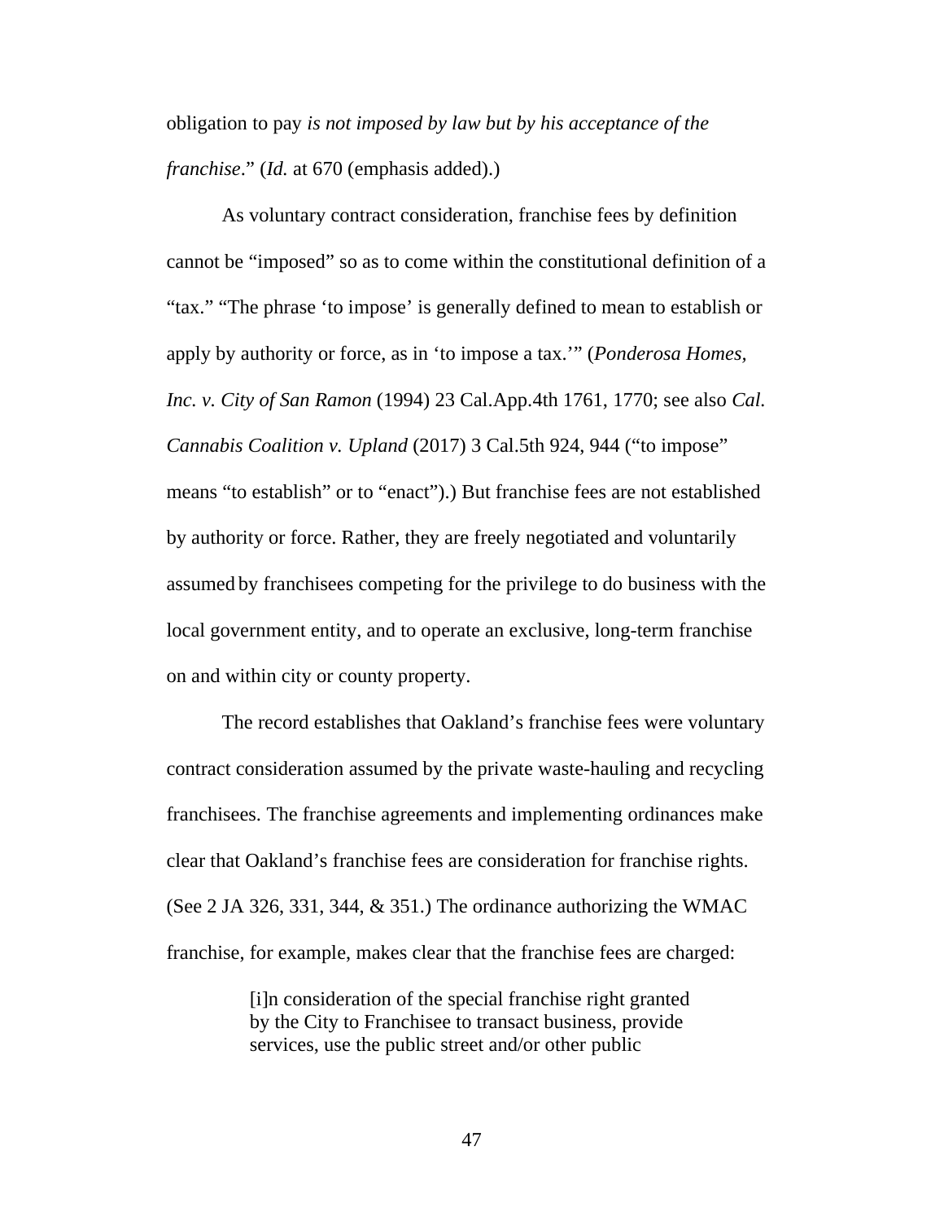obligation to pay *is not imposed by law but by his acceptance of the franchise*." (*Id.* at 670 (emphasis added).)

As voluntary contract consideration, franchise fees by definition cannot be "imposed" so as to come within the constitutional definition of a "tax." "The phrase 'to impose' is generally defined to mean to establish or apply by authority or force, as in 'to impose a tax.'" (*Ponderosa Homes, Inc. v. City of San Ramon* (1994) 23 Cal.App.4th 1761, 1770; see also *Cal. Cannabis Coalition v. Upland* (2017) 3 Cal.5th 924, 944 ("to impose" means "to establish" or to "enact").) But franchise fees are not established by authority or force. Rather, they are freely negotiated and voluntarily assumed by franchisees competing for the privilege to do business with the local government entity, and to operate an exclusive, long-term franchise on and within city or county property.

The record establishes that Oakland's franchise fees were voluntary contract consideration assumed by the private waste-hauling and recycling franchisees. The franchise agreements and implementing ordinances make clear that Oakland's franchise fees are consideration for franchise rights. (See 2 JA 326, 331, 344, & 351.) The ordinance authorizing the WMAC franchise, for example, makes clear that the franchise fees are charged:

> [i]n consideration of the special franchise right granted by the City to Franchisee to transact business, provide services, use the public street and/or other public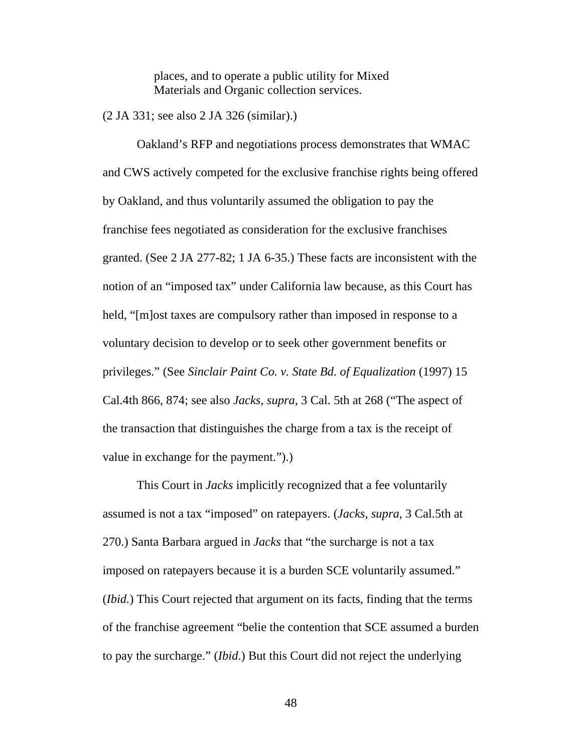> places, and to operate a public utility for Mixed Materials and Organic collection services.

(2 JA 331; see also 2 JA 326 (similar).)

Oakland's RFP and negotiations process demonstrates that WMAC and CWS actively competed for the exclusive franchise rights being offered by Oakland, and thus voluntarily assumed the obligation to pay the franchise fees negotiated as consideration for the exclusive franchises granted. (See 2 JA 277-82; 1 JA 6-35.) These facts are inconsistent with the notion of an "imposed tax" under California law because, as this Court has held, "[m]ost taxes are compulsory rather than imposed in response to a voluntary decision to develop or to seek other government benefits or privileges." (See *Sinclair Paint Co. v. State Bd. of Equalization* (1997) 15 Cal.4th 866, 874; see also *Jacks*, *supra*, 3 Cal. 5th at 268 ("The aspect of the transaction that distinguishes the charge from a tax is the receipt of value in exchange for the payment.").)

This Court in *Jacks* implicitly recognized that a fee voluntarily assumed is not a tax "imposed" on ratepayers. (*Jacks*, *supra*, 3 Cal.5th at 270.) Santa Barbara argued in *Jacks* that "the surcharge is not a tax imposed on ratepayers because it is a burden SCE voluntarily assumed." (*Ibid.*) This Court rejected that argument on its facts, finding that the terms of the franchise agreement "belie the contention that SCE assumed a burden to pay the surcharge." (*Ibid.*) But this Court did not reject the underlying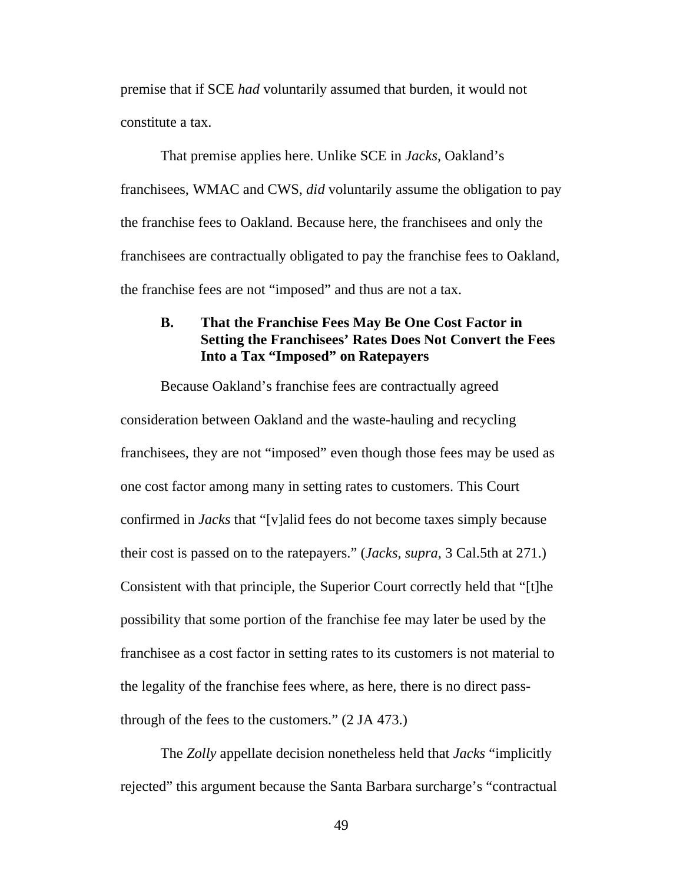premise that if SCE *had* voluntarily assumed that burden, it would not constitute a tax.

That premise applies here. Unlike SCE in *Jacks*, Oakland's franchisees, WMAC and CWS, *did* voluntarily assume the obligation to pay the franchise fees to Oakland. Because here, the franchisees and only the franchisees are contractually obligated to pay the franchise fees to Oakland, the franchise fees are not "imposed" and thus are not a tax.

### B. That the Franchise Fees May Be One Cost Factor in Setting the Franchisees' Rates Does Not Convert the Fees Into a Tax "Imposed" on Ratepayers

Because Oakland's franchise fees are contractually agreed consideration between Oakland and the waste-hauling and recycling franchisees, they are not "imposed" even though those fees may be used as one cost factor among many in setting rates to customers. This Court confirmed in *Jacks* that "[v]alid fees do not become taxes simply because their cost is passed on to the ratepayers." (*Jacks*, *supra*, 3 Cal.5th at 271.) Consistent with that principle, the Superior Court correctly held that "[t]he possibility that some portion of the franchise fee may later be used by the franchisee as a cost factor in setting rates to its customers is not material to the legality of the franchise fees where, as here, there is no direct pass-through of the fees to the customers." (2 JA 473.)

The *Zolly* appellate decision nonetheless held that *Jacks* "implicitly rejected" this argument because the Santa Barbara surcharge's "contractual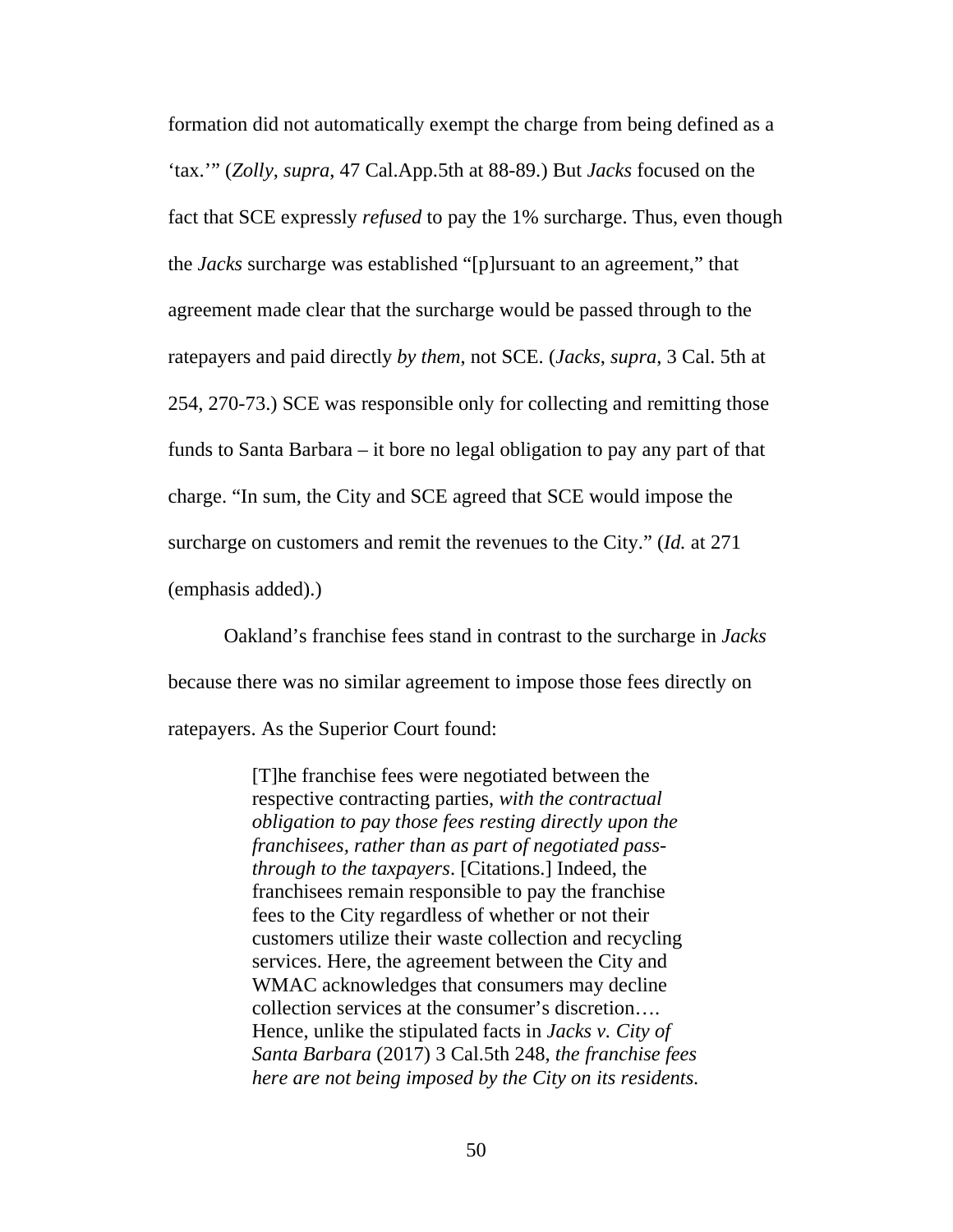formation did not automatically exempt the charge from being defined as a 'tax.'" (*Zolly*, *supra*, 47 Cal.App.5th at 88-89.) But *Jacks* focused on the fact that SCE expressly *refused* to pay the 1% surcharge. Thus, even though the *Jacks* surcharge was established "[p]ursuant to an agreement," that agreement made clear that the surcharge would be passed through to the ratepayers and paid directly *by them*, not SCE. (*Jacks*, *supra*, 3 Cal. 5th at 254, 270-73.) SCE was responsible only for collecting and remitting those funds to Santa Barbara – it bore no legal obligation to pay any part of that charge. "In sum, the City and SCE agreed that SCE would impose the surcharge on customers and remit the revenues to the City." (*Id.* at 271 (emphasis added).)

Oakland's franchise fees stand in contrast to the surcharge in *Jacks* because there was no similar agreement to impose those fees directly on ratepayers. As the Superior Court found:

> [T]he franchise fees were negotiated between the respective contracting parties, *with the contractual obligation to pay those fees resting directly upon the franchisees, rather than as part of negotiated pass-through to the taxpayers*. [Citations.] Indeed, the franchisees remain responsible to pay the franchise fees to the City regardless of whether or not their customers utilize their waste collection and recycling services. Here, the agreement between the City and WMAC acknowledges that consumers may decline collection services at the consumer's discretion…. Hence, unlike the stipulated facts in *Jacks v. City of Santa Barbara* (2017) 3 Cal.5th 248, *the franchise fees here are not being imposed by the City on its residents.*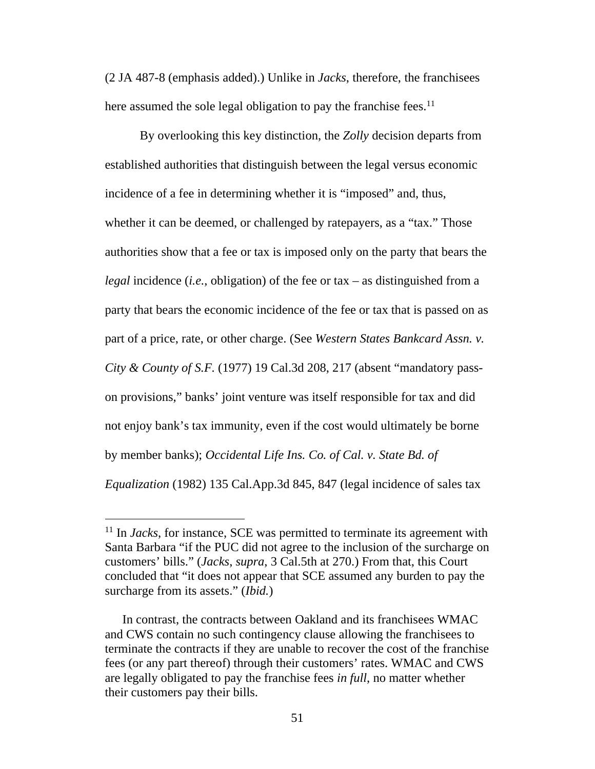(2 JA 487-8 (emphasis added).) Unlike in *Jacks*, therefore, the franchisees here assumed the sole legal obligation to pay the franchise fees.[11]

By overlooking this key distinction, the *Zolly* decision departs from established authorities that distinguish between the legal versus economic incidence of a fee in determining whether it is "imposed" and, thus, whether it can be deemed, or challenged by ratepayers, as a "tax." Those authorities show that a fee or tax is imposed only on the party that bears the *legal* incidence (*i.e.*, obligation) of the fee or tax – as distinguished from a party that bears the economic incidence of the fee or tax that is passed on as part of a price, rate, or other charge. (See *Western States Bankcard Assn. v. City & County of S.F.* (1977) 19 Cal.3d 208, 217 (absent "mandatory pass-on provisions," banks' joint venture was itself responsible for tax and did not enjoy bank's tax immunity, even if the cost would ultimately be borne by member banks); *Occidental Life Ins. Co. of Cal. v. State Bd. of Equalization* (1982) 135 Cal.App.3d 845, 847 (legal incidence of sales tax

---

[11] In *Jacks*, for instance, SCE was permitted to terminate its agreement with Santa Barbara "if the PUC did not agree to the inclusion of the surcharge on customers' bills." (*Jacks*, *supra*, 3 Cal.5th at 270.) From that, this Court concluded that "it does not appear that SCE assumed any burden to pay the surcharge from its assets." (*Ibid.*)

In contrast, the contracts between Oakland and its franchisees WMAC and CWS contain no such contingency clause allowing the franchisees to terminate the contracts if they are unable to recover the cost of the franchise fees (or any part thereof) through their customers' rates. WMAC and CWS are legally obligated to pay the franchise fees *in full*, no matter whether their customers pay their bills.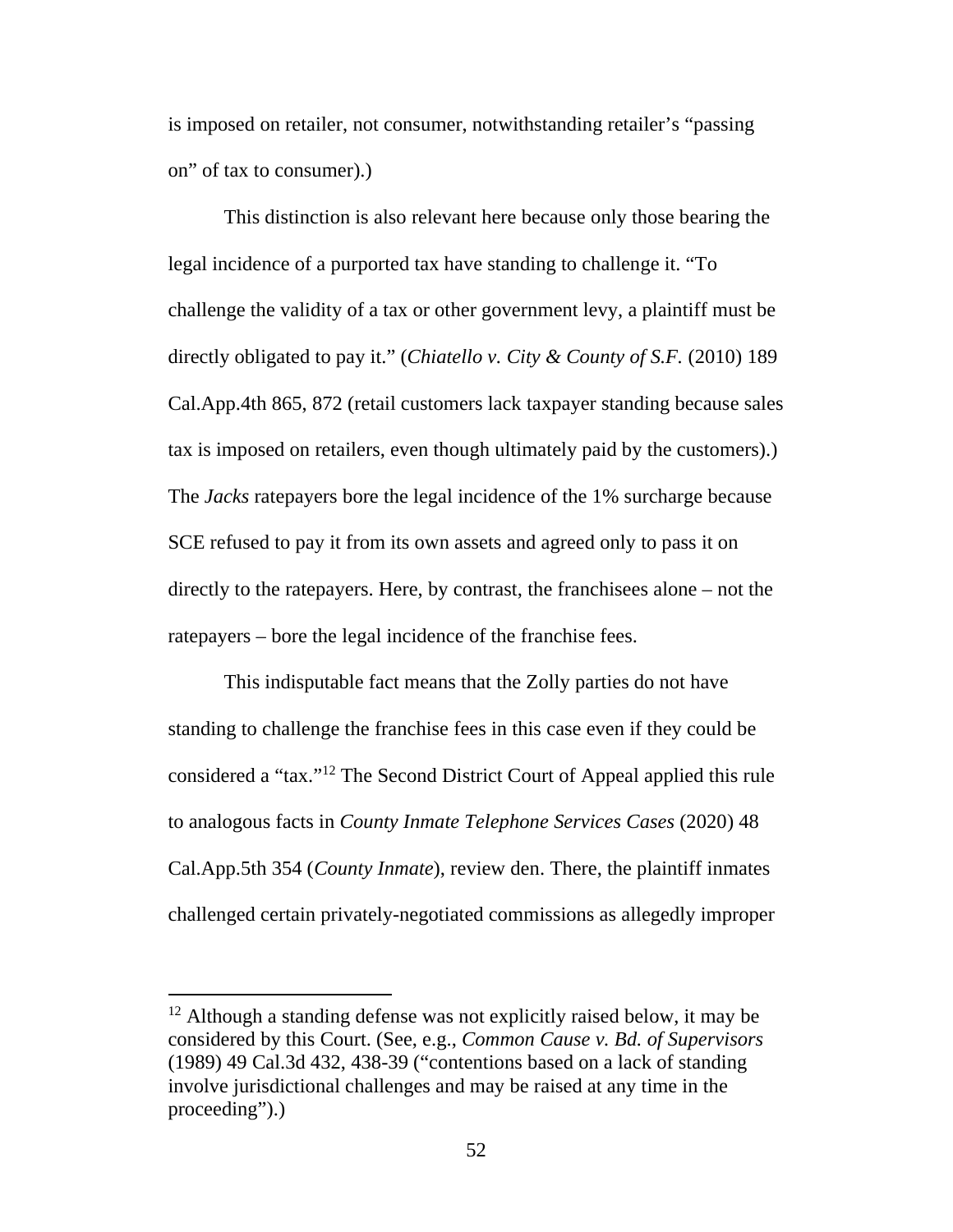is imposed on retailer, not consumer, notwithstanding retailer's "passing on" of tax to consumer).)

This distinction is also relevant here because only those bearing the legal incidence of a purported tax have standing to challenge it. "To challenge the validity of a tax or other government levy, a plaintiff must be directly obligated to pay it." (*Chiatello v. City & County of S.F.* (2010) 189 Cal.App.4th 865, 872 (retail customers lack taxpayer standing because sales tax is imposed on retailers, even though ultimately paid by the customers).) The *Jacks* ratepayers bore the legal incidence of the 1% surcharge because SCE refused to pay it from its own assets and agreed only to pass it on directly to the ratepayers. Here, by contrast, the franchisees alone – not the ratepayers – bore the legal incidence of the franchise fees.

This indisputable fact means that the Zolly parties do not have standing to challenge the franchise fees in this case even if they could be considered a "tax."[12] The Second District Court of Appeal applied this rule to analogous facts in *County Inmate Telephone Services Cases* (2020) 48 Cal.App.5th 354 (*County Inmate*), review den. There, the plaintiff inmates challenged certain privately-negotiated commissions as allegedly improper

---

[12] Although a standing defense was not explicitly raised below, it may be considered by this Court. (See, e.g., *Common Cause v. Bd. of Supervisors* (1989) 49 Cal.3d 432, 438-39 ("contentions based on a lack of standing involve jurisdictional challenges and may be raised at any time in the proceeding").)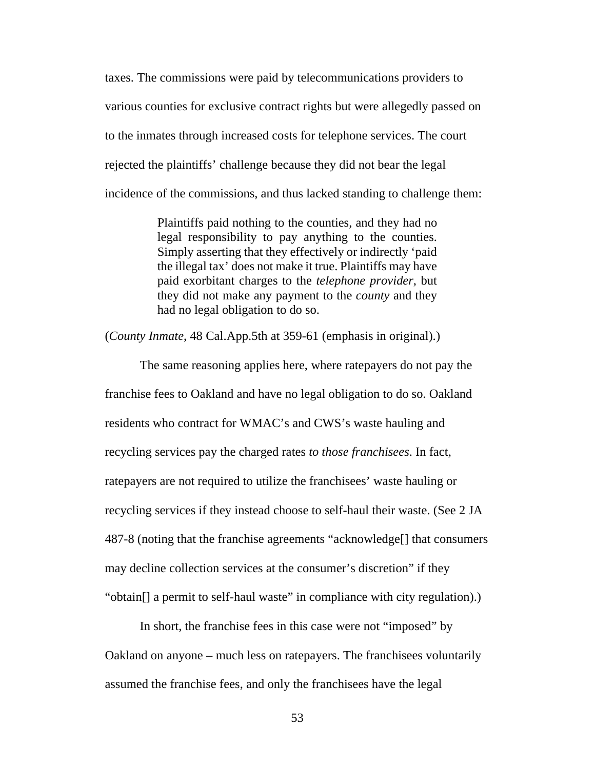taxes. The commissions were paid by telecommunications providers to various counties for exclusive contract rights but were allegedly passed on to the inmates through increased costs for telephone services. The court rejected the plaintiffs' challenge because they did not bear the legal incidence of the commissions, and thus lacked standing to challenge them:

> Plaintiffs paid nothing to the counties, and they had no legal responsibility to pay anything to the counties. Simply asserting that they effectively or indirectly 'paid the illegal tax' does not make it true. Plaintiffs may have paid exorbitant charges to the *telephone provider*, but they did not make any payment to the *county* and they had no legal obligation to do so.

(*County Inmate*, 48 Cal.App.5th at 359-61 (emphasis in original).)

The same reasoning applies here, where ratepayers do not pay the franchise fees to Oakland and have no legal obligation to do so. Oakland residents who contract for WMAC's and CWS's waste hauling and recycling services pay the charged rates *to those franchisees*. In fact, ratepayers are not required to utilize the franchisees' waste hauling or recycling services if they instead choose to self-haul their waste. (See 2 JA 487-8 (noting that the franchise agreements "acknowledge[] that consumers may decline collection services at the consumer's discretion" if they "obtain[] a permit to self-haul waste" in compliance with city regulation).)

In short, the franchise fees in this case were not "imposed" by Oakland on anyone – much less on ratepayers. The franchisees voluntarily assumed the franchise fees, and only the franchisees have the legal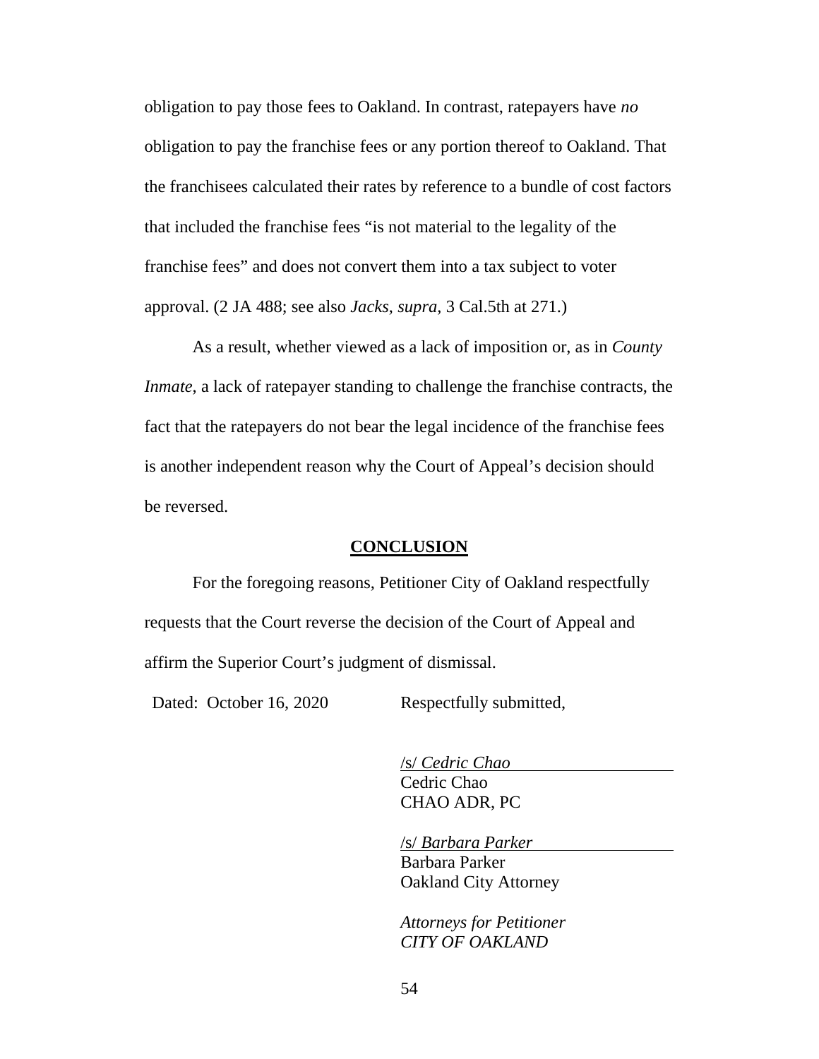obligation to pay those fees to Oakland. In contrast, ratepayers have *no* obligation to pay the franchise fees or any portion thereof to Oakland. That the franchisees calculated their rates by reference to a bundle of cost factors that included the franchise fees "is not material to the legality of the franchise fees" and does not convert them into a tax subject to voter approval. (2 JA 488; see also *Jacks*, *supra*, 3 Cal.5th at 271.)

As a result, whether viewed as a lack of imposition or, as in *County Inmate*, a lack of ratepayer standing to challenge the franchise contracts, the fact that the ratepayers do not bear the legal incidence of the franchise fees is another independent reason why the Court of Appeal's decision should be reversed.

## CONCLUSION

For the foregoing reasons, Petitioner City of Oakland respectfully requests that the Court reverse the decision of the Court of Appeal and affirm the Superior Court's judgment of dismissal.

Dated: October 16, 2020

Respectfully submitted,

/s/ *Cedric Chao*
Cedric Chao
CHAO ADR, PC

/s/ *Barbara Parker*
Barbara Parker
Oakland City Attorney

*Attorneys for Petitioner*
*CITY OF OAKLAND*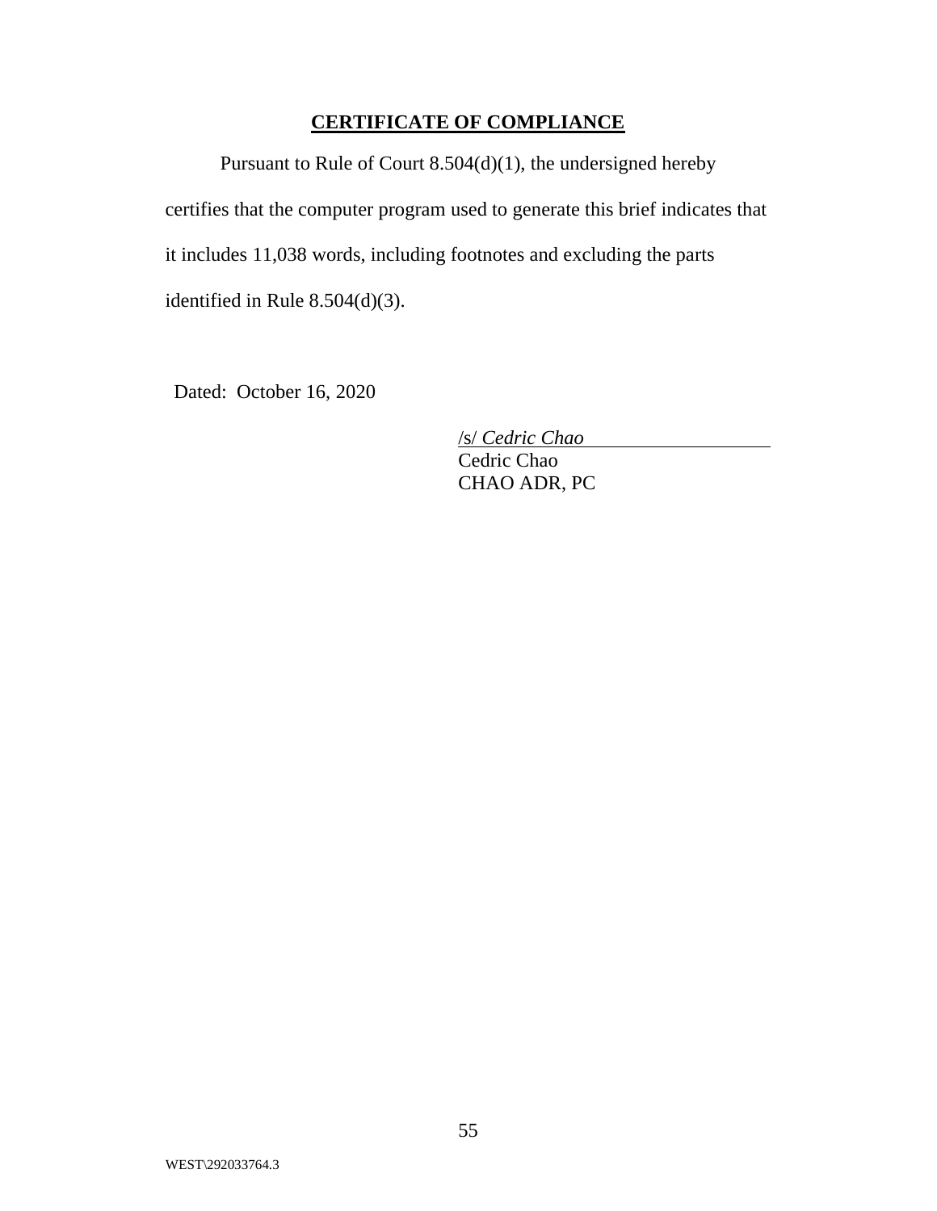## CERTIFICATE OF COMPLIANCE

Pursuant to Rule of Court 8.504(d)(1), the undersigned hereby certifies that the computer program used to generate this brief indicates that it includes 11,038 words, including footnotes and excluding the parts identified in Rule 8.504(d)(3).

Dated: October 16, 2020

/s/ *Cedric Chao*
Cedric Chao
CHAO ADR, PC

WEST\292033764.3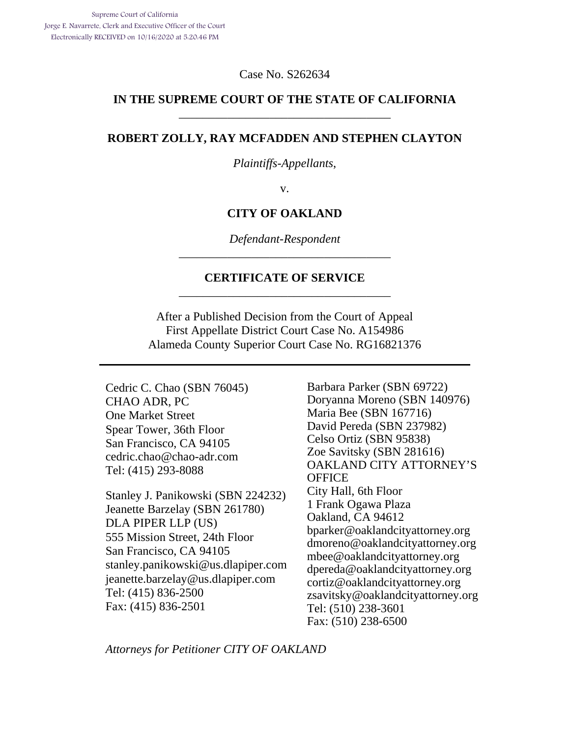Supreme Court of California
Jorge E. Navarrete, Clerk and Executive Officer of the Court
Electronically RECEIVED on 10/16/2020 at 5:20:46 PM

Case No. S262634

**IN THE SUPREME COURT OF THE STATE OF CALIFORNIA**

---

**ROBERT ZOLLY, RAY MCFADDEN AND STEPHEN CLAYTON**

*Plaintiffs-Appellants,*

v.

**CITY OF OAKLAND**

*Defendant-Respondent*

---

**CERTIFICATE OF SERVICE**

---

After a Published Decision from the Court of Appeal
First Appellate District Court Case No. A154986
Alameda County Superior Court Case No. RG16821376

---

Cedric C. Chao (SBN 76045)
CHAO ADR, PC
One Market Street
Spear Tower, 36th Floor
San Francisco, CA 94105
cedric.chao@chao-adr.com
Tel: (415) 293-8088

Stanley J. Panikowski (SBN 224232)
Jeanette Barzelay (SBN 261780)
DLA PIPER LLP (US)
555 Mission Street, 24th Floor
San Francisco, CA 94105
stanley.panikowski@us.dlapiper.com
jeanette.barzelay@us.dlapiper.com
Tel: (415) 836-2500
Fax: (415) 836-2501

Barbara Parker (SBN 69722)
Doryanna Moreno (SBN 140976)
Maria Bee (SBN 167716)
David Pereda (SBN 237982)
Celso Ortiz (SBN 95838)
Zoe Savitsky (SBN 281616)
OAKLAND CITY ATTORNEY'S OFFICE
City Hall, 6th Floor
1 Frank Ogawa Plaza
Oakland, CA 94612
bparker@oaklandcityattorney.org
dmoreno@oaklandcityattorney.org
mbee@oaklandcityattorney.org
dpereda@oaklandcityattorney.org
cortiz@oaklandcityattorney.org
zsavitsky@oaklandcityattorney.org
Tel: (510) 238-3601
Fax: (510) 238-6500

*Attorneys for Petitioner CITY OF OAKLAND*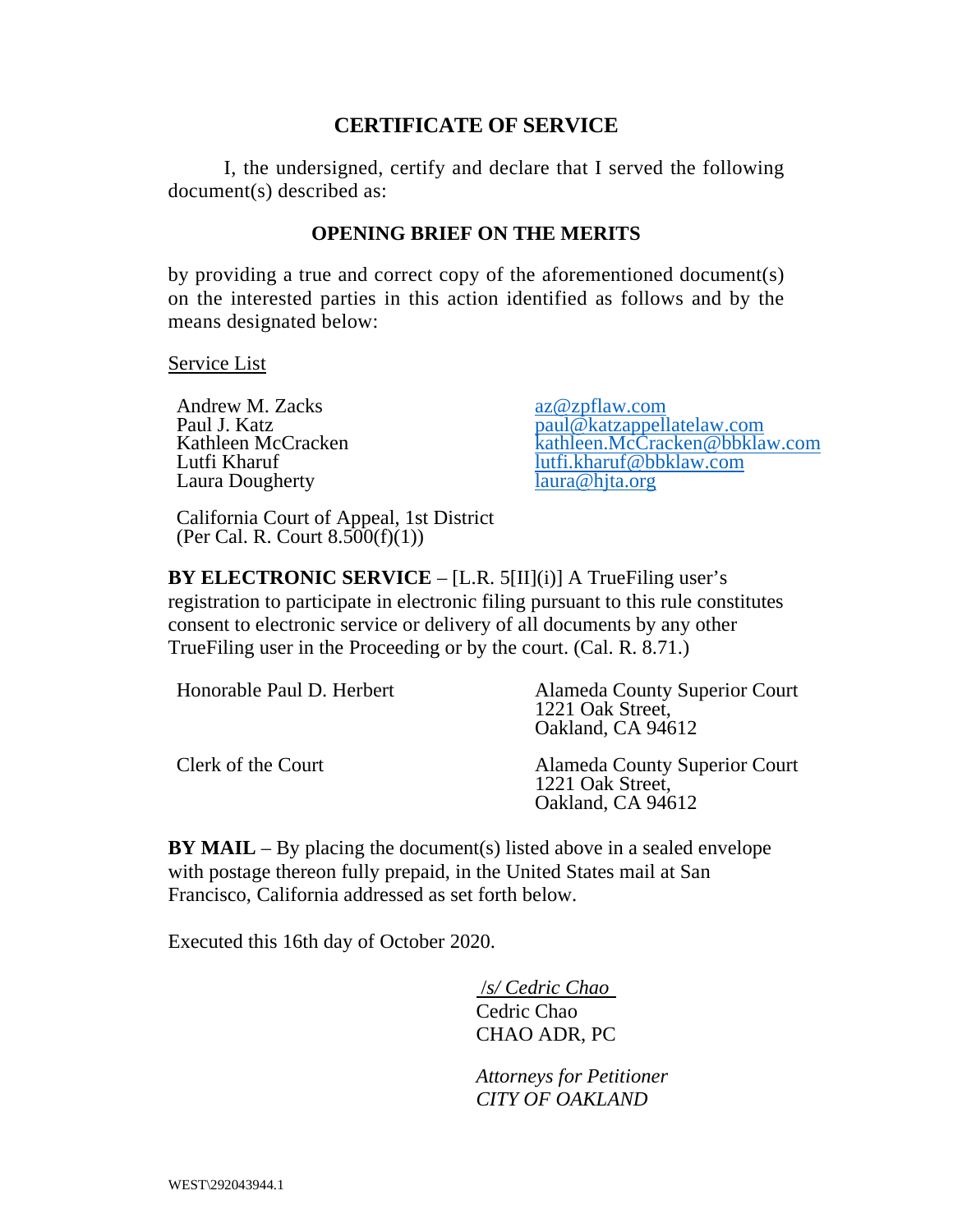## CERTIFICATE OF SERVICE

I, the undersigned, certify and declare that I served the following document(s) described as:

**OPENING BRIEF ON THE MERITS**

by providing a true and correct copy of the aforementioned document(s) on the interested parties in this action identified as follows and by the means designated below:

Service List

| | |
|---|---|
| Andrew M. Zacks | az@zpflaw.com |
| Paul J. Katz | paul@katzappellatelaw.com |
| Kathleen McCracken | kathleen.McCracken@bbklaw.com |
| Lutfi Kharuf | lutfi.kharuf@bbklaw.com |
| Laura Dougherty | laura@hjta.org |

California Court of Appeal, 1st District
(Per Cal. R. Court 8.500(f)(1))

**BY ELECTRONIC SERVICE** – [L.R. 5[II](i)] A TrueFiling user's registration to participate in electronic filing pursuant to this rule constitutes consent to electronic service or delivery of all documents by any other TrueFiling user in the Proceeding or by the court. (Cal. R. 8.71.)

| | |
|---|---|
| Honorable Paul D. Herbert | Alameda County Superior Court<br>1221 Oak Street,<br>Oakland, CA 94612 |
| Clerk of the Court | Alameda County Superior Court<br>1221 Oak Street,<br>Oakland, CA 94612 |

**BY MAIL** – By placing the document(s) listed above in a sealed envelope with postage thereon fully prepaid, in the United States mail at San Francisco, California addressed as set forth below.

Executed this 16th day of October 2020.

/s/ *Cedric Chao*
Cedric Chao
CHAO ADR, PC

*Attorneys for Petitioner*
*CITY OF OAKLAND*

WEST\292043944.1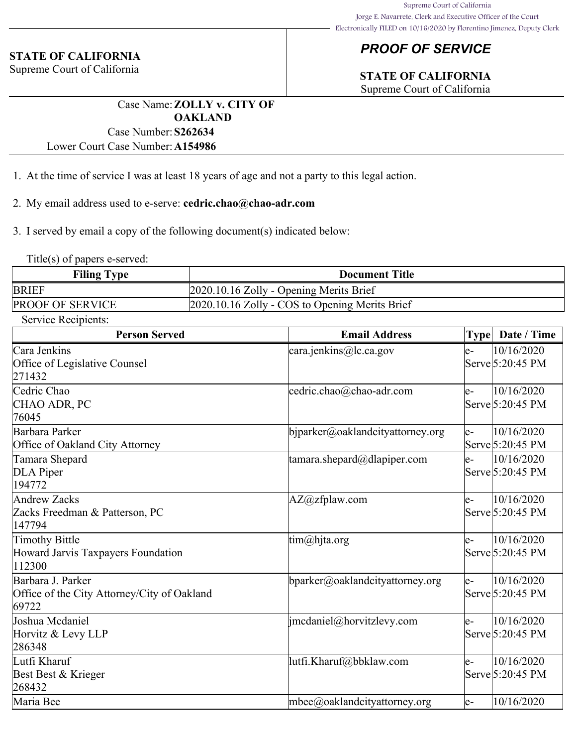Supreme Court of California
Jorge E. Navarrete, Clerk and Executive Officer of the Court
Electronically FILED on 10/16/2020 by Florentino Jimenez, Deputy Clerk

**STATE OF CALIFORNIA**
Supreme Court of California

## *PROOF OF SERVICE*

**STATE OF CALIFORNIA**
Supreme Court of California

Case Name: **ZOLLY v. CITY OF OAKLAND**
Case Number: **S262634**
Lower Court Case Number: **A154986**

1. At the time of service I was at least 18 years of age and not a party to this legal action.

2. My email address used to e-serve: **cedric.chao@chao-adr.com**

3. I served by email a copy of the following document(s) indicated below:

Title(s) of papers e-served:

| Filing Type | Document Title |
|---|---|
| BRIEF | 2020.10.16 Zolly - Opening Merits Brief |
| PROOF OF SERVICE | 2020.10.16 Zolly - COS to Opening Merits Brief |

Service Recipients:

| Person Served | Email Address | Type | Date / Time |
|---|---|---|---|
| Cara Jenkins<br>Office of Legislative Counsel<br>271432 | cara.jenkins@lc.ca.gov | e-Serve | 10/16/2020 5:20:45 PM |
| Cedric Chao<br>CHAO ADR, PC<br>76045 | cedric.chao@chao-adr.com | e-Serve | 10/16/2020 5:20:45 PM |
| Barbara Parker<br>Office of Oakland City Attorney | bjparker@oaklandcityattorney.org | e-Serve | 10/16/2020 5:20:45 PM |
| Tamara Shepard<br>DLA Piper<br>194772 | tamara.shepard@dlapiper.com | e-Serve | 10/16/2020 5:20:45 PM |
| Andrew Zacks<br>Zacks Freedman & Patterson, PC<br>147794 | AZ@zfplaw.com | e-Serve | 10/16/2020 5:20:45 PM |
| Timothy Bittle<br>Howard Jarvis Taxpayers Foundation<br>112300 | tim@hjta.org | e-Serve | 10/16/2020 5:20:45 PM |
| Barbara J. Parker<br>Office of the City Attorney/City of Oakland<br>69722 | bparker@oaklandcityattorney.org | e-Serve | 10/16/2020 5:20:45 PM |
| Joshua Mcdaniel<br>Horvitz & Levy LLP<br>286348 | jmcdaniel@horvitzlevy.com | e-Serve | 10/16/2020 5:20:45 PM |
| Lutfi Kharuf<br>Best Best & Krieger<br>268432 | lutfi.Kharuf@bbklaw.com | e-Serve | 10/16/2020 5:20:45 PM |
| Maria Bee | mbee@oaklandcityattorney.org | e- | 10/16/2020 |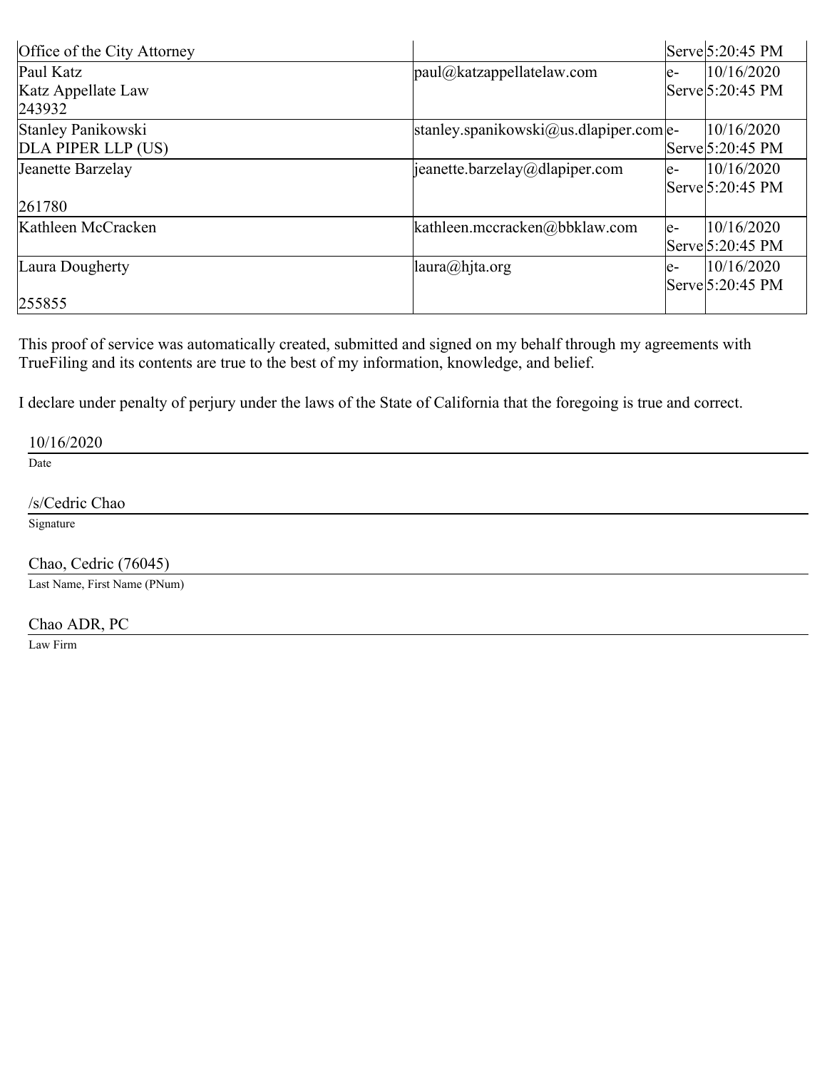| | | | |
|---|---|---|---|
| Office of the City Attorney | | e-Serve | 5:20:45 PM |
| Paul Katz<br>Katz Appellate Law<br>243932 | paul@katzappellatelaw.com | e-Serve | 10/16/2020<br>5:20:45 PM |
| Stanley Panikowski<br>DLA PIPER LLP (US) | stanley.spanikowski@us.dlapiper.com | e-Serve | 10/16/2020<br>5:20:45 PM |
| Jeanette Barzelay<br><br>261780 | jeanette.barzelay@dlapiper.com | e-Serve | 10/16/2020<br>5:20:45 PM |
| Kathleen McCracken | kathleen.mccracken@bbklaw.com | e-Serve | 10/16/2020<br>5:20:45 PM |
| Laura Dougherty<br><br>255855 | laura@hjta.org | e-Serve | 10/16/2020<br>5:20:45 PM |

This proof of service was automatically created, submitted and signed on my behalf through my agreements with TrueFiling and its contents are true to the best of my information, knowledge, and belief.

I declare under penalty of perjury under the laws of the State of California that the foregoing is true and correct.

10/16/2020

Date

/s/Cedric Chao

Signature

Chao, Cedric (76045)

Last Name, First Name (PNum)

Chao ADR, PC

Law Firm